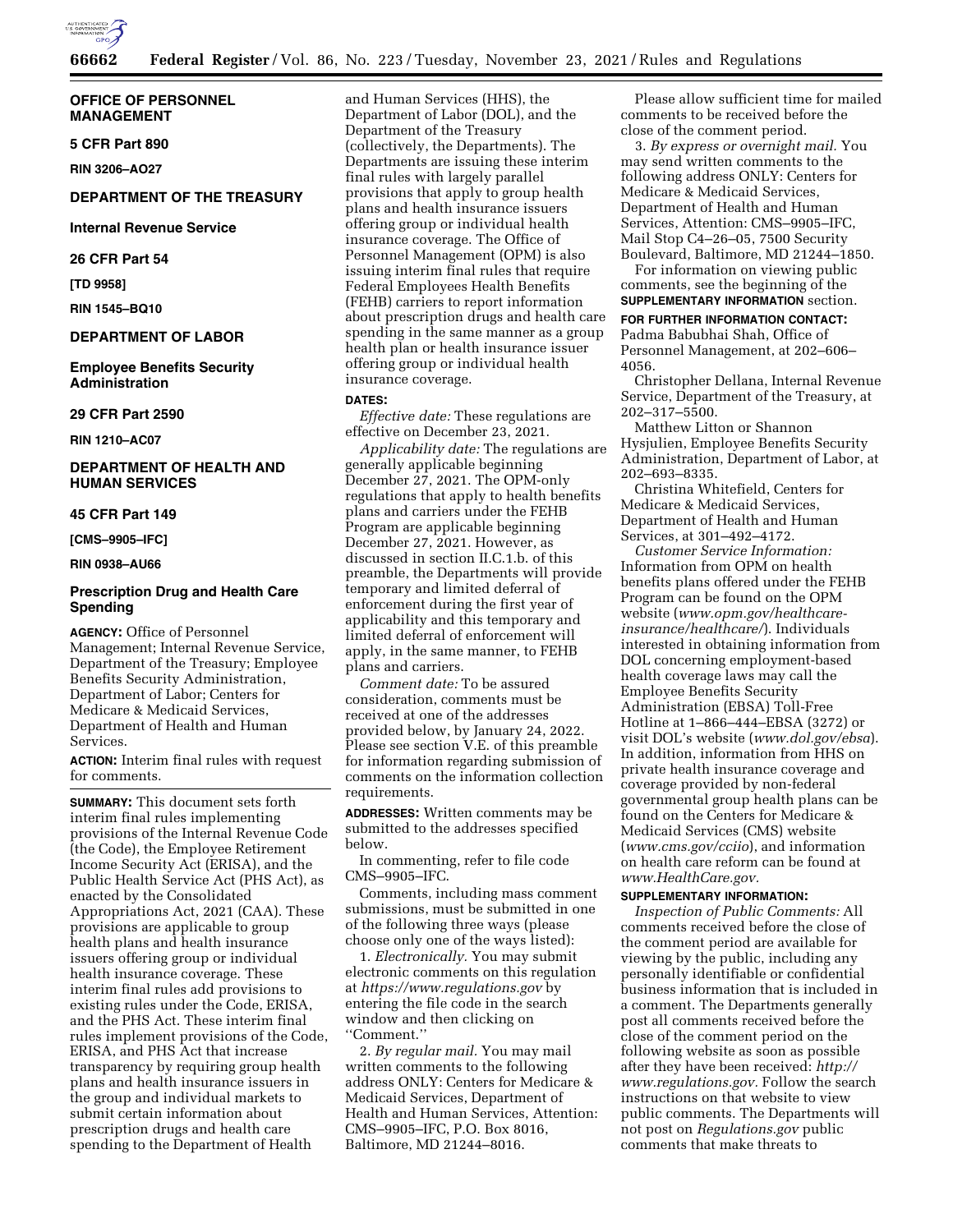**OFFICE OF PERSONNEL MANAGEMENT**

**5 CFR Part 890**

**RIN 3206–AO27**

**DEPARTMENT OF THE TREASURY**

**Internal Revenue Service**

**26 CFR Part 54**

**[TD 9958]**

**RIN 1545–BQ10**

**DEPARTMENT OF LABOR**

**Employee Benefits Security Administration**

**29 CFR Part 2590**

**RIN 1210–AC07**

**DEPARTMENT OF HEALTH AND HUMAN SERVICES**

**45 CFR Part 149**

**[CMS–9905–IFC]**

**RIN 0938–AU66**

# Prescription Drug and Health Care Spending

**AGENCY:** Office of Personnel Management; Internal Revenue Service, Department of the Treasury; Employee Benefits Security Administration, Department of Labor; Centers for Medicare & Medicaid Services, Department of Health and Human Services.

**ACTION:** Interim final rules with request for comments.

**SUMMARY:** This document sets forth interim final rules implementing provisions of the Internal Revenue Code (the Code), the Employee Retirement Income Security Act (ERISA), and the Public Health Service Act (PHS Act), as enacted by the Consolidated Appropriations Act, 2021 (CAA). These provisions are applicable to group health plans and health insurance issuers offering group or individual health insurance coverage. These interim final rules add provisions to existing rules under the Code, ERISA, and the PHS Act. These interim final rules implement provisions of the Code, ERISA, and PHS Act that increase transparency by requiring group health plans and health insurance issuers in the group and individual markets to submit certain information about prescription drugs and health care spending to the Department of Health and Human Services (HHS), the Department of Labor (DOL), and the Department of the Treasury (collectively, the Departments). The Departments are issuing these interim final rules with largely parallel provisions that apply to group health plans and health insurance issuers offering group or individual health insurance coverage. The Office of Personnel Management (OPM) is also issuing interim final rules that require Federal Employees Health Benefits (FEHB) carriers to report information about prescription drugs and health care spending in the same manner as a group health plan or health insurance issuer offering group or individual health insurance coverage.

**DATES:**

*Effective date:* These regulations are effective on December 23, 2021.

*Applicability date:* The regulations are generally applicable beginning December 27, 2021. The OPM-only regulations that apply to health benefits plans and carriers under the FEHB Program are applicable beginning December 27, 2021. However, as discussed in section II.C.1.b. of this preamble, the Departments will provide temporary and limited deferral of enforcement during the first year of applicability and this temporary and limited deferral of enforcement will apply, in the same manner, to FEHB plans and carriers.

*Comment date:* To be assured consideration, comments must be received at one of the addresses provided below, by January 24, 2022. Please see section V.E. of this preamble for information regarding submission of comments on the information collection requirements.

**ADDRESSES:** Written comments may be submitted to the addresses specified below.

In commenting, refer to file code CMS–9905–IFC.

Comments, including mass comment submissions, must be submitted in one of the following three ways (please choose only one of the ways listed):

1. *Electronically.* You may submit electronic comments on this regulation at *https://www.regulations.gov* by entering the file code in the search window and then clicking on ''Comment.''

2. *By regular mail.* You may mail written comments to the following address ONLY: Centers for Medicare & Medicaid Services, Department of Health and Human Services, Attention: CMS–9905–IFC, P.O. Box 8016, Baltimore, MD 21244–8016.

Please allow sufficient time for mailed comments to be received before the close of the comment period.

3. *By express or overnight mail.* You may send written comments to the following address ONLY: Centers for Medicare & Medicaid Services, Department of Health and Human Services, Attention: CMS–9905–IFC, Mail Stop C4–26–05, 7500 Security Boulevard, Baltimore, MD 21244–1850.

For information on viewing public comments, see the beginning of the **SUPPLEMENTARY INFORMATION** section.

**FOR FURTHER INFORMATION CONTACT:** Padma Babubhai Shah, Office of Personnel Management, at 202–606–4056.

Christopher Dellana, Internal Revenue Service, Department of the Treasury, at 202–317–5500.

Matthew Litton or Shannon Hysjulien, Employee Benefits Security Administration, Department of Labor, at 202–693–8335.

Christina Whitefield, Centers for Medicare & Medicaid Services, Department of Health and Human Services, at 301–492–4172.

*Customer Service Information:* Information from OPM on health benefits plans offered under the FEHB Program can be found on the OPM website (*www.opm.gov/healthcare-insurance/healthcare/*). Individuals interested in obtaining information from DOL concerning employment-based health coverage laws may call the Employee Benefits Security Administration (EBSA) Toll-Free Hotline at 1–866–444–EBSA (3272) or visit DOL's website (*www.dol.gov/ebsa*). In addition, information from HHS on private health insurance coverage and coverage provided by non-federal governmental group health plans can be found on the Centers for Medicare & Medicaid Services (CMS) website (*www.cms.gov/cciio*), and information on health care reform can be found at *www.HealthCare.gov.*

**SUPPLEMENTARY INFORMATION:**

*Inspection of Public Comments:* All comments received before the close of the comment period are available for viewing by the public, including any personally identifiable or confidential business information that is included in a comment. The Departments generally post all comments received before the close of the comment period on the following website as soon as possible after they have been received: *http://www.regulations.gov.* Follow the search instructions on that website to view public comments. The Departments will not post on *Regulations.gov* public comments that make threats to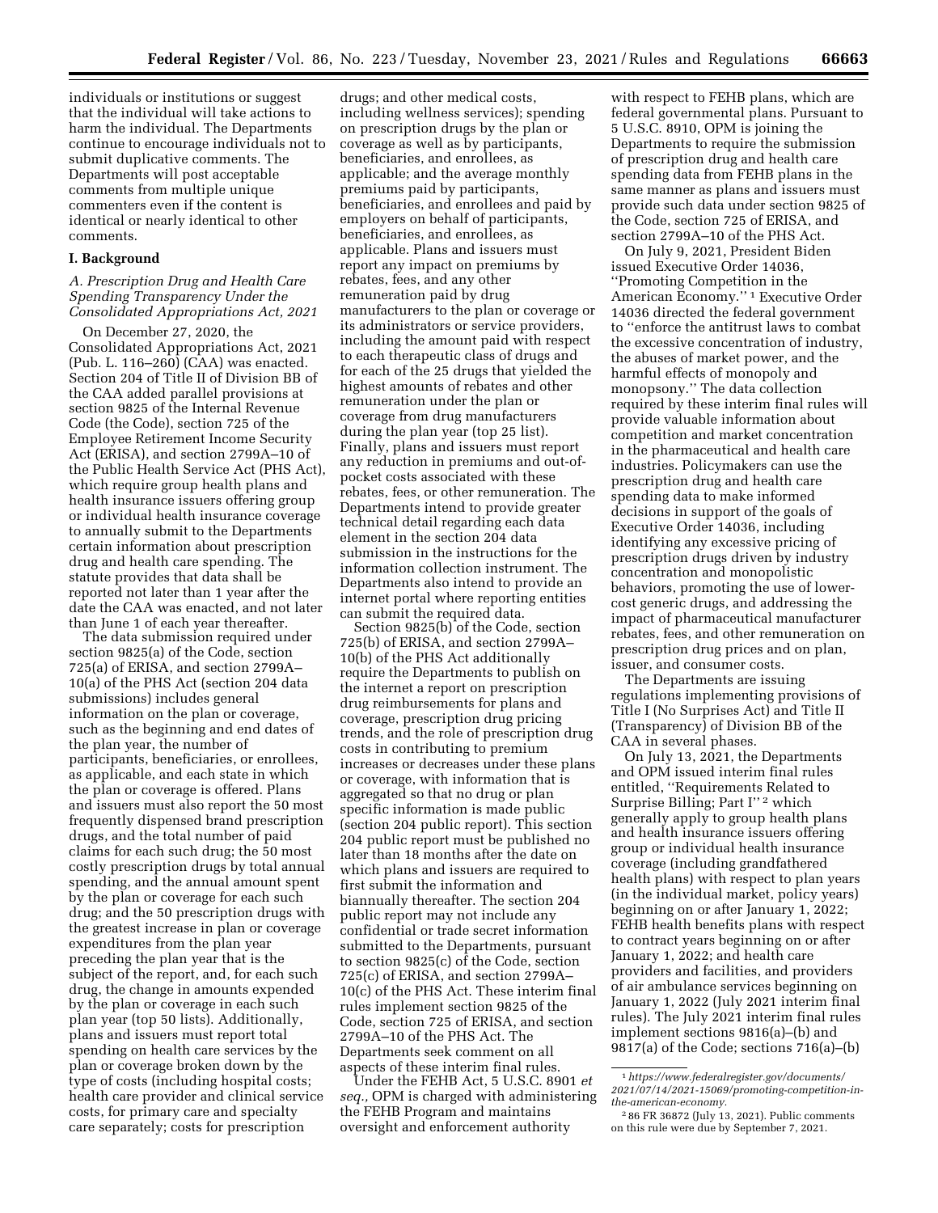individuals or institutions or suggest that the individual will take actions to harm the individual. The Departments continue to encourage individuals not to submit duplicative comments. The Departments will post acceptable comments from multiple unique commenters even if the content is identical or nearly identical to other comments.

## I. Background

### A. Prescription Drug and Health Care Spending Transparency Under the Consolidated Appropriations Act, 2021

On December 27, 2020, the Consolidated Appropriations Act, 2021 (Pub. L. 116–260) (CAA) was enacted. Section 204 of Title II of Division BB of the CAA added parallel provisions at section 9825 of the Internal Revenue Code (the Code), section 725 of the Employee Retirement Income Security Act (ERISA), and section 2799A–10 of the Public Health Service Act (PHS Act), which require group health plans and health insurance issuers offering group or individual health insurance coverage to annually submit to the Departments certain information about prescription drug and health care spending. The statute provides that data shall be reported not later than 1 year after the date the CAA was enacted, and not later than June 1 of each year thereafter.

The data submission required under section 9825(a) of the Code, section 725(a) of ERISA, and section 2799A–10(a) of the PHS Act (section 204 data submissions) includes general information on the plan or coverage, such as the beginning and end dates of the plan year, the number of participants, beneficiaries, or enrollees, as applicable, and each state in which the plan or coverage is offered. Plans and issuers must also report the 50 most frequently dispensed brand prescription drugs, and the total number of paid claims for each such drug; the 50 most costly prescription drugs by total annual spending, and the annual amount spent by the plan or coverage for each such drug; and the 50 prescription drugs with the greatest increase in plan or coverage expenditures from the plan year preceding the plan year that is the subject of the report, and, for each such drug, the change in amounts expended by the plan or coverage in each such plan year (top 50 lists). Additionally, plans and issuers must report total spending on health care services by the plan or coverage broken down by the type of costs (including hospital costs; health care provider and clinical service costs, for primary care and specialty care separately; costs for prescription drugs; and other medical costs, including wellness services); spending on prescription drugs by the plan or coverage as well as by participants, beneficiaries, and enrollees, as applicable; and the average monthly premiums paid by participants, beneficiaries, and enrollees and paid by employers on behalf of participants, beneficiaries, and enrollees, as applicable. Plans and issuers must report any impact on premiums by rebates, fees, and any other remuneration paid by drug manufacturers to the plan or coverage or its administrators or service providers, including the amount paid with respect to each therapeutic class of drugs and for each of the 25 drugs that yielded the highest amounts of rebates and other remuneration under the plan or coverage from drug manufacturers during the plan year (top 25 list). Finally, plans and issuers must report any reduction in premiums and out-of-pocket costs associated with these rebates, fees, or other remuneration. The Departments intend to provide greater technical detail regarding each data element in the section 204 data submission in the instructions for the information collection instrument. The Departments also intend to provide an internet portal where reporting entities can submit the required data.

Section 9825(b) of the Code, section 725(b) of ERISA, and section 2799A–10(b) of the PHS Act additionally require the Departments to publish on the internet a report on prescription drug reimbursements for plans and coverage, prescription drug pricing trends, and the role of prescription drug costs in contributing to premium increases or decreases under these plans or coverage, with information that is aggregated so that no drug or plan specific information is made public (section 204 public report). This section 204 public report must be published no later than 18 months after the date on which plans and issuers are required to first submit the information and biannually thereafter. The section 204 public report may not include any confidential or trade secret information submitted to the Departments, pursuant to section 9825(c) of the Code, section 725(c) of ERISA, and section 2799A–10(c) of the PHS Act. These interim final rules implement section 9825 of the Code, section 725 of ERISA, and section 2799A–10 of the PHS Act. The Departments seek comment on all aspects of these interim final rules.

Under the FEHB Act, 5 U.S.C. 8901 *et seq.,* OPM is charged with administering the FEHB Program and maintains oversight and enforcement authority with respect to FEHB plans, which are federal governmental plans. Pursuant to 5 U.S.C. 8910, OPM is joining the Departments to require the submission of prescription drug and health care spending data from FEHB plans in the same manner as plans and issuers must provide such data under section 9825 of the Code, section 725 of ERISA, and section 2799A–10 of the PHS Act.

On July 9, 2021, President Biden issued Executive Order 14036, "Promoting Competition in the American Economy."[1] Executive Order 14036 directed the federal government to "enforce the antitrust laws to combat the excessive concentration of industry, the abuses of market power, and the harmful effects of monopoly and monopsony." The data collection required by these interim final rules will provide valuable information about competition and market concentration in the pharmaceutical and health care industries. Policymakers can use the prescription drug and health care spending data to make informed decisions in support of the goals of Executive Order 14036, including identifying any excessive pricing of prescription drugs driven by industry concentration and monopolistic behaviors, promoting the use of lower-cost generic drugs, and addressing the impact of pharmaceutical manufacturer rebates, fees, and other remuneration on prescription drug prices and on plan, issuer, and consumer costs.

The Departments are issuing regulations implementing provisions of Title I (No Surprises Act) and Title II (Transparency) of Division BB of the CAA in several phases.

On July 13, 2021, the Departments and OPM issued interim final rules entitled, "Requirements Related to Surprise Billing; Part I"[2] which generally apply to group health plans and health insurance issuers offering group or individual health insurance coverage (including grandfathered health plans) with respect to plan years (in the individual market, policy years) beginning on or after January 1, 2022; FEHB health benefits plans with respect to contract years beginning on or after January 1, 2022; and health care providers and facilities, and providers of air ambulance services beginning on January 1, 2022 (July 2021 interim final rules). The July 2021 interim final rules implement sections 9816(a)–(b) and 9817(a) of the Code; sections 716(a)–(b)

[1] *https://www.federalregister.gov/documents/2021/07/14/2021-15069/promoting-competition-in-the-american-economy.*

[2] 86 FR 36872 (July 13, 2021). Public comments on this rule were due by September 7, 2021.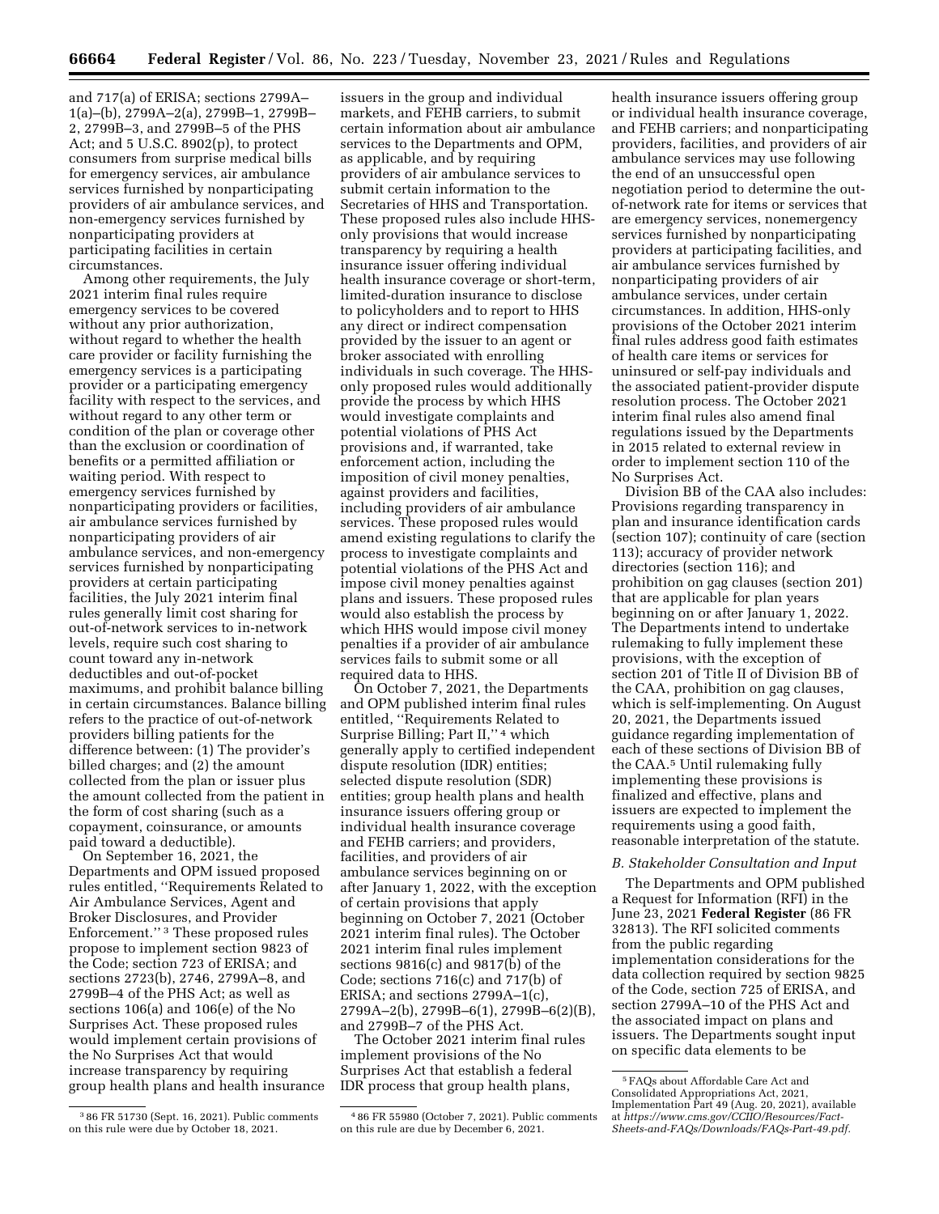and 717(a) of ERISA; sections 2799A–1(a)–(b), 2799A–2(a), 2799B–1, 2799B–2, 2799B–3, and 2799B–5 of the PHS Act; and 5 U.S.C. 8902(p), to protect consumers from surprise medical bills for emergency services, air ambulance services furnished by nonparticipating providers of air ambulance services, and non-emergency services furnished by nonparticipating providers at participating facilities in certain circumstances.

Among other requirements, the July 2021 interim final rules require emergency services to be covered without any prior authorization, without regard to whether the health care provider or facility furnishing the emergency services is a participating provider or a participating emergency facility with respect to the services, and without regard to any other term or condition of the plan or coverage other than the exclusion or coordination of benefits or a permitted affiliation or waiting period. With respect to emergency services furnished by nonparticipating providers or facilities, air ambulance services furnished by nonparticipating providers of air ambulance services, and non-emergency services furnished by nonparticipating providers at certain participating facilities, the July 2021 interim final rules generally limit cost sharing for out-of-network services to in-network levels, require such cost sharing to count toward any in-network deductibles and out-of-pocket maximums, and prohibit balance billing in certain circumstances. Balance billing refers to the practice of out-of-network providers billing patients for the difference between: (1) The provider's billed charges; and (2) the amount collected from the plan or issuer plus the amount collected from the patient in the form of cost sharing (such as a copayment, coinsurance, or amounts paid toward a deductible).

On September 16, 2021, the Departments and OPM issued proposed rules entitled, "Requirements Related to Air Ambulance Services, Agent and Broker Disclosures, and Provider Enforcement." [3] These proposed rules propose to implement section 9823 of the Code; section 723 of ERISA; and sections 2723(b), 2746, 2799A–8, and 2799B–4 of the PHS Act; as well as sections 106(a) and 106(e) of the No Surprises Act. These proposed rules would implement certain provisions of the No Surprises Act that would increase transparency by requiring group health plans and health insurance issuers in the group and individual markets, and FEHB carriers, to submit certain information about air ambulance services to the Departments and OPM, as applicable, and by requiring providers of air ambulance services to submit certain information to the Secretaries of HHS and Transportation. These proposed rules also include HHS-only provisions that would increase transparency by requiring a health insurance issuer offering individual health insurance coverage or short-term, limited-duration insurance to disclose to policyholders and to report to HHS any direct or indirect compensation provided by the issuer to an agent or broker associated with enrolling individuals in such coverage. The HHS-only proposed rules would additionally provide the process by which HHS would investigate complaints and potential violations of PHS Act provisions and, if warranted, take enforcement action, including the imposition of civil money penalties, against providers and facilities, including providers of air ambulance services. These proposed rules would amend existing regulations to clarify the process to investigate complaints and potential violations of the PHS Act and impose civil money penalties against plans and issuers. These proposed rules would also establish the process by which HHS would impose civil money penalties if a provider of air ambulance services fails to submit some or all required data to HHS.

On October 7, 2021, the Departments and OPM published interim final rules entitled, "Requirements Related to Surprise Billing; Part II," [4] which generally apply to certified independent dispute resolution (IDR) entities; selected dispute resolution (SDR) entities; group health plans and health insurance issuers offering group or individual health insurance coverage and FEHB carriers; and providers, facilities, and providers of air ambulance services beginning on or after January 1, 2022, with the exception of certain provisions that apply beginning on October 7, 2021 (October 2021 interim final rules). The October 2021 interim final rules implement sections 9816(c) and 9817(b) of the Code; sections 716(c) and 717(b) of ERISA; and sections 2799A–1(c), 2799A–2(b), 2799B–6(1), 2799B–6(2)(B), and 2799B–7 of the PHS Act.

The October 2021 interim final rules implement provisions of the No Surprises Act that establish a federal IDR process that group health plans, health insurance issuers offering group or individual health insurance coverage, and FEHB carriers; and nonparticipating providers, facilities, and providers of air ambulance services may use following the end of an unsuccessful open negotiation period to determine the out-of-network rate for items or services that are emergency services, nonemergency services furnished by nonparticipating providers at participating facilities, and air ambulance services furnished by nonparticipating providers of air ambulance services, under certain circumstances. In addition, HHS-only provisions of the October 2021 interim final rules address good faith estimates of health care items or services for uninsured or self-pay individuals and the associated patient-provider dispute resolution process. The October 2021 interim final rules also amend final regulations issued by the Departments in 2015 related to external review in order to implement section 110 of the No Surprises Act.

Division BB of the CAA also includes: Provisions regarding transparency in plan and insurance identification cards (section 107); continuity of care (section 113); accuracy of provider network directories (section 116); and prohibition on gag clauses (section 201) that are applicable for plan years beginning on or after January 1, 2022. The Departments intend to undertake rulemaking to fully implement these provisions, with the exception of section 201 of Title II of Division BB of the CAA, prohibition on gag clauses, which is self-implementing. On August 20, 2021, the Departments issued guidance regarding implementation of each of these sections of Division BB of the CAA.[5] Until rulemaking fully implementing these provisions is finalized and effective, plans and issuers are expected to implement the requirements using a good faith, reasonable interpretation of the statute.

### *B. Stakeholder Consultation and Input*

The Departments and OPM published a Request for Information (RFI) in the June 23, 2021 **Federal Register** (86 FR 32813). The RFI solicited comments from the public regarding implementation considerations for the data collection required by section 9825 of the Code, section 725 of ERISA, and section 2799A–10 of the PHS Act and the associated impact on plans and issuers. The Departments sought input on specific data elements to be

---

[3] 86 FR 51730 (Sept. 16, 2021). Public comments on this rule were due by October 18, 2021.

[4] 86 FR 55980 (October 7, 2021). Public comments on this rule are due by December 6, 2021.

[5] FAQs about Affordable Care Act and Consolidated Appropriations Act, 2021, Implementation Part 49 (Aug. 20, 2021), available at *https://www.cms.gov/CCIIO/Resources/Fact-Sheets-and-FAQs/Downloads/FAQs-Part-49.pdf.*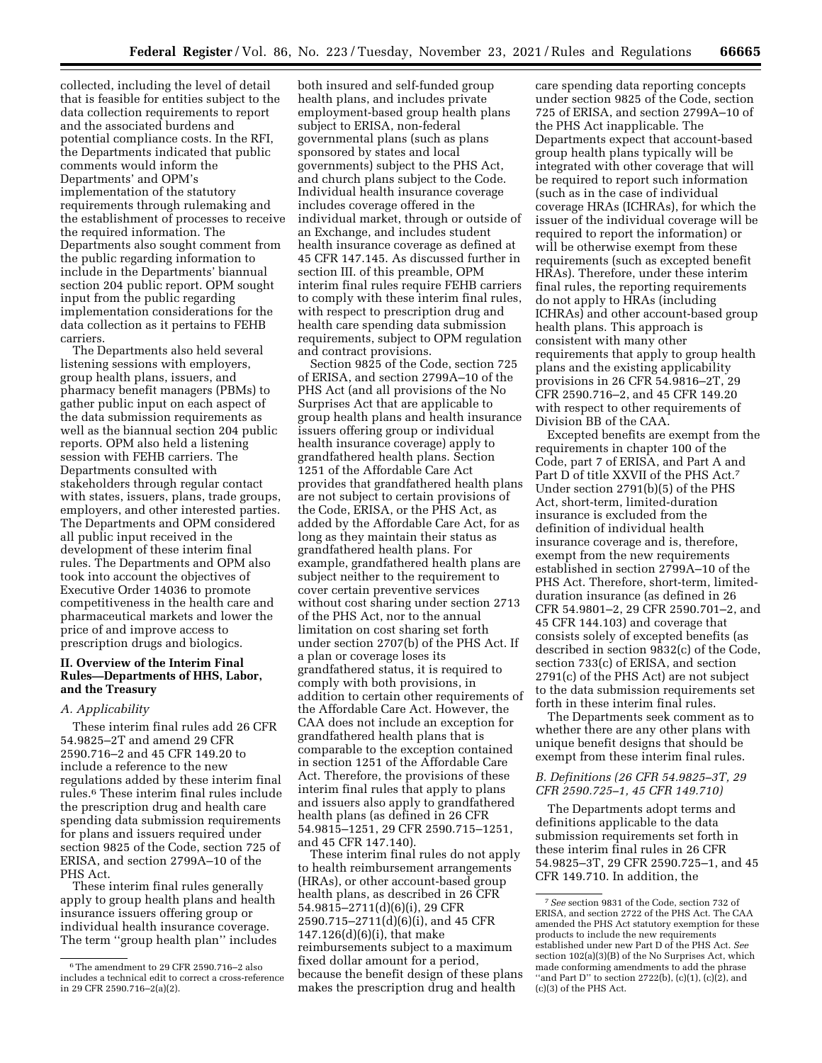collected, including the level of detail that is feasible for entities subject to the data collection requirements to report and the associated burdens and potential compliance costs. In the RFI, the Departments indicated that public comments would inform the Departments' and OPM's implementation of the statutory requirements through rulemaking and the establishment of processes to receive the required information. The Departments also sought comment from the public regarding information to include in the Departments' biannual section 204 public report. OPM sought input from the public regarding implementation considerations for the data collection as it pertains to FEHB carriers.

The Departments also held several listening sessions with employers, group health plans, issuers, and pharmacy benefit managers (PBMs) to gather public input on each aspect of the data submission requirements as well as the biannual section 204 public reports. OPM also held a listening session with FEHB carriers. The Departments consulted with stakeholders through regular contact with states, issuers, plans, trade groups, employers, and other interested parties. The Departments and OPM considered all public input received in the development of these interim final rules. The Departments and OPM also took into account the objectives of Executive Order 14036 to promote competitiveness in the health care and pharmaceutical markets and lower the price of and improve access to prescription drugs and biologics.

## II. Overview of the Interim Final Rules—Departments of HHS, Labor, and the Treasury

### A. Applicability

These interim final rules add 26 CFR 54.9825–2T and amend 29 CFR 2590.716–2 and 45 CFR 149.20 to include a reference to the new regulations added by these interim final rules.[6] These interim final rules include the prescription drug and health care spending data submission requirements for plans and issuers required under section 9825 of the Code, section 725 of ERISA, and section 2799A–10 of the PHS Act.

These interim final rules generally apply to group health plans and health insurance issuers offering group or individual health insurance coverage. The term ''group health plan'' includes both insured and self-funded group health plans, and includes private employment-based group health plans subject to ERISA, non-federal governmental plans (such as plans sponsored by states and local governments) subject to the PHS Act, and church plans subject to the Code. Individual health insurance coverage includes coverage offered in the individual market, through or outside of an Exchange, and includes student health insurance coverage as defined at 45 CFR 147.145. As discussed further in section III. of this preamble, OPM interim final rules require FEHB carriers to comply with these interim final rules, with respect to prescription drug and health care spending data submission requirements, subject to OPM regulation and contract provisions.

Section 9825 of the Code, section 725 of ERISA, and section 2799A–10 of the PHS Act (and all provisions of the No Surprises Act that are applicable to group health plans and health insurance issuers offering group or individual health insurance coverage) apply to grandfathered health plans. Section 1251 of the Affordable Care Act provides that grandfathered health plans are not subject to certain provisions of the Code, ERISA, or the PHS Act, as added by the Affordable Care Act, for as long as they maintain their status as grandfathered health plans. For example, grandfathered health plans are subject neither to the requirement to cover certain preventive services without cost sharing under section 2713 of the PHS Act, nor to the annual limitation on cost sharing set forth under section 2707(b) of the PHS Act. If a plan or coverage loses its grandfathered status, it is required to comply with both provisions, in addition to certain other requirements of the Affordable Care Act. However, the CAA does not include an exception for grandfathered health plans that is comparable to the exception contained in section 1251 of the Affordable Care Act. Therefore, the provisions of these interim final rules that apply to plans and issuers also apply to grandfathered health plans (as defined in 26 CFR 54.9815–1251, 29 CFR 2590.715–1251, and 45 CFR 147.140).

These interim final rules do not apply to health reimbursement arrangements (HRAs), or other account-based group health plans, as described in 26 CFR 54.9815–2711(d)(6)(i), 29 CFR 2590.715–2711(d)(6)(i), and 45 CFR 147.126(d)(6)(i), that make reimbursements subject to a maximum fixed dollar amount for a period, because the benefit design of these plans makes the prescription drug and health care spending data reporting concepts under section 9825 of the Code, section 725 of ERISA, and section 2799A–10 of the PHS Act inapplicable. The Departments expect that account-based group health plans typically will be integrated with other coverage that will be required to report such information (such as in the case of individual coverage HRAs (ICHRAs), for which the issuer of the individual coverage will be required to report the information) or will be otherwise exempt from these requirements (such as excepted benefit HRAs). Therefore, under these interim final rules, the reporting requirements do not apply to HRAs (including ICHRAs) and other account-based group health plans. This approach is consistent with many other requirements that apply to group health plans and the existing applicability provisions in 26 CFR 54.9816–2T, 29 CFR 2590.716–2, and 45 CFR 149.20 with respect to other requirements of Division BB of the CAA.

Excepted benefits are exempt from the requirements in chapter 100 of the Code, part 7 of ERISA, and Part A and Part D of title XXVII of the PHS Act.[7] Under section 2791(b)(5) of the PHS Act, short-term, limited-duration insurance is excluded from the definition of individual health insurance coverage and is, therefore, exempt from the new requirements established in section 2799A–10 of the PHS Act. Therefore, short-term, limited-duration insurance (as defined in 26 CFR 54.9801–2, 29 CFR 2590.701–2, and 45 CFR 144.103) and coverage that consists solely of excepted benefits (as described in section 9832(c) of the Code, section 733(c) of ERISA, and section 2791(c) of the PHS Act) are not subject to the data submission requirements set forth in these interim final rules.

The Departments seek comment as to whether there are any other plans with unique benefit designs that should be exempt from these interim final rules.

### B. Definitions (26 CFR 54.9825–3T, 29 CFR 2590.725–1, 45 CFR 149.710)

The Departments adopt terms and definitions applicable to the data submission requirements set forth in these interim final rules in 26 CFR 54.9825–3T, 29 CFR 2590.725–1, and 45 CFR 149.710. In addition, the

---

[6] The amendment to 29 CFR 2590.716–2 also includes a technical edit to correct a cross-reference in 29 CFR 2590.716–2(a)(2).

[7] *See* section 9831 of the Code, section 732 of ERISA, and section 2722 of the PHS Act. The CAA amended the PHS Act statutory exemption for these products to include the new requirements established under new Part D of the PHS Act. *See* section 102(a)(3)(B) of the No Surprises Act, which made conforming amendments to add the phrase ''and Part D'' to section 2722(b), (c)(1), (c)(2), and (c)(3) of the PHS Act.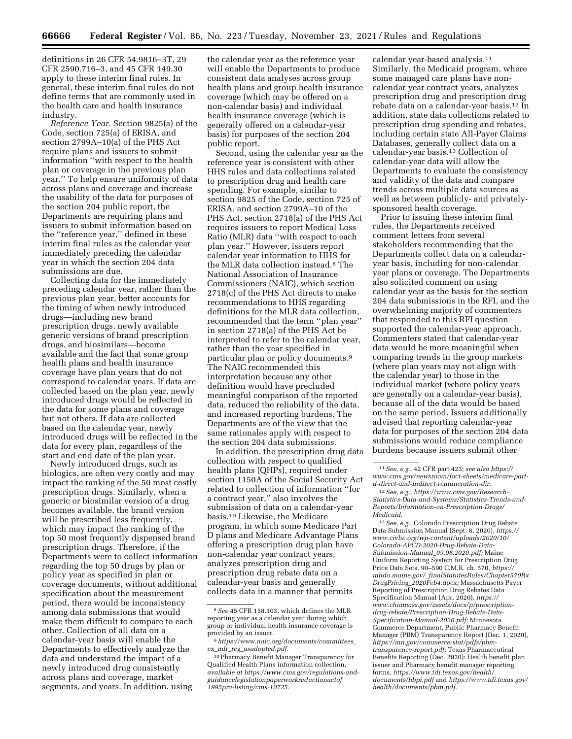definitions in 26 CFR 54.9816–3T, 29 CFR 2590.716–3, and 45 CFR 149.30 apply to these interim final rules. In general, these interim final rules do not define terms that are commonly used in the health care and health insurance industry.

*Reference Year.* Section 9825(a) of the Code, section 725(a) of ERISA, and section 2799A–10(a) of the PHS Act require plans and issuers to submit information ''with respect to the health plan or coverage in the previous plan year.'' To help ensure uniformity of data across plans and coverage and increase the usability of the data for purposes of the section 204 public report, the Departments are requiring plans and issuers to submit information based on the ''reference year,'' defined in these interim final rules as the calendar year immediately preceding the calendar year in which the section 204 data submissions are due.

Collecting data for the immediately preceding calendar year, rather than the previous plan year, better accounts for the timing of when newly introduced drugs—including new brand prescription drugs, newly available generic versions of brand prescription drugs, and biosimilars—become available and the fact that some group health plans and health insurance coverage have plan years that do not correspond to calendar years. If data are collected based on the plan year, newly introduced drugs would be reflected in the data for some plans and coverage but not others. If data are collected based on the calendar year, newly introduced drugs will be reflected in the data for every plan, regardless of the start and end date of the plan year.

Newly introduced drugs, such as biologics, are often very costly and may impact the ranking of the 50 most costly prescription drugs. Similarly, when a generic or biosimilar version of a drug becomes available, the brand version will be prescribed less frequently, which may impact the ranking of the top 50 most frequently dispensed brand prescription drugs. Therefore, if the Departments were to collect information regarding the top 50 drugs by plan or policy year as specified in plan or coverage documents, without additional specification about the measurement period, there would be inconsistency among data submissions that would make them difficult to compare to each other. Collection of all data on a calendar-year basis will enable the Departments to effectively analyze the data and understand the impact of a newly introduced drug consistently across plans and coverage, market segments, and years. In addition, using the calendar year as the reference year will enable the Departments to produce consistent data analyses across group health plans and group health insurance coverage (which may be offered on a non-calendar basis) and individual health insurance coverage (which is generally offered on a calendar-year basis) for purposes of the section 204 public report.

Second, using the calendar year as the reference year is consistent with other HHS rules and data collections related to prescription drug and health care spending. For example, similar to section 9825 of the Code, section 725 of ERISA, and section 2799A–10 of the PHS Act, section 2718(a) of the PHS Act requires issuers to report Medical Loss Ratio (MLR) data ''with respect to each plan year.'' However, issuers report calendar year information to HHS for the MLR data collection instead.[8] The National Association of Insurance Commissioners (NAIC), which section 2718(c) of the PHS Act directs to make recommendations to HHS regarding definitions for the MLR data collection, recommended that the term ''plan year'' in section 2718(a) of the PHS Act be interpreted to refer to the calendar year, rather than the year specified in particular plan or policy documents.[9] The NAIC recommended this interpretation because any other definition would have precluded meaningful comparison of the reported data, reduced the reliability of the data, and increased reporting burdens. The Departments are of the view that the same rationales apply with respect to the section 204 data submissions.

In addition, the prescription drug data collection with respect to qualified health plans (QHPs), required under section 1150A of the Social Security Act related to collection of information ''for a contract year,'' also involves the submission of data on a calendar-year basis.[10] Likewise, the Medicare program, in which some Medicare Part D plans and Medicare Advantage Plans offering a prescription drug plan have non-calendar year contract years, analyzes prescription drug and prescription drug rebate data on a calendar-year basis and generally collects data in a manner that permits calendar year-based analysis.[11] Similarly, the Medicaid program, where some managed care plans have non-calendar year contract years, analyzes prescription drug and prescription drug rebate data on a calendar-year basis.[12] In addition, state data collections related to prescription drug spending and rebates, including certain state All-Payer Claims Databases, generally collect data on a calendar-year basis.[13] Collection of calendar-year data will allow the Departments to evaluate the consistency and validity of the data and compare trends across multiple data sources as well as between publicly- and privately-sponsored health coverage.

Prior to issuing these interim final rules, the Departments received comment letters from several stakeholders recommending that the Departments collect data on a calendar-year basis, including for non-calendar year plans or coverage. The Departments also solicited comment on using calendar year as the basis for the section 204 data submissions in the RFI, and the overwhelming majority of commenters that responded to this RFI question supported the calendar-year approach. Commenters stated that calendar-year data would be more meaningful when comparing trends in the group markets (where plan years may not align with the calendar year) to those in the individual market (where policy years are generally on a calendar-year basis), because all of the data would be based on the same period. Issuers additionally advised that reporting calendar-year data for purposes of the section 204 data submissions would reduce compliance burdens because issuers submit other

---

[8] *See* 45 CFR 158.103, which defines the MLR reporting year as a calendar year during which group or individual health insurance coverage is provided by an issuer.

[9] *https://www.naic.org/documents/committees_ex_mlr_reg_asadopted.pdf.*

[10] Pharmacy Benefit Manager Transparency for Qualified Health Plans information collection, *available at https://www.cms.gov/regulations-and-guidancelegislationpaperworkreductionactof1995pra-listing/cms-10725.*

[11] *See, e.g.,* 42 CFR part 423; *see also https://www.cms.gov/newsroom/fact-sheets/medicare-part-d-direct-and-indirect-remuneration-dir.*

[12] *See, e.g., https://www.cms.gov/Research-Statistics-Data-and-Systems/Statistics-Trends-and-Reports/Information-on-Prescription-Drugs/Medicaid.*

[13] *See, e.g.,* Colorado Prescription Drug Rebate Data Submission Manual (Sept. 8, 2020), *https://www.civhc.org/wp-content/uploads/2020/10/Colorado-APCD-2020-Drug-Rebate-Data-Submission-Manual_09.08.2020.pdf;* Maine Uniform Reporting System for Prescription Drug Price Data Sets, 90–590 C.M.R. ch. 570, *https://mhdo.maine.gov/_finalStatutesRules/Chapter570RxDrugPricing_2020Feb4.docx;* Massachusetts Payer Reporting of Prescription Drug Rebates Data Specification Manual (Apr. 2020), *https://www.chiamass.gov/assets/docs/p/prescription-drug-rebate/Prescription-Drug-Rebate-Data-Specification-Manual-2020.pdf;* Minnesota Commerce Department, Public Pharmacy Benefit Manager (PBM) Transparency Report (Dec. 1, 2020), *https://mn.gov/commerce-stat/pdfs/pbm-transparency-report.pdf;* Texas Pharmaceutical Benefits Reporting (Dec. 2020): Health benefit plan issuer and Pharmacy benefit manager reporting forms, *https://www.tdi.texas.gov/health/documents/hbpi.pdf* and *https://www.tdi.texas.gov/health/documents/pbm.pdf.*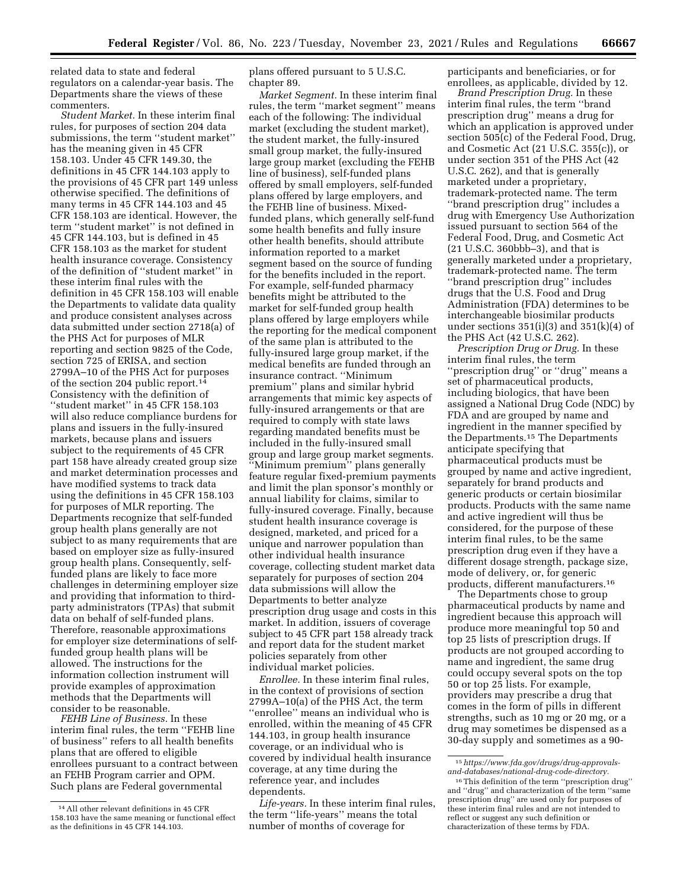related data to state and federal regulators on a calendar-year basis. The Departments share the views of these commenters.

*Student Market.* In these interim final rules, for purposes of section 204 data submissions, the term ''student market'' has the meaning given in 45 CFR 158.103. Under 45 CFR 149.30, the definitions in 45 CFR 144.103 apply to the provisions of 45 CFR part 149 unless otherwise specified. The definitions of many terms in 45 CFR 144.103 and 45 CFR 158.103 are identical. However, the term ''student market'' is not defined in 45 CFR 144.103, but is defined in 45 CFR 158.103 as the market for student health insurance coverage. Consistency of the definition of ''student market'' in these interim final rules with the definition in 45 CFR 158.103 will enable the Departments to validate data quality and produce consistent analyses across data submitted under section 2718(a) of the PHS Act for purposes of MLR reporting and section 9825 of the Code, section 725 of ERISA, and section 2799A–10 of the PHS Act for purposes of the section 204 public report.[14] Consistency with the definition of ''student market'' in 45 CFR 158.103 will also reduce compliance burdens for plans and issuers in the fully-insured markets, because plans and issuers subject to the requirements of 45 CFR part 158 have already created group size and market determination processes and have modified systems to track data using the definitions in 45 CFR 158.103 for purposes of MLR reporting. The Departments recognize that self-funded group health plans generally are not subject to as many requirements that are based on employer size as fully-insured group health plans. Consequently, self-funded plans are likely to face more challenges in determining employer size and providing that information to third-party administrators (TPAs) that submit data on behalf of self-funded plans. Therefore, reasonable approximations for employer size determinations of self-funded group health plans will be allowed. The instructions for the information collection instrument will provide examples of approximation methods that the Departments will consider to be reasonable.

*FEHB Line of Business.* In these interim final rules, the term ''FEHB line of business'' refers to all health benefits plans that are offered to eligible enrollees pursuant to a contract between an FEHB Program carrier and OPM. Such plans are Federal governmental plans offered pursuant to 5 U.S.C. chapter 89.

*Market Segment.* In these interim final rules, the term ''market segment'' means each of the following: The individual market (excluding the student market), the student market, the fully-insured small group market, the fully-insured large group market (excluding the FEHB line of business), self-funded plans offered by small employers, self-funded plans offered by large employers, and the FEHB line of business. Mixed-funded plans, which generally self-fund some health benefits and fully insure other health benefits, should attribute information reported to a market segment based on the source of funding for the benefits included in the report. For example, self-funded pharmacy benefits might be attributed to the market for self-funded group health plans offered by large employers while the reporting for the medical component of the same plan is attributed to the fully-insured large group market, if the medical benefits are funded through an insurance contract. ''Minimum premium'' plans and similar hybrid arrangements that mimic key aspects of fully-insured arrangements or that are required to comply with state laws regarding mandated benefits must be included in the fully-insured small group and large group market segments. ''Minimum premium'' plans generally feature regular fixed-premium payments and limit the plan sponsor's monthly or annual liability for claims, similar to fully-insured coverage. Finally, because student health insurance coverage is designed, marketed, and priced for a unique and narrower population than other individual health insurance coverage, collecting student market data separately for purposes of section 204 data submissions will allow the Departments to better analyze prescription drug usage and costs in this market. In addition, issuers of coverage subject to 45 CFR part 158 already track and report data for the student market policies separately from other individual market policies.

*Enrollee.* In these interim final rules, in the context of provisions of section 2799A–10(a) of the PHS Act, the term ''enrollee'' means an individual who is enrolled, within the meaning of 45 CFR 144.103, in group health insurance coverage, or an individual who is covered by individual health insurance coverage, at any time during the reference year, and includes dependents.

*Life-years.* In these interim final rules, the term ''life-years'' means the total number of months of coverage for participants and beneficiaries, or for enrollees, as applicable, divided by 12.

*Brand Prescription Drug.* In these interim final rules, the term ''brand prescription drug'' means a drug for which an application is approved under section 505(c) of the Federal Food, Drug, and Cosmetic Act (21 U.S.C. 355(c)), or under section 351 of the PHS Act (42 U.S.C. 262), and that is generally marketed under a proprietary, trademark-protected name. The term ''brand prescription drug'' includes a drug with Emergency Use Authorization issued pursuant to section 564 of the Federal Food, Drug, and Cosmetic Act (21 U.S.C. 360bbb–3), and that is generally marketed under a proprietary, trademark-protected name. The term ''brand prescription drug'' includes drugs that the U.S. Food and Drug Administration (FDA) determines to be interchangeable biosimilar products under sections 351(i)(3) and 351(k)(4) of the PHS Act (42 U.S.C. 262).

*Prescription Drug or Drug.* In these interim final rules, the term ''prescription drug'' or ''drug'' means a set of pharmaceutical products, including biologics, that have been assigned a National Drug Code (NDC) by FDA and are grouped by name and ingredient in the manner specified by the Departments.[15] The Departments anticipate specifying that pharmaceutical products must be grouped by name and active ingredient, separately for brand products and generic products or certain biosimilar products. Products with the same name and active ingredient will thus be considered, for the purpose of these interim final rules, to be the same prescription drug even if they have a different dosage strength, package size, mode of delivery, or, for generic products, different manufacturers.[16]

The Departments chose to group pharmaceutical products by name and ingredient because this approach will produce more meaningful top 50 and top 25 lists of prescription drugs. If products are not grouped according to name and ingredient, the same drug could occupy several spots on the top 50 or top 25 lists. For example, providers may prescribe a drug that comes in the form of pills in different strengths, such as 10 mg or 20 mg, or a drug may sometimes be dispensed as a 30-day supply and sometimes as a 90-

---

[14] All other relevant definitions in 45 CFR 158.103 have the same meaning or functional effect as the definitions in 45 CFR 144.103.

[15] *https://www.fda.gov/drugs/drug-approvals-and-databases/national-drug-code-directory.*

[16] This definition of the term ''prescription drug'' and ''drug'' and characterization of the term ''same prescription drug'' are used only for purposes of these interim final rules and are not intended to reflect or suggest any such definition or characterization of these terms by FDA.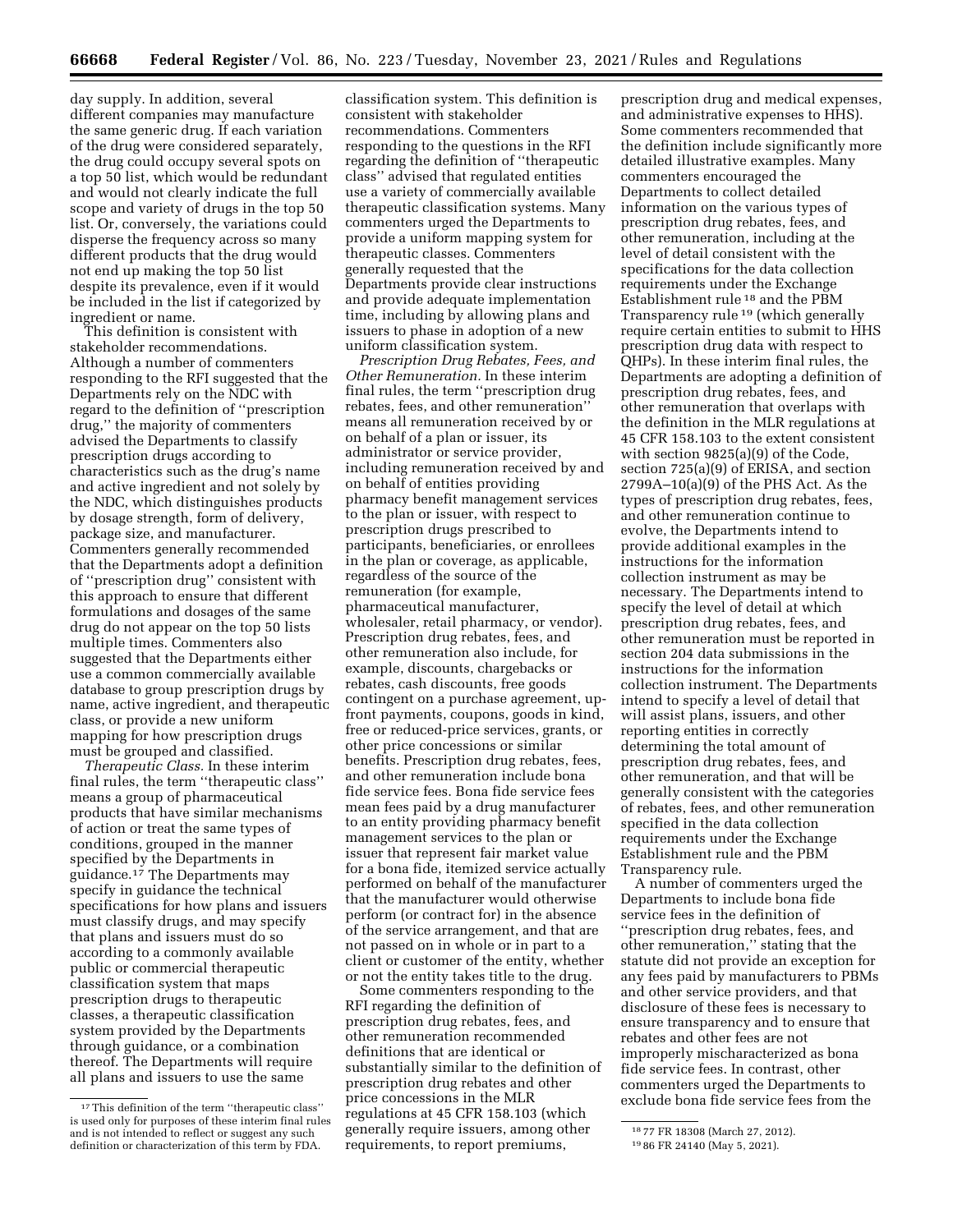day supply. In addition, several different companies may manufacture the same generic drug. If each variation of the drug were considered separately, the drug could occupy several spots on a top 50 list, which would be redundant and would not clearly indicate the full scope and variety of drugs in the top 50 list. Or, conversely, the variations could disperse the frequency across so many different products that the drug would not end up making the top 50 list despite its prevalence, even if it would be included in the list if categorized by ingredient or name.

This definition is consistent with stakeholder recommendations. Although a number of commenters responding to the RFI suggested that the Departments rely on the NDC with regard to the definition of ''prescription drug,'' the majority of commenters advised the Departments to classify prescription drugs according to characteristics such as the drug's name and active ingredient and not solely by the NDC, which distinguishes products by dosage strength, form of delivery, package size, and manufacturer. Commenters generally recommended that the Departments adopt a definition of ''prescription drug'' consistent with this approach to ensure that different formulations and dosages of the same drug do not appear on the top 50 lists multiple times. Commenters also suggested that the Departments either use a common commercially available database to group prescription drugs by name, active ingredient, and therapeutic class, or provide a new uniform mapping for how prescription drugs must be grouped and classified.

*Therapeutic Class.* In these interim final rules, the term ''therapeutic class'' means a group of pharmaceutical products that have similar mechanisms of action or treat the same types of conditions, grouped in the manner specified by the Departments in guidance.[17] The Departments may specify in guidance the technical specifications for how plans and issuers must classify drugs, and may specify that plans and issuers must do so according to a commonly available public or commercial therapeutic classification system that maps prescription drugs to therapeutic classes, a therapeutic classification system provided by the Departments through guidance, or a combination thereof. The Departments will require all plans and issuers to use the same classification system. This definition is consistent with stakeholder recommendations. Commenters responding to the questions in the RFI regarding the definition of ''therapeutic class'' advised that regulated entities use a variety of commercially available therapeutic classification systems. Many commenters urged the Departments to provide a uniform mapping system for therapeutic classes. Commenters generally requested that the Departments provide clear instructions and provide adequate implementation time, including by allowing plans and issuers to phase in adoption of a new uniform classification system.

*Prescription Drug Rebates, Fees, and Other Remuneration.* In these interim final rules, the term ''prescription drug rebates, fees, and other remuneration'' means all remuneration received by or on behalf of a plan or issuer, its administrator or service provider, including remuneration received by and on behalf of entities providing pharmacy benefit management services to the plan or issuer, with respect to prescription drugs prescribed to participants, beneficiaries, or enrollees in the plan or coverage, as applicable, regardless of the source of the remuneration (for example, pharmaceutical manufacturer, wholesaler, retail pharmacy, or vendor). Prescription drug rebates, fees, and other remuneration also include, for example, discounts, chargebacks or rebates, cash discounts, free goods contingent on a purchase agreement, up-front payments, coupons, goods in kind, free or reduced-price services, grants, or other price concessions or similar benefits. Prescription drug rebates, fees, and other remuneration include bona fide service fees. Bona fide service fees mean fees paid by a drug manufacturer to an entity providing pharmacy benefit management services to the plan or issuer that represent fair market value for a bona fide, itemized service actually performed on behalf of the manufacturer that the manufacturer would otherwise perform (or contract for) in the absence of the service arrangement, and that are not passed on in whole or in part to a client or customer of the entity, whether or not the entity takes title to the drug.

Some commenters responding to the RFI regarding the definition of prescription drug rebates, fees, and other remuneration recommended definitions that are identical or substantially similar to the definition of prescription drug rebates and other price concessions in the MLR regulations at 45 CFR 158.103 (which generally require issuers, among other requirements, to report premiums, prescription drug and medical expenses, and administrative expenses to HHS). Some commenters recommended that the definition include significantly more detailed illustrative examples. Many commenters encouraged the Departments to collect detailed information on the various types of prescription drug rebates, fees, and other remuneration, including at the level of detail consistent with the specifications for the data collection requirements under the Exchange Establishment rule[18] and the PBM Transparency rule[19] (which generally require certain entities to submit to HHS prescription drug data with respect to QHPs). In these interim final rules, the Departments are adopting a definition of prescription drug rebates, fees, and other remuneration that overlaps with the definition in the MLR regulations at 45 CFR 158.103 to the extent consistent with section 9825(a)(9) of the Code, section 725(a)(9) of ERISA, and section 2799A–10(a)(9) of the PHS Act. As the types of prescription drug rebates, fees, and other remuneration continue to evolve, the Departments intend to provide additional examples in the instructions for the information collection instrument as may be necessary. The Departments intend to specify the level of detail at which prescription drug rebates, fees, and other remuneration must be reported in section 204 data submissions in the instructions for the information collection instrument. The Departments intend to specify a level of detail that will assist plans, issuers, and other reporting entities in correctly determining the total amount of prescription drug rebates, fees, and other remuneration, and that will be generally consistent with the categories of rebates, fees, and other remuneration specified in the data collection requirements under the Exchange Establishment rule and the PBM Transparency rule.

A number of commenters urged the Departments to include bona fide service fees in the definition of ''prescription drug rebates, fees, and other remuneration,'' stating that the statute did not provide an exception for any fees paid by manufacturers to PBMs and other service providers, and that disclosure of these fees is necessary to ensure transparency and to ensure that rebates and other fees are not improperly mischaracterized as bona fide service fees. In contrast, other commenters urged the Departments to exclude bona fide service fees from the

---

[17] This definition of the term ''therapeutic class'' is used only for purposes of these interim final rules and is not intended to reflect or suggest any such definition or characterization of this term by FDA.

[18] 77 FR 18308 (March 27, 2012).

[19] 86 FR 24140 (May 5, 2021).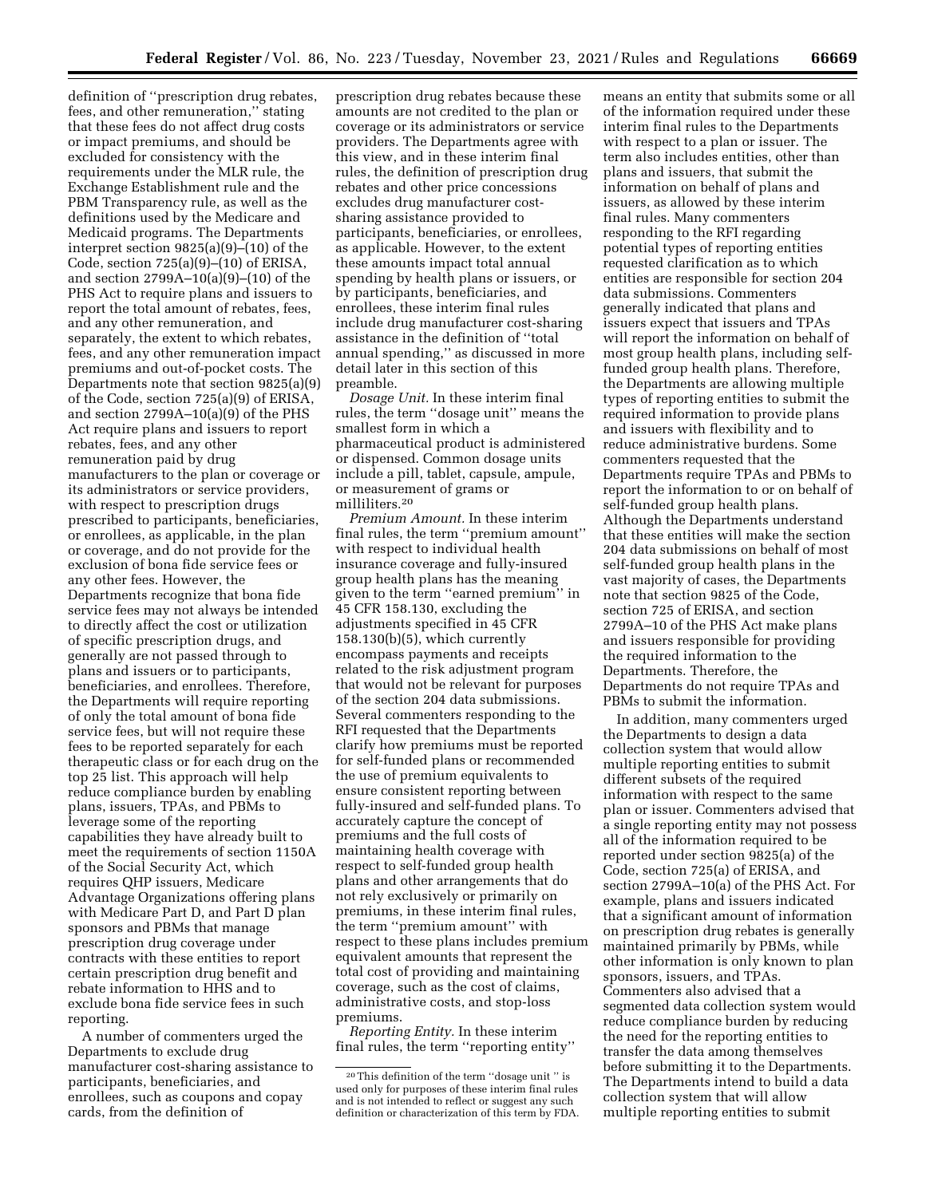definition of ''prescription drug rebates, fees, and other remuneration,'' stating that these fees do not affect drug costs or impact premiums, and should be excluded for consistency with the requirements under the MLR rule, the Exchange Establishment rule and the PBM Transparency rule, as well as the definitions used by the Medicare and Medicaid programs. The Departments interpret section 9825(a)(9)–(10) of the Code, section 725(a)(9)–(10) of ERISA, and section 2799A–10(a)(9)–(10) of the PHS Act to require plans and issuers to report the total amount of rebates, fees, and any other remuneration, and separately, the extent to which rebates, fees, and any other remuneration impact premiums and out-of-pocket costs. The Departments note that section 9825(a)(9) of the Code, section 725(a)(9) of ERISA, and section 2799A–10(a)(9) of the PHS Act require plans and issuers to report rebates, fees, and any other remuneration paid by drug manufacturers to the plan or coverage or its administrators or service providers, with respect to prescription drugs prescribed to participants, beneficiaries, or enrollees, as applicable, in the plan or coverage, and do not provide for the exclusion of bona fide service fees or any other fees. However, the Departments recognize that bona fide service fees may not always be intended to directly affect the cost or utilization of specific prescription drugs, and generally are not passed through to plans and issuers or to participants, beneficiaries, and enrollees. Therefore, the Departments will require reporting of only the total amount of bona fide service fees, but will not require these fees to be reported separately for each therapeutic class or for each drug on the top 25 list. This approach will help reduce compliance burden by enabling plans, issuers, TPAs, and PBMs to leverage some of the reporting capabilities they have already built to meet the requirements of section 1150A of the Social Security Act, which requires QHP issuers, Medicare Advantage Organizations offering plans with Medicare Part D, and Part D plan sponsors and PBMs that manage prescription drug coverage under contracts with these entities to report certain prescription drug benefit and rebate information to HHS and to exclude bona fide service fees in such reporting.

A number of commenters urged the Departments to exclude drug manufacturer cost-sharing assistance to participants, beneficiaries, and enrollees, such as coupons and copay cards, from the definition of prescription drug rebates because these amounts are not credited to the plan or coverage or its administrators or service providers. The Departments agree with this view, and in these interim final rules, the definition of prescription drug rebates and other price concessions excludes drug manufacturer cost-sharing assistance provided to participants, beneficiaries, or enrollees, as applicable. However, to the extent these amounts impact total annual spending by health plans or issuers, or by participants, beneficiaries, and enrollees, these interim final rules include drug manufacturer cost-sharing assistance in the definition of ''total annual spending,'' as discussed in more detail later in this section of this preamble.

*Dosage Unit.* In these interim final rules, the term ''dosage unit'' means the smallest form in which a pharmaceutical product is administered or dispensed. Common dosage units include a pill, tablet, capsule, ampule, or measurement of grams or milliliters.[20]

*Premium Amount.* In these interim final rules, the term ''premium amount'' with respect to individual health insurance coverage and fully-insured group health plans has the meaning given to the term ''earned premium'' in 45 CFR 158.130, excluding the adjustments specified in 45 CFR 158.130(b)(5), which currently encompass payments and receipts related to the risk adjustment program that would not be relevant for purposes of the section 204 data submissions. Several commenters responding to the RFI requested that the Departments clarify how premiums must be reported for self-funded plans or recommended the use of premium equivalents to ensure consistent reporting between fully-insured and self-funded plans. To accurately capture the concept of premiums and the full costs of maintaining health coverage with respect to self-funded group health plans and other arrangements that do not rely exclusively or primarily on premiums, in these interim final rules, the term ''premium amount'' with respect to these plans includes premium equivalent amounts that represent the total cost of providing and maintaining coverage, such as the cost of claims, administrative costs, and stop-loss premiums.

*Reporting Entity.* In these interim final rules, the term ''reporting entity'' means an entity that submits some or all of the information required under these interim final rules to the Departments with respect to a plan or issuer. The term also includes entities, other than plans and issuers, that submit the information on behalf of plans and issuers, as allowed by these interim final rules. Many commenters responding to the RFI regarding potential types of reporting entities requested clarification as to which entities are responsible for section 204 data submissions. Commenters generally indicated that plans and issuers expect that issuers and TPAs will report the information on behalf of most group health plans, including self-funded group health plans. Therefore, the Departments are allowing multiple types of reporting entities to submit the required information to provide plans and issuers with flexibility and to reduce administrative burdens. Some commenters requested that the Departments require TPAs and PBMs to report the information to or on behalf of self-funded group health plans. Although the Departments understand that these entities will make the section 204 data submissions on behalf of most self-funded group health plans in the vast majority of cases, the Departments note that section 9825 of the Code, section 725 of ERISA, and section 2799A–10 of the PHS Act make plans and issuers responsible for providing the required information to the Departments. Therefore, the Departments do not require TPAs and PBMs to submit the information.

In addition, many commenters urged the Departments to design a data collection system that would allow multiple reporting entities to submit different subsets of the required information with respect to the same plan or issuer. Commenters advised that a single reporting entity may not possess all of the information required to be reported under section 9825(a) of the Code, section 725(a) of ERISA, and section 2799A–10(a) of the PHS Act. For example, plans and issuers indicated that a significant amount of information on prescription drug rebates is generally maintained primarily by PBMs, while other information is only known to plan sponsors, issuers, and TPAs. Commenters also advised that a segmented data collection system would reduce compliance burden by reducing the need for the reporting entities to transfer the data among themselves before submitting it to the Departments. The Departments intend to build a data collection system that will allow multiple reporting entities to submit

[20] This definition of the term ''dosage unit'' is used only for purposes of these interim final rules and is not intended to reflect or suggest any such definition or characterization of this term by FDA.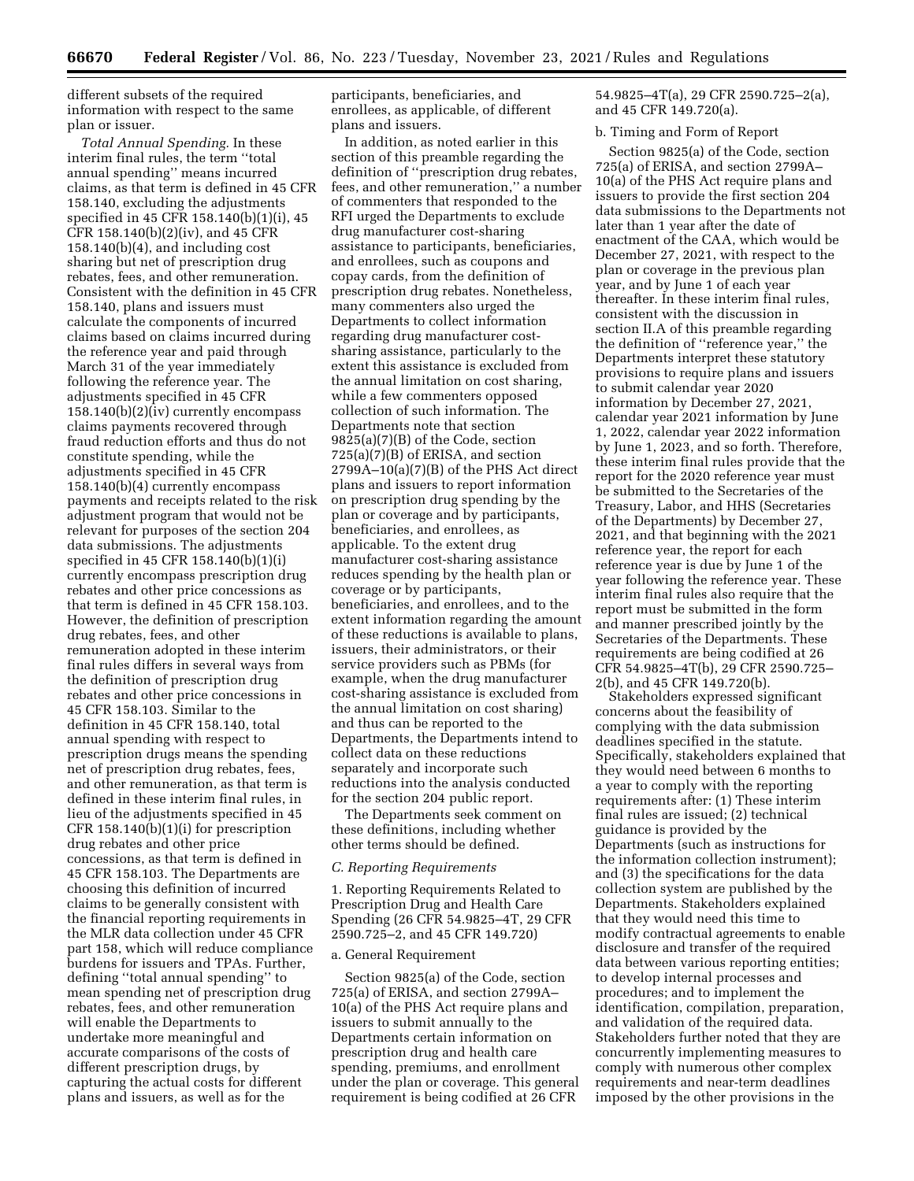different subsets of the required information with respect to the same plan or issuer.

*Total Annual Spending.* In these interim final rules, the term ''total annual spending'' means incurred claims, as that term is defined in 45 CFR 158.140, excluding the adjustments specified in 45 CFR 158.140(b)(1)(i), 45 CFR 158.140(b)(2)(iv), and 45 CFR 158.140(b)(4), and including cost sharing but net of prescription drug rebates, fees, and other remuneration. Consistent with the definition in 45 CFR 158.140, plans and issuers must calculate the components of incurred claims based on claims incurred during the reference year and paid through March 31 of the year immediately following the reference year. The adjustments specified in 45 CFR 158.140(b)(2)(iv) currently encompass claims payments recovered through fraud reduction efforts and thus do not constitute spending, while the adjustments specified in 45 CFR 158.140(b)(4) currently encompass payments and receipts related to the risk adjustment program that would not be relevant for purposes of the section 204 data submissions. The adjustments specified in 45 CFR 158.140(b)(1)(i) currently encompass prescription drug rebates and other price concessions as that term is defined in 45 CFR 158.103. However, the definition of prescription drug rebates, fees, and other remuneration adopted in these interim final rules differs in several ways from the definition of prescription drug rebates and other price concessions in 45 CFR 158.103. Similar to the definition in 45 CFR 158.140, total annual spending with respect to prescription drugs means the spending net of prescription drug rebates, fees, and other remuneration, as that term is defined in these interim final rules, in lieu of the adjustments specified in 45 CFR 158.140(b)(1)(i) for prescription drug rebates and other price concessions, as that term is defined in 45 CFR 158.103. The Departments are choosing this definition of incurred claims to be generally consistent with the financial reporting requirements in the MLR data collection under 45 CFR part 158, which will reduce compliance burdens for issuers and TPAs. Further, defining ''total annual spending'' to mean spending net of prescription drug rebates, fees, and other remuneration will enable the Departments to undertake more meaningful and accurate comparisons of the costs of different prescription drugs, by capturing the actual costs for different plans and issuers, as well as for the participants, beneficiaries, and enrollees, as applicable, of different plans and issuers.

In addition, as noted earlier in this section of this preamble regarding the definition of ''prescription drug rebates, fees, and other remuneration,'' a number of commenters that responded to the RFI urged the Departments to exclude drug manufacturer cost-sharing assistance to participants, beneficiaries, and enrollees, such as coupons and copay cards, from the definition of prescription drug rebates. Nonetheless, many commenters also urged the Departments to collect information regarding drug manufacturer cost-sharing assistance, particularly to the extent this assistance is excluded from the annual limitation on cost sharing, while a few commenters opposed collection of such information. The Departments note that section 9825(a)(7)(B) of the Code, section 725(a)(7)(B) of ERISA, and section 2799A–10(a)(7)(B) of the PHS Act direct plans and issuers to report information on prescription drug spending by the plan or coverage and by participants, beneficiaries, and enrollees, as applicable. To the extent drug manufacturer cost-sharing assistance reduces spending by the health plan or coverage or by participants, beneficiaries, and enrollees, and to the extent information regarding the amount of these reductions is available to plans, issuers, their administrators, or their service providers such as PBMs (for example, when the drug manufacturer cost-sharing assistance is excluded from the annual limitation on cost sharing) and thus can be reported to the Departments, the Departments intend to collect data on these reductions separately and incorporate such reductions into the analysis conducted for the section 204 public report.

The Departments seek comment on these definitions, including whether other terms should be defined.

### *C. Reporting Requirements*

1. Reporting Requirements Related to Prescription Drug and Health Care Spending (26 CFR 54.9825–4T, 29 CFR 2590.725–2, and 45 CFR 149.720)

a. General Requirement

Section 9825(a) of the Code, section 725(a) of ERISA, and section 2799A–10(a) of the PHS Act require plans and issuers to submit annually to the Departments certain information on prescription drug and health care spending, premiums, and enrollment under the plan or coverage. This general requirement is being codified at 26 CFR 54.9825–4T(a), 29 CFR 2590.725–2(a), and 45 CFR 149.720(a).

b. Timing and Form of Report

Section 9825(a) of the Code, section 725(a) of ERISA, and section 2799A–10(a) of the PHS Act require plans and issuers to provide the first section 204 data submissions to the Departments not later than 1 year after the date of enactment of the CAA, which would be December 27, 2021, with respect to the plan or coverage in the previous plan year, and by June 1 of each year thereafter. In these interim final rules, consistent with the discussion in section II.A of this preamble regarding the definition of ''reference year,'' the Departments interpret these statutory provisions to require plans and issuers to submit calendar year 2020 information by December 27, 2021, calendar year 2021 information by June 1, 2022, calendar year 2022 information by June 1, 2023, and so forth. Therefore, these interim final rules provide that the report for the 2020 reference year must be submitted to the Secretaries of the Treasury, Labor, and HHS (Secretaries of the Departments) by December 27, 2021, and that beginning with the 2021 reference year, the report for each reference year is due by June 1 of the year following the reference year. These interim final rules also require that the report must be submitted in the form and manner prescribed jointly by the Secretaries of the Departments. These requirements are being codified at 26 CFR 54.9825–4T(b), 29 CFR 2590.725–2(b), and 45 CFR 149.720(b).

Stakeholders expressed significant concerns about the feasibility of complying with the data submission deadlines specified in the statute. Specifically, stakeholders explained that they would need between 6 months to a year to comply with the reporting requirements after: (1) These interim final rules are issued; (2) technical guidance is provided by the Departments (such as instructions for the information collection instrument); and (3) the specifications for the data collection system are published by the Departments. Stakeholders explained that they would need this time to modify contractual agreements to enable disclosure and transfer of the required data between various reporting entities; to develop internal processes and procedures; and to implement the identification, compilation, preparation, and validation of the required data. Stakeholders further noted that they are concurrently implementing measures to comply with numerous other complex requirements and near-term deadlines imposed by the other provisions in the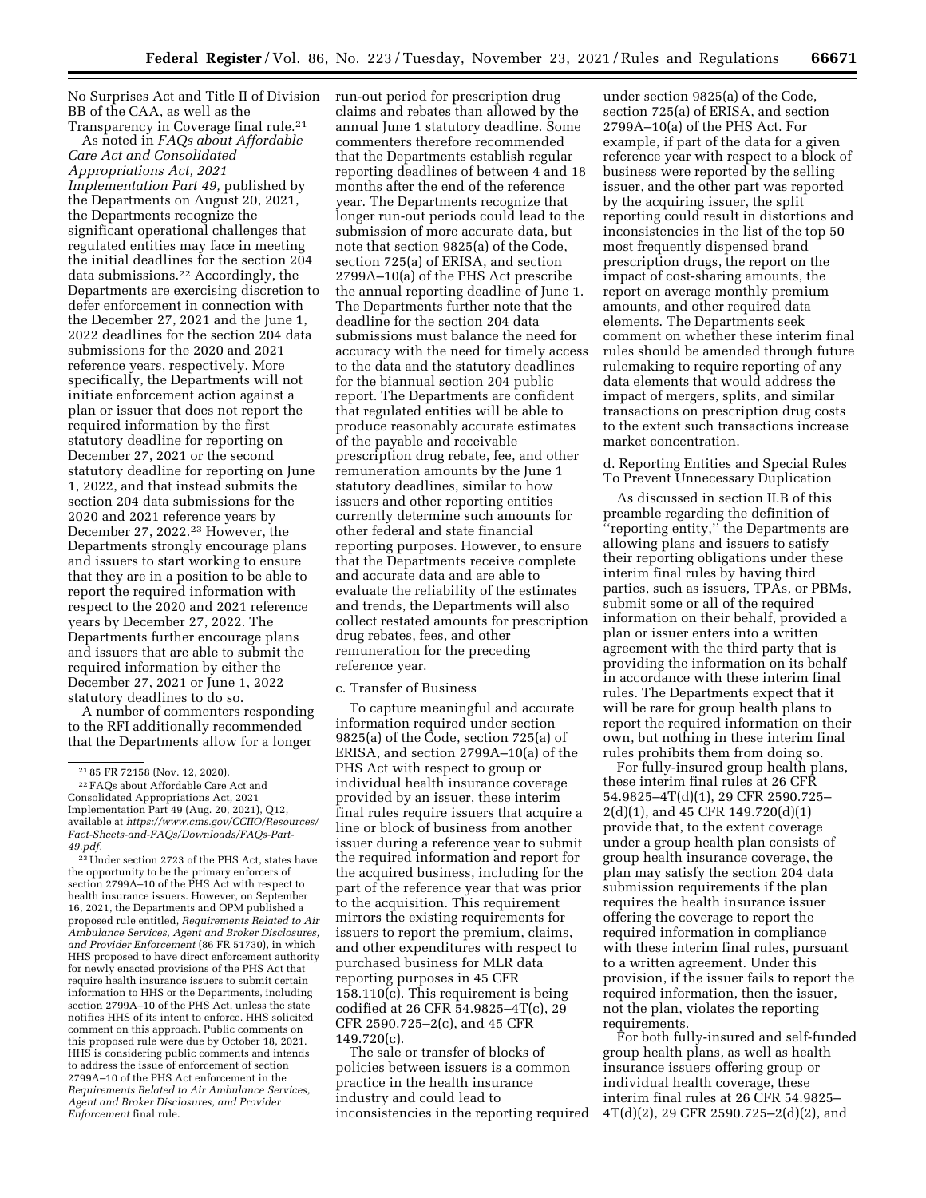No Surprises Act and Title II of Division BB of the CAA, as well as the Transparency in Coverage final rule.[21]

As noted in *FAQs about Affordable Care Act and Consolidated Appropriations Act, 2021 Implementation Part 49,* published by the Departments on August 20, 2021, the Departments recognize the significant operational challenges that regulated entities may face in meeting the initial deadlines for the section 204 data submissions.[22] Accordingly, the Departments are exercising discretion to defer enforcement in connection with the December 27, 2021 and the June 1, 2022 deadlines for the section 204 data submissions for the 2020 and 2021 reference years, respectively. More specifically, the Departments will not initiate enforcement action against a plan or issuer that does not report the required information by the first statutory deadline for reporting on December 27, 2021 or the second statutory deadline for reporting on June 1, 2022, and that instead submits the section 204 data submissions for the 2020 and 2021 reference years by December 27, 2022.[23] However, the Departments strongly encourage plans and issuers to start working to ensure that they are in a position to be able to report the required information with respect to the 2020 and 2021 reference years by December 27, 2022. The Departments further encourage plans and issuers that are able to submit the required information by either the December 27, 2021 or June 1, 2022 statutory deadlines to do so.

A number of commenters responding to the RFI additionally recommended that the Departments allow for a longer run-out period for prescription drug claims and rebates than allowed by the annual June 1 statutory deadline. Some commenters therefore recommended that the Departments establish regular reporting deadlines of between 4 and 18 months after the end of the reference year. The Departments recognize that longer run-out periods could lead to the submission of more accurate data, but note that section 9825(a) of the Code, section 725(a) of ERISA, and section 2799A–10(a) of the PHS Act prescribe the annual reporting deadline of June 1. The Departments further note that the deadline for the section 204 data submissions must balance the need for accuracy with the need for timely access to the data and the statutory deadlines for the biannual section 204 public report. The Departments are confident that regulated entities will be able to produce reasonably accurate estimates of the payable and receivable prescription drug rebate, fee, and other remuneration amounts by the June 1 statutory deadlines, similar to how issuers and other reporting entities currently determine such amounts for other federal and state financial reporting purposes. However, to ensure that the Departments receive complete and accurate data and are able to evaluate the reliability of the estimates and trends, the Departments will also collect restated amounts for prescription drug rebates, fees, and other remuneration for the preceding reference year.

c. Transfer of Business

To capture meaningful and accurate information required under section 9825(a) of the Code, section 725(a) of ERISA, and section 2799A–10(a) of the PHS Act with respect to group or individual health insurance coverage provided by an issuer, these interim final rules require issuers that acquire a line or block of business from another issuer during a reference year to submit the required information and report for the acquired business, including for the part of the reference year that was prior to the acquisition. This requirement mirrors the existing requirements for issuers to report the premium, claims, and other expenditures with respect to purchased business for MLR data reporting purposes in 45 CFR 158.110(c). This requirement is being codified at 26 CFR 54.9825–4T(c), 29 CFR 2590.725–2(c), and 45 CFR 149.720(c).

The sale or transfer of blocks of policies between issuers is a common practice in the health insurance industry and could lead to inconsistencies in the reporting required under section 9825(a) of the Code, section 725(a) of ERISA, and section 2799A–10(a) of the PHS Act. For example, if part of the data for a given reference year with respect to a block of business were reported by the selling issuer, and the other part was reported by the acquiring issuer, the split reporting could result in distortions and inconsistencies in the list of the top 50 most frequently dispensed brand prescription drugs, the report on the impact of cost-sharing amounts, the report on average monthly premium amounts, and other required data elements. The Departments seek comment on whether these interim final rules should be amended through future rulemaking to require reporting of any data elements that would address the impact of mergers, splits, and similar transactions on prescription drug costs to the extent such transactions increase market concentration.

d. Reporting Entities and Special Rules To Prevent Unnecessary Duplication

As discussed in section II.B of this preamble regarding the definition of ''reporting entity,'' the Departments are allowing plans and issuers to satisfy their reporting obligations under these interim final rules by having third parties, such as issuers, TPAs, or PBMs, submit some or all of the required information on their behalf, provided a plan or issuer enters into a written agreement with the third party that is providing the information on its behalf in accordance with these interim final rules. The Departments expect that it will be rare for group health plans to report the required information on their own, but nothing in these interim final rules prohibits them from doing so.

For fully-insured group health plans, these interim final rules at 26 CFR 54.9825–4T(d)(1), 29 CFR 2590.725–2(d)(1), and 45 CFR 149.720(d)(1) provide that, to the extent coverage under a group health plan consists of group health insurance coverage, the plan may satisfy the section 204 data submission requirements if the plan requires the health insurance issuer offering the coverage to report the required information in compliance with these interim final rules, pursuant to a written agreement. Under this provision, if the issuer fails to report the required information, then the issuer, not the plan, violates the reporting requirements.

For both fully-insured and self-funded group health plans, as well as health insurance issuers offering group or individual health coverage, these interim final rules at 26 CFR 54.9825–4T(d)(2), 29 CFR 2590.725–2(d)(2), and

---

[21] 85 FR 72158 (Nov. 12, 2020).

[22] FAQs about Affordable Care Act and Consolidated Appropriations Act, 2021 Implementation Part 49 (Aug. 20, 2021), Q12, available at *https://www.cms.gov/CCIIO/Resources/Fact-Sheets-and-FAQs/Downloads/FAQs-Part-49.pdf.*

[23] Under section 2723 of the PHS Act, states have the opportunity to be the primary enforcers of section 2799A–10 of the PHS Act with respect to health insurance issuers. However, on September 16, 2021, the Departments and OPM published a proposed rule entitled, *Requirements Related to Air Ambulance Services, Agent and Broker Disclosures, and Provider Enforcement* (86 FR 51730), in which HHS proposed to have direct enforcement authority for newly enacted provisions of the PHS Act that require health insurance issuers to submit certain information to HHS or the Departments, including section 2799A–10 of the PHS Act, unless the state notifies HHS of its intent to enforce. HHS solicited comment on this approach. Public comments on this proposed rule were due by October 18, 2021. HHS is considering public comments and intends to address the issue of enforcement of section 2799A–10 of the PHS Act enforcement in the *Requirements Related to Air Ambulance Services, Agent and Broker Disclosures, and Provider Enforcement* final rule.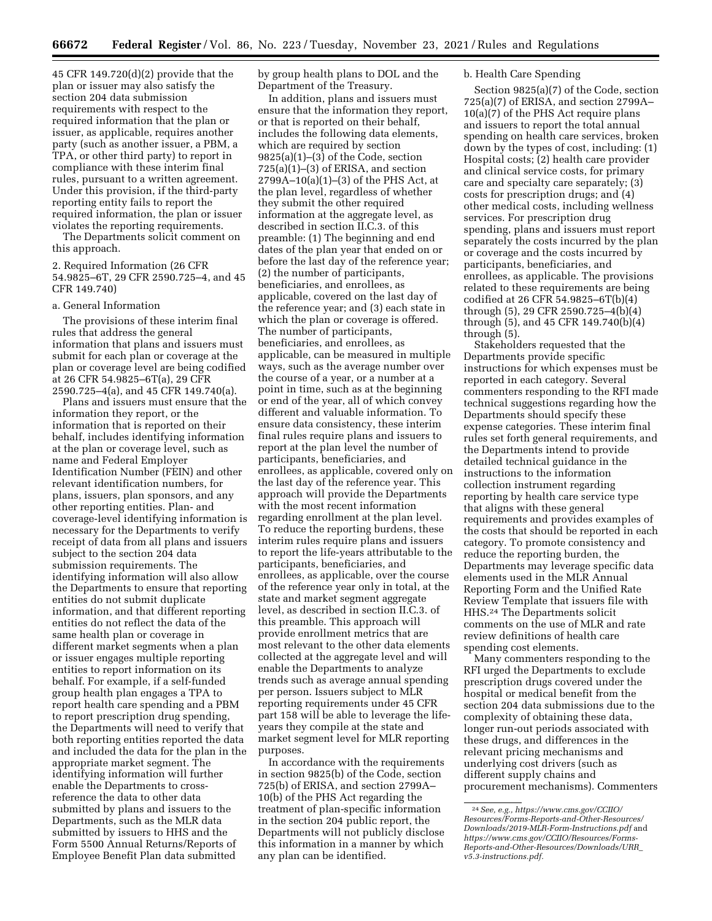45 CFR 149.720(d)(2) provide that the plan or issuer may also satisfy the section 204 data submission requirements with respect to the required information that the plan or issuer, as applicable, requires another party (such as another issuer, a PBM, a TPA, or other third party) to report in compliance with these interim final rules, pursuant to a written agreement. Under this provision, if the third-party reporting entity fails to report the required information, the plan or issuer violates the reporting requirements.

The Departments solicit comment on this approach.

2. Required Information (26 CFR 54.9825–6T, 29 CFR 2590.725–4, and 45 CFR 149.740)

a. General Information

The provisions of these interim final rules that address the general information that plans and issuers must submit for each plan or coverage at the plan or coverage level are being codified at 26 CFR 54.9825–6T(a), 29 CFR 2590.725–4(a), and 45 CFR 149.740(a).

Plans and issuers must ensure that the information they report, or the information that is reported on their behalf, includes identifying information at the plan or coverage level, such as name and Federal Employer Identification Number (FEIN) and other relevant identification numbers, for plans, issuers, plan sponsors, and any other reporting entities. Plan- and coverage-level identifying information is necessary for the Departments to verify receipt of data from all plans and issuers subject to the section 204 data submission requirements. The identifying information will also allow the Departments to ensure that reporting entities do not submit duplicate information, and that different reporting entities do not reflect the data of the same health plan or coverage in different market segments when a plan or issuer engages multiple reporting entities to report information on its behalf. For example, if a self-funded group health plan engages a TPA to report health care spending and a PBM to report prescription drug spending, the Departments will need to verify that both reporting entities reported the data and included the data for the plan in the appropriate market segment. The identifying information will further enable the Departments to cross-reference the data to other data submitted by plans and issuers to the Departments, such as the MLR data submitted by issuers to HHS and the Form 5500 Annual Returns/Reports of Employee Benefit Plan data submitted by group health plans to DOL and the Department of the Treasury.

In addition, plans and issuers must ensure that the information they report, or that is reported on their behalf, includes the following data elements, which are required by section 9825(a)(1)–(3) of the Code, section 725(a)(1)–(3) of ERISA, and section 2799A–10(a)(1)–(3) of the PHS Act, at the plan level, regardless of whether they submit the other required information at the aggregate level, as described in section II.C.3. of this preamble: (1) The beginning and end dates of the plan year that ended on or before the last day of the reference year; (2) the number of participants, beneficiaries, and enrollees, as applicable, covered on the last day of the reference year; and (3) each state in which the plan or coverage is offered. The number of participants, beneficiaries, and enrollees, as applicable, can be measured in multiple ways, such as the average number over the course of a year, or a number at a point in time, such as at the beginning or end of the year, all of which convey different and valuable information. To ensure data consistency, these interim final rules require plans and issuers to report at the plan level the number of participants, beneficiaries, and enrollees, as applicable, covered only on the last day of the reference year. This approach will provide the Departments with the most recent information regarding enrollment at the plan level. To reduce the reporting burdens, these interim rules require plans and issuers to report the life-years attributable to the participants, beneficiaries, and enrollees, as applicable, over the course of the reference year only in total, at the state and market segment aggregate level, as described in section II.C.3. of this preamble. This approach will provide enrollment metrics that are most relevant to the other data elements collected at the aggregate level and will enable the Departments to analyze trends such as average annual spending per person. Issuers subject to MLR reporting requirements under 45 CFR part 158 will be able to leverage the life-years they compile at the state and market segment level for MLR reporting purposes.

In accordance with the requirements in section 9825(b) of the Code, section 725(b) of ERISA, and section 2799A–10(b) of the PHS Act regarding the treatment of plan-specific information in the section 204 public report, the Departments will not publicly disclose this information in a manner by which any plan can be identified.

b. Health Care Spending

Section 9825(a)(7) of the Code, section 725(a)(7) of ERISA, and section 2799A–10(a)(7) of the PHS Act require plans and issuers to report the total annual spending on health care services, broken down by the types of cost, including: (1) Hospital costs; (2) health care provider and clinical service costs, for primary care and specialty care separately; (3) costs for prescription drugs; and (4) other medical costs, including wellness services. For prescription drug spending, plans and issuers must report separately the costs incurred by the plan or coverage and the costs incurred by participants, beneficiaries, and enrollees, as applicable. The provisions related to these requirements are being codified at 26 CFR 54.9825–6T(b)(4) through (5), 29 CFR 2590.725–4(b)(4) through (5), and 45 CFR 149.740(b)(4) through (5).

Stakeholders requested that the Departments provide specific instructions for which expenses must be reported in each category. Several commenters responding to the RFI made technical suggestions regarding how the Departments should specify these expense categories. These interim final rules set forth general requirements, and the Departments intend to provide detailed technical guidance in the instructions to the information collection instrument regarding reporting by health care service type that aligns with these general requirements and provides examples of the costs that should be reported in each category. To promote consistency and reduce the reporting burden, the Departments may leverage specific data elements used in the MLR Annual Reporting Form and the Unified Rate Review Template that issuers file with HHS.[24] The Departments solicit comments on the use of MLR and rate review definitions of health care spending cost elements.

Many commenters responding to the RFI urged the Departments to exclude prescription drugs covered under the hospital or medical benefit from the section 204 data submissions due to the complexity of obtaining these data, longer run-out periods associated with these drugs, and differences in the relevant pricing mechanisms and underlying cost drivers (such as different supply chains and procurement mechanisms). Commenters

[24] *See, e.g., https://www.cms.gov/CCIIO/Resources/Forms-Reports-and-Other-Resources/Downloads/2019-MLR-Form-Instructions.pdf* and *https://www.cms.gov/CCIIO/Resources/Forms-Reports-and-Other-Resources/Downloads/URR_v5.3-instructions.pdf.*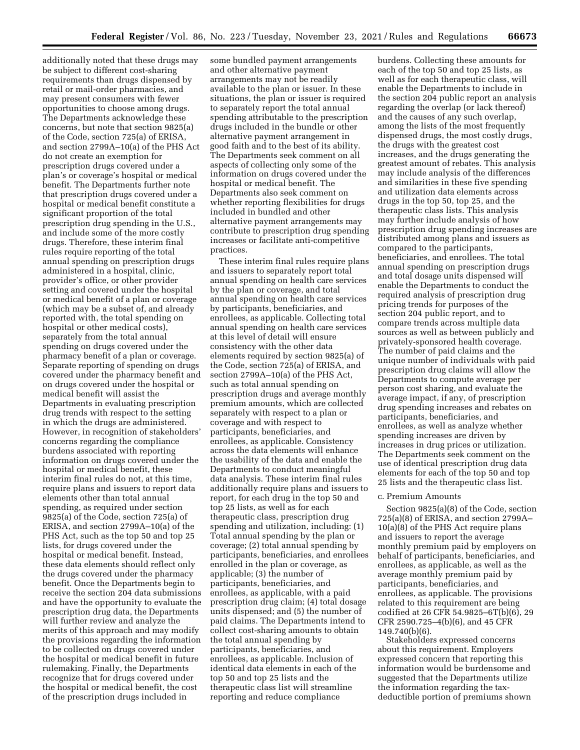additionally noted that these drugs may be subject to different cost-sharing requirements than drugs dispensed by retail or mail-order pharmacies, and may present consumers with fewer opportunities to choose among drugs. The Departments acknowledge these concerns, but note that section 9825(a) of the Code, section 725(a) of ERISA, and section 2799A–10(a) of the PHS Act do not create an exemption for prescription drugs covered under a plan's or coverage's hospital or medical benefit. The Departments further note that prescription drugs covered under a hospital or medical benefit constitute a significant proportion of the total prescription drug spending in the U.S., and include some of the more costly drugs. Therefore, these interim final rules require reporting of the total annual spending on prescription drugs administered in a hospital, clinic, provider's office, or other provider setting and covered under the hospital or medical benefit of a plan or coverage (which may be a subset of, and already reported with, the total spending on hospital or other medical costs), separately from the total annual spending on drugs covered under the pharmacy benefit of a plan or coverage. Separate reporting of spending on drugs covered under the pharmacy benefit and on drugs covered under the hospital or medical benefit will assist the Departments in evaluating prescription drug trends with respect to the setting in which the drugs are administered. However, in recognition of stakeholders' concerns regarding the compliance burdens associated with reporting information on drugs covered under the hospital or medical benefit, these interim final rules do not, at this time, require plans and issuers to report data elements other than total annual spending, as required under section 9825(a) of the Code, section 725(a) of ERISA, and section 2799A–10(a) of the PHS Act, such as the top 50 and top 25 lists, for drugs covered under the hospital or medical benefit. Instead, these data elements should reflect only the drugs covered under the pharmacy benefit. Once the Departments begin to receive the section 204 data submissions and have the opportunity to evaluate the prescription drug data, the Departments will further review and analyze the merits of this approach and may modify the provisions regarding the information to be collected on drugs covered under the hospital or medical benefit in future rulemaking. Finally, the Departments recognize that for drugs covered under the hospital or medical benefit, the cost of the prescription drugs included in some bundled payment arrangements and other alternative payment arrangements may not be readily available to the plan or issuer. In these situations, the plan or issuer is required to separately report the total annual spending attributable to the prescription drugs included in the bundle or other alternative payment arrangement in good faith and to the best of its ability. The Departments seek comment on all aspects of collecting only some of the information on drugs covered under the hospital or medical benefit. The Departments also seek comment on whether reporting flexibilities for drugs included in bundled and other alternative payment arrangements may contribute to prescription drug spending increases or facilitate anti-competitive practices.

These interim final rules require plans and issuers to separately report total annual spending on health care services by the plan or coverage, and total annual spending on health care services by participants, beneficiaries, and enrollees, as applicable. Collecting total annual spending on health care services at this level of detail will ensure consistency with the other data elements required by section 9825(a) of the Code, section 725(a) of ERISA, and section 2799A–10(a) of the PHS Act, such as total annual spending on prescription drugs and average monthly premium amounts, which are collected separately with respect to a plan or coverage and with respect to participants, beneficiaries, and enrollees, as applicable. Consistency across the data elements will enhance the usability of the data and enable the Departments to conduct meaningful data analysis. These interim final rules additionally require plans and issuers to report, for each drug in the top 50 and top 25 lists, as well as for each therapeutic class, prescription drug spending and utilization, including: (1) Total annual spending by the plan or coverage; (2) total annual spending by participants, beneficiaries, and enrollees enrolled in the plan or coverage, as applicable; (3) the number of participants, beneficiaries, and enrollees, as applicable, with a paid prescription drug claim; (4) total dosage units dispensed; and (5) the number of paid claims. The Departments intend to collect cost-sharing amounts to obtain the total annual spending by participants, beneficiaries, and enrollees, as applicable. Inclusion of identical data elements in each of the top 50 and top 25 lists and the therapeutic class list will streamline reporting and reduce compliance burdens. Collecting these amounts for each of the top 50 and top 25 lists, as well as for each therapeutic class, will enable the Departments to include in the section 204 public report an analysis regarding the overlap (or lack thereof) and the causes of any such overlap, among the lists of the most frequently dispensed drugs, the most costly drugs, the drugs with the greatest cost increases, and the drugs generating the greatest amount of rebates. This analysis may include analysis of the differences and similarities in these five spending and utilization data elements across drugs in the top 50, top 25, and the therapeutic class lists. This analysis may further include analysis of how prescription drug spending increases are distributed among plans and issuers as compared to the participants, beneficiaries, and enrollees. The total annual spending on prescription drugs and total dosage units dispensed will enable the Departments to conduct the required analysis of prescription drug pricing trends for purposes of the section 204 public report, and to compare trends across multiple data sources as well as between publicly and privately-sponsored health coverage. The number of paid claims and the unique number of individuals with paid prescription drug claims will allow the Departments to compute average per person cost sharing, and evaluate the average impact, if any, of prescription drug spending increases and rebates on participants, beneficiaries, and enrollees, as well as analyze whether spending increases are driven by increases in drug prices or utilization. The Departments seek comment on the use of identical prescription drug data elements for each of the top 50 and top 25 lists and the therapeutic class list.

c. Premium Amounts

Section 9825(a)(8) of the Code, section 725(a)(8) of ERISA, and section 2799A–10(a)(8) of the PHS Act require plans and issuers to report the average monthly premium paid by employers on behalf of participants, beneficiaries, and enrollees, as applicable, as well as the average monthly premium paid by participants, beneficiaries, and enrollees, as applicable. The provisions related to this requirement are being codified at 26 CFR 54.9825–6T(b)(6), 29 CFR 2590.725–4(b)(6), and 45 CFR 149.740(b)(6).

Stakeholders expressed concerns about this requirement. Employers expressed concern that reporting this information would be burdensome and suggested that the Departments utilize the information regarding the tax-deductible portion of premiums shown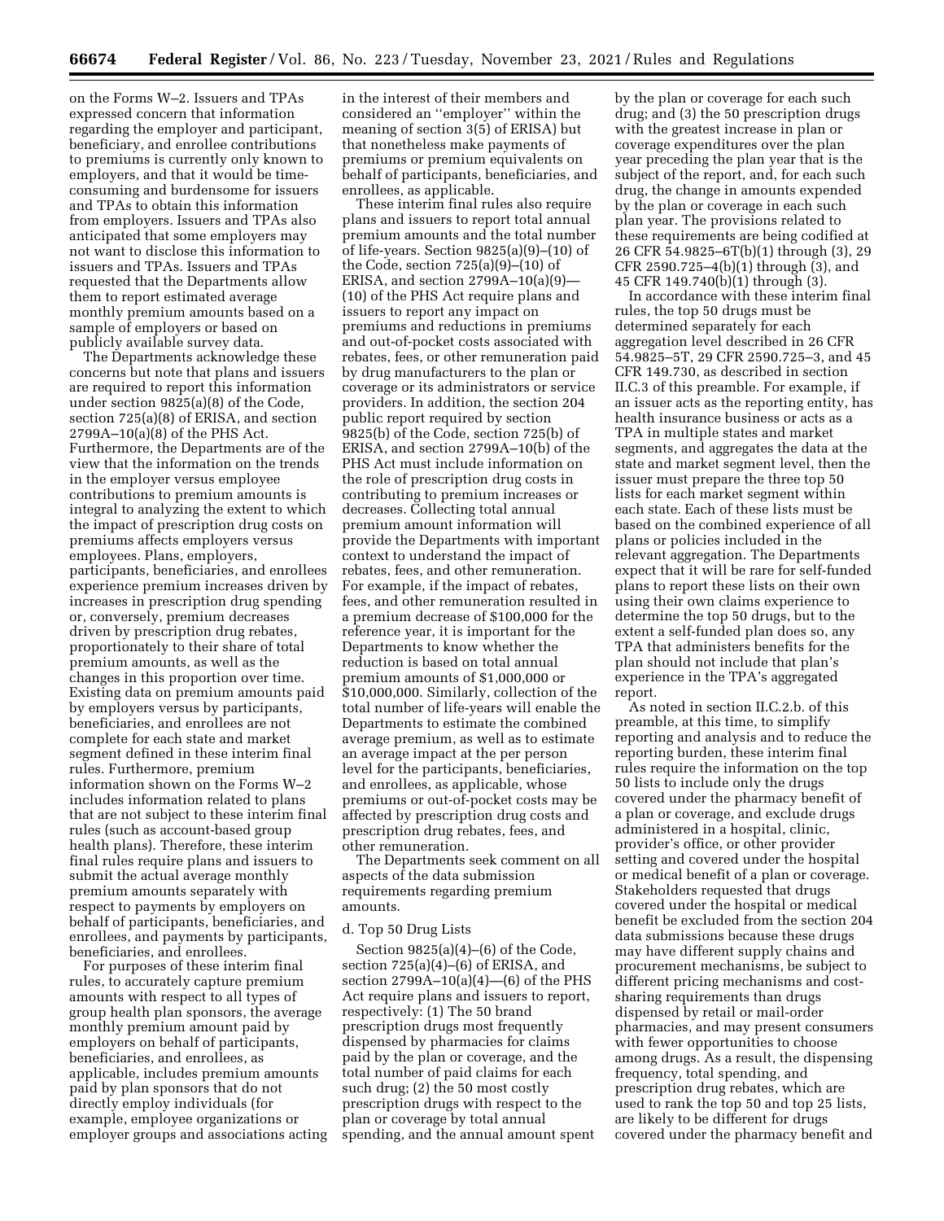on the Forms W–2. Issuers and TPAs expressed concern that information regarding the employer and participant, beneficiary, and enrollee contributions to premiums is currently only known to employers, and that it would be time-consuming and burdensome for issuers and TPAs to obtain this information from employers. Issuers and TPAs also anticipated that some employers may not want to disclose this information to issuers and TPAs. Issuers and TPAs requested that the Departments allow them to report estimated average monthly premium amounts based on a sample of employers or based on publicly available survey data.

The Departments acknowledge these concerns but note that plans and issuers are required to report this information under section 9825(a)(8) of the Code, section 725(a)(8) of ERISA, and section 2799A–10(a)(8) of the PHS Act. Furthermore, the Departments are of the view that the information on the trends in the employer versus employee contributions to premium amounts is integral to analyzing the extent to which the impact of prescription drug costs on premiums affects employers versus employees. Plans, employers, participants, beneficiaries, and enrollees experience premium increases driven by increases in prescription drug spending or, conversely, premium decreases driven by prescription drug rebates, proportionately to their share of total premium amounts, as well as the changes in this proportion over time. Existing data on premium amounts paid by employers versus by participants, beneficiaries, and enrollees are not complete for each state and market segment defined in these interim final rules. Furthermore, premium information shown on the Forms W–2 includes information related to plans that are not subject to these interim final rules (such as account-based group health plans). Therefore, these interim final rules require plans and issuers to submit the actual average monthly premium amounts separately with respect to payments by employers on behalf of participants, beneficiaries, and enrollees, and payments by participants, beneficiaries, and enrollees.

For purposes of these interim final rules, to accurately capture premium amounts with respect to all types of group health plan sponsors, the average monthly premium amount paid by employers on behalf of participants, beneficiaries, and enrollees, as applicable, includes premium amounts paid by plan sponsors that do not directly employ individuals (for example, employee organizations or employer groups and associations acting in the interest of their members and considered an ''employer'' within the meaning of section 3(5) of ERISA) but that nonetheless make payments of premiums or premium equivalents on behalf of participants, beneficiaries, and enrollees, as applicable.

These interim final rules also require plans and issuers to report total annual premium amounts and the total number of life-years. Section 9825(a)(9)–(10) of the Code, section 725(a)(9)–(10) of ERISA, and section 2799A–10(a)(9)—(10) of the PHS Act require plans and issuers to report any impact on premiums and reductions in premiums and out-of-pocket costs associated with rebates, fees, or other remuneration paid by drug manufacturers to the plan or coverage or its administrators or service providers. In addition, the section 204 public report required by section 9825(b) of the Code, section 725(b) of ERISA, and section 2799A–10(b) of the PHS Act must include information on the role of prescription drug costs in contributing to premium increases or decreases. Collecting total annual premium amount information will provide the Departments with important context to understand the impact of rebates, fees, and other remuneration. For example, if the impact of rebates, fees, and other remuneration resulted in a premium decrease of $100,000 for the reference year, it is important for the Departments to know whether the reduction is based on total annual premium amounts of $1,000,000 or $10,000,000. Similarly, collection of the total number of life-years will enable the Departments to estimate the combined average premium, as well as to estimate an average impact at the per person level for the participants, beneficiaries, and enrollees, as applicable, whose premiums or out-of-pocket costs may be affected by prescription drug costs and prescription drug rebates, fees, and other remuneration.

The Departments seek comment on all aspects of the data submission requirements regarding premium amounts.

d. Top 50 Drug Lists

Section 9825(a)(4)–(6) of the Code, section 725(a)(4)–(6) of ERISA, and section 2799A–10(a)(4)—(6) of the PHS Act require plans and issuers to report, respectively: (1) The 50 brand prescription drugs most frequently dispensed by pharmacies for claims paid by the plan or coverage, and the total number of paid claims for each such drug; (2) the 50 most costly prescription drugs with respect to the plan or coverage by total annual spending, and the annual amount spent by the plan or coverage for each such drug; and (3) the 50 prescription drugs with the greatest increase in plan or coverage expenditures over the plan year preceding the plan year that is the subject of the report, and, for each such drug, the change in amounts expended by the plan or coverage in each such plan year. The provisions related to these requirements are being codified at 26 CFR 54.9825–6T(b)(1) through (3), 29 CFR 2590.725–4(b)(1) through (3), and 45 CFR 149.740(b)(1) through (3).

In accordance with these interim final rules, the top 50 drugs must be determined separately for each aggregation level described in 26 CFR 54.9825–5T, 29 CFR 2590.725–3, and 45 CFR 149.730, as described in section II.C.3 of this preamble. For example, if an issuer acts as the reporting entity, has health insurance business or acts as a TPA in multiple states and market segments, and aggregates the data at the state and market segment level, then the issuer must prepare the three top 50 lists for each market segment within each state. Each of these lists must be based on the combined experience of all plans or policies included in the relevant aggregation. The Departments expect that it will be rare for self-funded plans to report these lists on their own using their own claims experience to determine the top 50 drugs, but to the extent a self-funded plan does so, any TPA that administers benefits for the plan should not include that plan's experience in the TPA's aggregated report.

As noted in section II.C.2.b. of this preamble, at this time, to simplify reporting and analysis and to reduce the reporting burden, these interim final rules require the information on the top 50 lists to include only the drugs covered under the pharmacy benefit of a plan or coverage, and exclude drugs administered in a hospital, clinic, provider's office, or other provider setting and covered under the hospital or medical benefit of a plan or coverage. Stakeholders requested that drugs covered under the hospital or medical benefit be excluded from the section 204 data submissions because these drugs may have different supply chains and procurement mechanisms, be subject to different pricing mechanisms and cost-sharing requirements than drugs dispensed by retail or mail-order pharmacies, and may present consumers with fewer opportunities to choose among drugs. As a result, the dispensing frequency, total spending, and prescription drug rebates, which are used to rank the top 50 and top 25 lists, are likely to be different for drugs covered under the pharmacy benefit and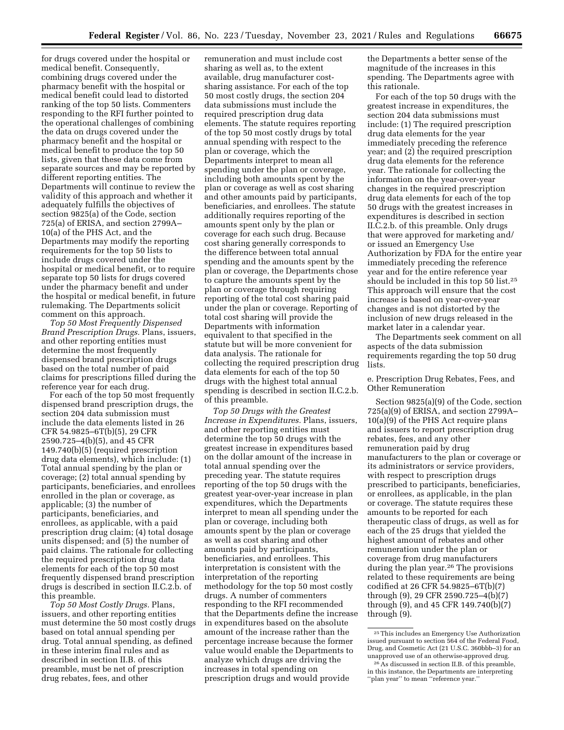for drugs covered under the hospital or medical benefit. Consequently, combining drugs covered under the pharmacy benefit with the hospital or medical benefit could lead to distorted ranking of the top 50 lists. Commenters responding to the RFI further pointed to the operational challenges of combining the data on drugs covered under the pharmacy benefit and the hospital or medical benefit to produce the top 50 lists, given that these data come from separate sources and may be reported by different reporting entities. The Departments will continue to review the validity of this approach and whether it adequately fulfills the objectives of section 9825(a) of the Code, section 725(a) of ERISA, and section 2799A–10(a) of the PHS Act, and the Departments may modify the reporting requirements for the top 50 lists to include drugs covered under the hospital or medical benefit, or to require separate top 50 lists for drugs covered under the pharmacy benefit and under the hospital or medical benefit, in future rulemaking. The Departments solicit comment on this approach.

*Top 50 Most Frequently Dispensed Brand Prescription Drugs.* Plans, issuers, and other reporting entities must determine the most frequently dispensed brand prescription drugs based on the total number of paid claims for prescriptions filled during the reference year for each drug.

For each of the top 50 most frequently dispensed brand prescription drugs, the section 204 data submission must include the data elements listed in 26 CFR 54.9825–6T(b)(5), 29 CFR 2590.725–4(b)(5), and 45 CFR 149.740(b)(5) (required prescription drug data elements), which include: (1) Total annual spending by the plan or coverage; (2) total annual spending by participants, beneficiaries, and enrollees enrolled in the plan or coverage, as applicable; (3) the number of participants, beneficiaries, and enrollees, as applicable, with a paid prescription drug claim; (4) total dosage units dispensed; and (5) the number of paid claims. The rationale for collecting the required prescription drug data elements for each of the top 50 most frequently dispensed brand prescription drugs is described in section II.C.2.b. of this preamble.

*Top 50 Most Costly Drugs.* Plans, issuers, and other reporting entities must determine the 50 most costly drugs based on total annual spending per drug. Total annual spending, as defined in these interim final rules and as described in section II.B. of this preamble, must be net of prescription drug rebates, fees, and other remuneration and must include cost sharing as well as, to the extent available, drug manufacturer cost-sharing assistance. For each of the top 50 most costly drugs, the section 204 data submissions must include the required prescription drug data elements. The statute requires reporting of the top 50 most costly drugs by total annual spending with respect to the plan or coverage, which the Departments interpret to mean all spending under the plan or coverage, including both amounts spent by the plan or coverage as well as cost sharing and other amounts paid by participants, beneficiaries, and enrollees. The statute additionally requires reporting of the amounts spent only by the plan or coverage for each such drug. Because cost sharing generally corresponds to the difference between total annual spending and the amounts spent by the plan or coverage, the Departments chose to capture the amounts spent by the plan or coverage through requiring reporting of the total cost sharing paid under the plan or coverage. Reporting of total cost sharing will provide the Departments with information equivalent to that specified in the statute but will be more convenient for data analysis. The rationale for collecting the required prescription drug data elements for each of the top 50 drugs with the highest total annual spending is described in section II.C.2.b. of this preamble.

*Top 50 Drugs with the Greatest Increase in Expenditures.* Plans, issuers, and other reporting entities must determine the top 50 drugs with the greatest increase in expenditures based on the dollar amount of the increase in total annual spending over the preceding year. The statute requires reporting of the top 50 drugs with the greatest year-over-year increase in plan expenditures, which the Departments interpret to mean all spending under the plan or coverage, including both amounts spent by the plan or coverage as well as cost sharing and other amounts paid by participants, beneficiaries, and enrollees. This interpretation is consistent with the interpretation of the reporting methodology for the top 50 most costly drugs. A number of commenters responding to the RFI recommended that the Departments define the increase in expenditures based on the absolute amount of the increase rather than the percentage increase because the former value would enable the Departments to analyze which drugs are driving the increases in total spending on prescription drugs and would provide the Departments a better sense of the magnitude of the increases in this spending. The Departments agree with this rationale.

For each of the top 50 drugs with the greatest increase in expenditures, the section 204 data submissions must include: (1) The required prescription drug data elements for the year immediately preceding the reference year; and (2) the required prescription drug data elements for the reference year. The rationale for collecting the information on the year-over-year changes in the required prescription drug data elements for each of the top 50 drugs with the greatest increases in expenditures is described in section II.C.2.b. of this preamble. Only drugs that were approved for marketing and/or issued an Emergency Use Authorization by FDA for the entire year immediately preceding the reference year and for the entire reference year should be included in this top 50 list.[25] This approach will ensure that the cost increase is based on year-over-year changes and is not distorted by the inclusion of new drugs released in the market later in a calendar year.

The Departments seek comment on all aspects of the data submission requirements regarding the top 50 drug lists.

e. Prescription Drug Rebates, Fees, and Other Remuneration

Section 9825(a)(9) of the Code, section 725(a)(9) of ERISA, and section 2799A–10(a)(9) of the PHS Act require plans and issuers to report prescription drug rebates, fees, and any other remuneration paid by drug manufacturers to the plan or coverage or its administrators or service providers, with respect to prescription drugs prescribed to participants, beneficiaries, or enrollees, as applicable, in the plan or coverage. The statute requires these amounts to be reported for each therapeutic class of drugs, as well as for each of the 25 drugs that yielded the highest amount of rebates and other remuneration under the plan or coverage from drug manufacturers during the plan year.[26] The provisions related to these requirements are being codified at 26 CFR 54.9825–6T(b)(7) through (9), 29 CFR 2590.725–4(b)(7) through (9), and 45 CFR 149.740(b)(7) through (9).

[25] This includes an Emergency Use Authorization issued pursuant to section 564 of the Federal Food, Drug, and Cosmetic Act (21 U.S.C. 360bbb–3) for an unapproved use of an otherwise-approved drug.

[26] As discussed in section II.B. of this preamble, in this instance, the Departments are interpreting ''plan year'' to mean ''reference year.''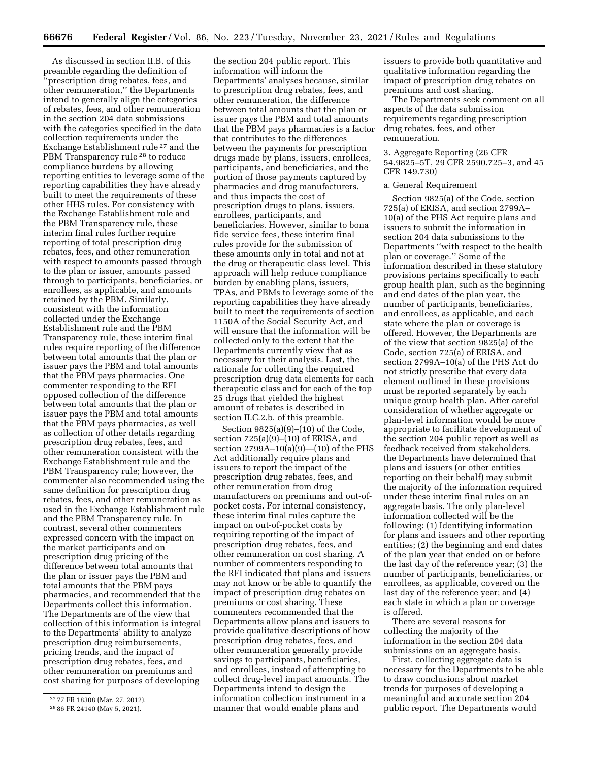As discussed in section II.B. of this preamble regarding the definition of "prescription drug rebates, fees, and other remuneration," the Departments intend to generally align the categories of rebates, fees, and other remuneration in the section 204 data submissions with the categories specified in the data collection requirements under the Exchange Establishment rule [27] and the PBM Transparency rule [28] to reduce compliance burdens by allowing reporting entities to leverage some of the reporting capabilities they have already built to meet the requirements of these other HHS rules. For consistency with the Exchange Establishment rule and the PBM Transparency rule, these interim final rules further require reporting of total prescription drug rebates, fees, and other remuneration with respect to amounts passed through to the plan or issuer, amounts passed through to participants, beneficiaries, or enrollees, as applicable, and amounts retained by the PBM. Similarly, consistent with the information collected under the Exchange Establishment rule and the PBM Transparency rule, these interim final rules require reporting of the difference between total amounts that the plan or issuer pays the PBM and total amounts that the PBM pays pharmacies. One commenter responding to the RFI opposed collection of the difference between total amounts that the plan or issuer pays the PBM and total amounts that the PBM pays pharmacies, as well as collection of other details regarding prescription drug rebates, fees, and other remuneration consistent with the Exchange Establishment rule and the PBM Transparency rule; however, the commenter also recommended using the same definition for prescription drug rebates, fees, and other remuneration as used in the Exchange Establishment rule and the PBM Transparency rule. In contrast, several other commenters expressed concern with the impact on the market participants and on prescription drug pricing of the difference between total amounts that the plan or issuer pays the PBM and total amounts that the PBM pays pharmacies, and recommended that the Departments collect this information. The Departments are of the view that collection of this information is integral to the Departments' ability to analyze prescription drug reimbursements, pricing trends, and the impact of prescription drug rebates, fees, and other remuneration on premiums and cost sharing for purposes of developing the section 204 public report. This information will inform the Departments' analyses because, similar to prescription drug rebates, fees, and other remuneration, the difference between total amounts that the plan or issuer pays the PBM and total amounts that the PBM pays pharmacies is a factor that contributes to the differences between the payments for prescription drugs made by plans, issuers, enrollees, participants, and beneficiaries, and the portion of those payments captured by pharmacies and drug manufacturers, and thus impacts the cost of prescription drugs to plans, issuers, enrollees, participants, and beneficiaries. However, similar to bona fide service fees, these interim final rules provide for the submission of these amounts only in total and not at the drug or therapeutic class level. This approach will help reduce compliance burden by enabling plans, issuers, TPAs, and PBMs to leverage some of the reporting capabilities they have already built to meet the requirements of section 1150A of the Social Security Act, and will ensure that the information will be collected only to the extent that the Departments currently view that as necessary for their analysis. Last, the rationale for collecting the required prescription drug data elements for each therapeutic class and for each of the top 25 drugs that yielded the highest amount of rebates is described in section II.C.2.b. of this preamble.

Section 9825(a)(9)–(10) of the Code, section 725(a)(9)–(10) of ERISA, and section 2799A–10(a)(9)—(10) of the PHS Act additionally require plans and issuers to report the impact of the prescription drug rebates, fees, and other remuneration from drug manufacturers on premiums and out-of-pocket costs. For internal consistency, these interim final rules capture the impact on out-of-pocket costs by requiring reporting of the impact of prescription drug rebates, fees, and other remuneration on cost sharing. A number of commenters responding to the RFI indicated that plans and issuers may not know or be able to quantify the impact of prescription drug rebates on premiums or cost sharing. These commenters recommended that the Departments allow plans and issuers to provide qualitative descriptions of how prescription drug rebates, fees, and other remuneration generally provide savings to participants, beneficiaries, and enrollees, instead of attempting to collect drug-level impact amounts. The Departments intend to design the information collection instrument in a manner that would enable plans and issuers to provide both quantitative and qualitative information regarding the impact of prescription drug rebates on premiums and cost sharing.

The Departments seek comment on all aspects of the data submission requirements regarding prescription drug rebates, fees, and other remuneration.

3. Aggregate Reporting (26 CFR 54.9825–5T, 29 CFR 2590.725–3, and 45 CFR 149.730)

a. General Requirement

Section 9825(a) of the Code, section 725(a) of ERISA, and section 2799A–10(a) of the PHS Act require plans and issuers to submit the information in section 204 data submissions to the Departments "with respect to the health plan or coverage." Some of the information described in these statutory provisions pertains specifically to each group health plan, such as the beginning and end dates of the plan year, the number of participants, beneficiaries, and enrollees, as applicable, and each state where the plan or coverage is offered. However, the Departments are of the view that section 9825(a) of the Code, section 725(a) of ERISA, and section 2799A–10(a) of the PHS Act do not strictly prescribe that every data element outlined in these provisions must be reported separately by each unique group health plan. After careful consideration of whether aggregate or plan-level information would be more appropriate to facilitate development of the section 204 public report as well as feedback received from stakeholders, the Departments have determined that plans and issuers (or other entities reporting on their behalf) may submit the majority of the information required under these interim final rules on an aggregate basis. The only plan-level information collected will be the following: (1) Identifying information for plans and issuers and other reporting entities; (2) the beginning and end dates of the plan year that ended on or before the last day of the reference year; (3) the number of participants, beneficiaries, or enrollees, as applicable, covered on the last day of the reference year; and (4) each state in which a plan or coverage is offered.

There are several reasons for collecting the majority of the information in the section 204 data submissions on an aggregate basis.

First, collecting aggregate data is necessary for the Departments to be able to draw conclusions about market trends for purposes of developing a meaningful and accurate section 204 public report. The Departments would

---

[27] 77 FR 18308 (Mar. 27, 2012).

[28] 86 FR 24140 (May 5, 2021).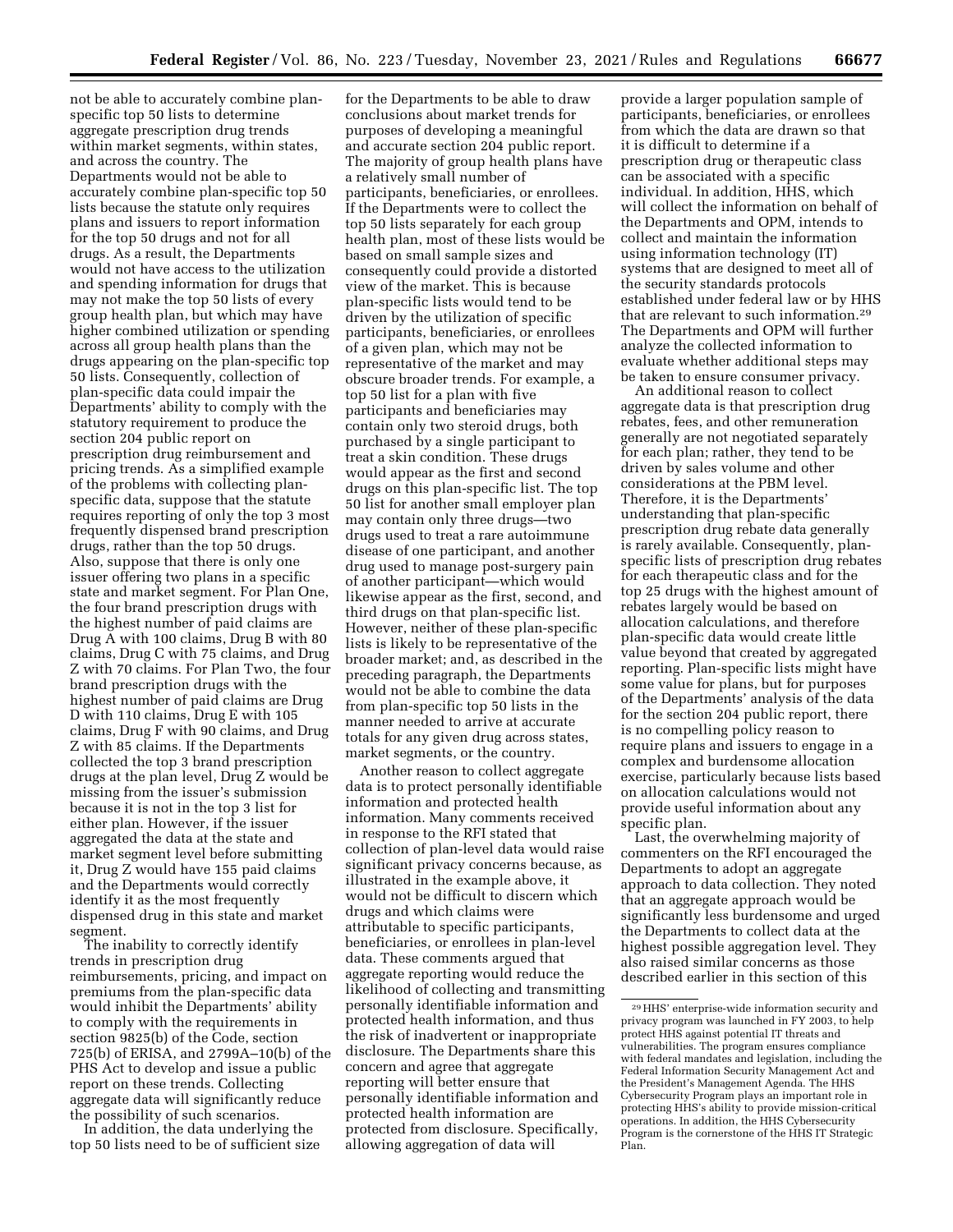not be able to accurately combine plan-specific top 50 lists to determine aggregate prescription drug trends within market segments, within states, and across the country. The Departments would not be able to accurately combine plan-specific top 50 lists because the statute only requires plans and issuers to report information for the top 50 drugs and not for all drugs. As a result, the Departments would not have access to the utilization and spending information for drugs that may not make the top 50 lists of every group health plan, but which may have higher combined utilization or spending across all group health plans than the drugs appearing on the plan-specific top 50 lists. Consequently, collection of plan-specific data could impair the Departments' ability to comply with the statutory requirement to produce the section 204 public report on prescription drug reimbursement and pricing trends. As a simplified example of the problems with collecting plan-specific data, suppose that the statute requires reporting of only the top 3 most frequently dispensed brand prescription drugs, rather than the top 50 drugs. Also, suppose that there is only one issuer offering two plans in a specific state and market segment. For Plan One, the four brand prescription drugs with the highest number of paid claims are Drug A with 100 claims, Drug B with 80 claims, Drug C with 75 claims, and Drug Z with 70 claims. For Plan Two, the four brand prescription drugs with the highest number of paid claims are Drug D with 110 claims, Drug E with 105 claims, Drug F with 90 claims, and Drug Z with 85 claims. If the Departments collected the top 3 brand prescription drugs at the plan level, Drug Z would be missing from the issuer's submission because it is not in the top 3 list for either plan. However, if the issuer aggregated the data at the state and market segment level before submitting it, Drug Z would have 155 paid claims and the Departments would correctly identify it as the most frequently dispensed drug in this state and market segment.

The inability to correctly identify trends in prescription drug reimbursements, pricing, and impact on premiums from the plan-specific data would inhibit the Departments' ability to comply with the requirements in section 9825(b) of the Code, section 725(b) of ERISA, and 2799A–10(b) of the PHS Act to develop and issue a public report on these trends. Collecting aggregate data will significantly reduce the possibility of such scenarios.

In addition, the data underlying the top 50 lists need to be of sufficient size for the Departments to be able to draw conclusions about market trends for purposes of developing a meaningful and accurate section 204 public report. The majority of group health plans have a relatively small number of participants, beneficiaries, or enrollees. If the Departments were to collect the top 50 lists separately for each group health plan, most of these lists would be based on small sample sizes and consequently could provide a distorted view of the market. This is because plan-specific lists would tend to be driven by the utilization of specific participants, beneficiaries, or enrollees of a given plan, which may not be representative of the market and may obscure broader trends. For example, a top 50 list for a plan with five participants and beneficiaries may contain only two steroid drugs, both purchased by a single participant to treat a skin condition. These drugs would appear as the first and second drugs on this plan-specific list. The top 50 list for another small employer plan may contain only three drugs—two drugs used to treat a rare autoimmune disease of one participant, and another drug used to manage post-surgery pain of another participant—which would likewise appear as the first, second, and third drugs on that plan-specific list. However, neither of these plan-specific lists is likely to be representative of the broader market; and, as described in the preceding paragraph, the Departments would not be able to combine the data from plan-specific top 50 lists in the manner needed to arrive at accurate totals for any given drug across states, market segments, or the country.

Another reason to collect aggregate data is to protect personally identifiable information and protected health information. Many comments received in response to the RFI stated that collection of plan-level data would raise significant privacy concerns because, as illustrated in the example above, it would not be difficult to discern which drugs and which claims were attributable to specific participants, beneficiaries, or enrollees in plan-level data. These comments argued that aggregate reporting would reduce the likelihood of collecting and transmitting personally identifiable information and protected health information, and thus the risk of inadvertent or inappropriate disclosure. The Departments share this concern and agree that aggregate reporting will better ensure that personally identifiable information and protected health information are protected from disclosure. Specifically, allowing aggregation of data will provide a larger population sample of participants, beneficiaries, or enrollees from which the data are drawn so that it is difficult to determine if a prescription drug or therapeutic class can be associated with a specific individual. In addition, HHS, which will collect the information on behalf of the Departments and OPM, intends to collect and maintain the information using information technology (IT) systems that are designed to meet all of the security standards protocols established under federal law or by HHS that are relevant to such information.[29] The Departments and OPM will further analyze the collected information to evaluate whether additional steps may be taken to ensure consumer privacy.

An additional reason to collect aggregate data is that prescription drug rebates, fees, and other remuneration generally are not negotiated separately for each plan; rather, they tend to be driven by sales volume and other considerations at the PBM level. Therefore, it is the Departments' understanding that plan-specific prescription drug rebate data generally is rarely available. Consequently, plan-specific lists of prescription drug rebates for each therapeutic class and for the top 25 drugs with the highest amount of rebates largely would be based on allocation calculations, and therefore plan-specific data would create little value beyond that created by aggregated reporting. Plan-specific lists might have some value for plans, but for purposes of the Departments' analysis of the data for the section 204 public report, there is no compelling policy reason to require plans and issuers to engage in a complex and burdensome allocation exercise, particularly because lists based on allocation calculations would not provide useful information about any specific plan.

Last, the overwhelming majority of commenters on the RFI encouraged the Departments to adopt an aggregate approach to data collection. They noted that an aggregate approach would be significantly less burdensome and urged the Departments to collect data at the highest possible aggregation level. They also raised similar concerns as those described earlier in this section of this

[29] HHS' enterprise-wide information security and privacy program was launched in FY 2003, to help protect HHS against potential IT threats and vulnerabilities. The program ensures compliance with federal mandates and legislation, including the Federal Information Security Management Act and the President's Management Agenda. The HHS Cybersecurity Program plays an important role in protecting HHS's ability to provide mission-critical operations. In addition, the HHS Cybersecurity Program is the cornerstone of the HHS IT Strategic Plan.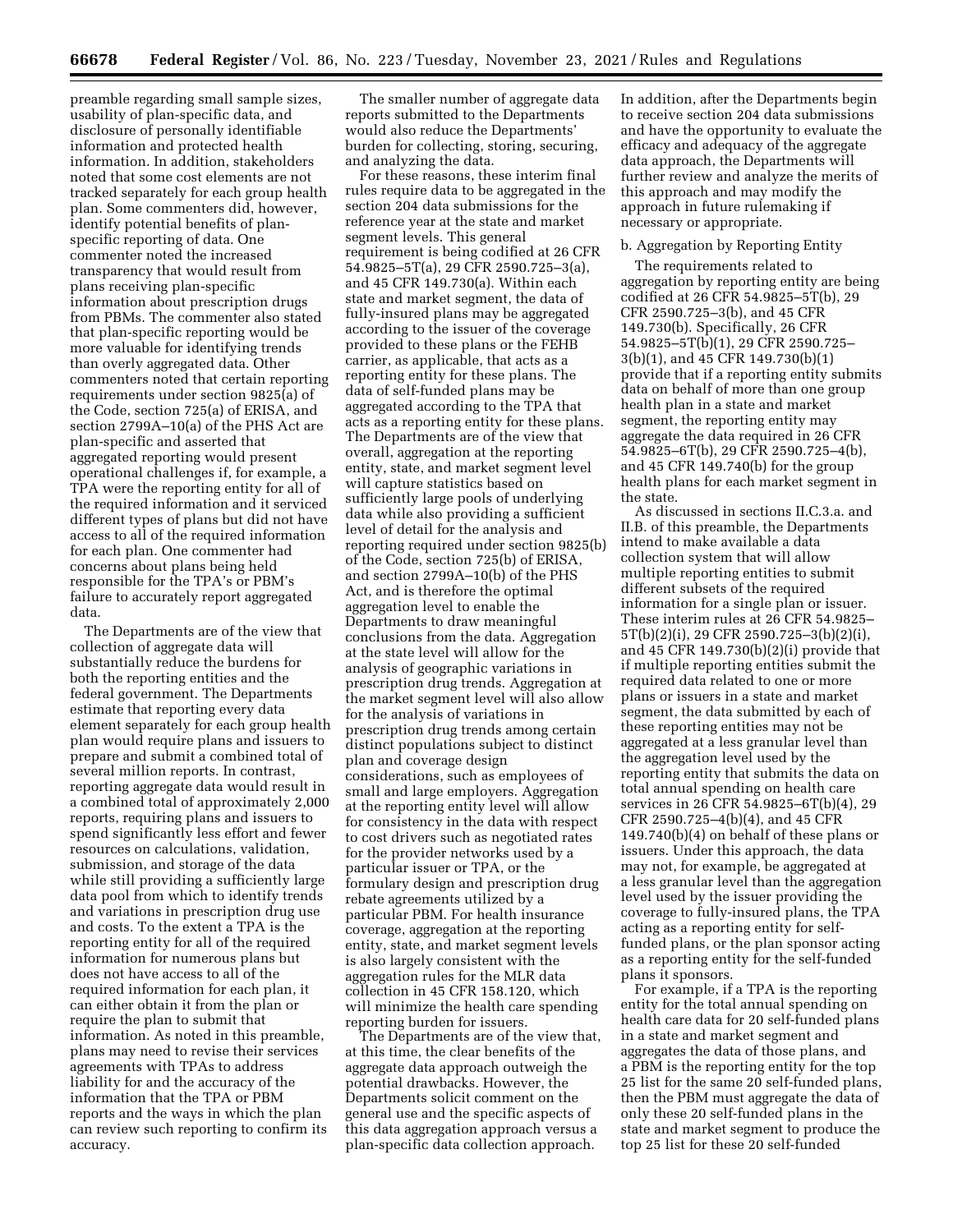preamble regarding small sample sizes, usability of plan-specific data, and disclosure of personally identifiable information and protected health information. In addition, stakeholders noted that some cost elements are not tracked separately for each group health plan. Some commenters did, however, identify potential benefits of plan-specific reporting of data. One commenter noted the increased transparency that would result from plans receiving plan-specific information about prescription drugs from PBMs. The commenter also stated that plan-specific reporting would be more valuable for identifying trends than overly aggregated data. Other commenters noted that certain reporting requirements under section 9825(a) of the Code, section 725(a) of ERISA, and section 2799A–10(a) of the PHS Act are plan-specific and asserted that aggregated reporting would present operational challenges if, for example, a TPA were the reporting entity for all of the required information and it serviced different types of plans but did not have access to all of the required information for each plan. One commenter had concerns about plans being held responsible for the TPA's or PBM's failure to accurately report aggregated data.

The Departments are of the view that collection of aggregate data will substantially reduce the burdens for both the reporting entities and the federal government. The Departments estimate that reporting every data element separately for each group health plan would require plans and issuers to prepare and submit a combined total of several million reports. In contrast, reporting aggregate data would result in a combined total of approximately 2,000 reports, requiring plans and issuers to spend significantly less effort and fewer resources on calculations, validation, submission, and storage of the data while still providing a sufficiently large data pool from which to identify trends and variations in prescription drug use and costs. To the extent a TPA is the reporting entity for all of the required information for numerous plans but does not have access to all of the required information for each plan, it can either obtain it from the plan or require the plan to submit that information. As noted in this preamble, plans may need to revise their services agreements with TPAs to address liability for and the accuracy of the information that the TPA or PBM reports and the ways in which the plan can review such reporting to confirm its accuracy.

The smaller number of aggregate data reports submitted to the Departments would also reduce the Departments' burden for collecting, storing, securing, and analyzing the data.

For these reasons, these interim final rules require data to be aggregated in the section 204 data submissions for the reference year at the state and market segment levels. This general requirement is being codified at 26 CFR 54.9825–5T(a), 29 CFR 2590.725–3(a), and 45 CFR 149.730(a). Within each state and market segment, the data of fully-insured plans may be aggregated according to the issuer of the coverage provided to these plans or the FEHB carrier, as applicable, that acts as a reporting entity for these plans. The data of self-funded plans may be aggregated according to the TPA that acts as a reporting entity for these plans. The Departments are of the view that overall, aggregation at the reporting entity, state, and market segment level will capture statistics based on sufficiently large pools of underlying data while also providing a sufficient level of detail for the analysis and reporting required under section 9825(b) of the Code, section 725(b) of ERISA, and section 2799A–10(b) of the PHS Act, and is therefore the optimal aggregation level to enable the Departments to draw meaningful conclusions from the data. Aggregation at the state level will allow for the analysis of geographic variations in prescription drug trends. Aggregation at the market segment level will also allow for the analysis of variations in prescription drug trends among certain distinct populations subject to distinct plan and coverage design considerations, such as employees of small and large employers. Aggregation at the reporting entity level will allow for consistency in the data with respect to cost drivers such as negotiated rates for the provider networks used by a particular issuer or TPA, or the formulary design and prescription drug rebate agreements utilized by a particular PBM. For health insurance coverage, aggregation at the reporting entity, state, and market segment levels is also largely consistent with the aggregation rules for the MLR data collection in 45 CFR 158.120, which will minimize the health care spending reporting burden for issuers.

The Departments are of the view that, at this time, the clear benefits of the aggregate data approach outweigh the potential drawbacks. However, the Departments solicit comment on the general use and the specific aspects of this data aggregation approach versus a plan-specific data collection approach. In addition, after the Departments begin to receive section 204 data submissions and have the opportunity to evaluate the efficacy and adequacy of the aggregate data approach, the Departments will further review and analyze the merits of this approach and may modify the approach in future rulemaking if necessary or appropriate.

b. Aggregation by Reporting Entity

The requirements related to aggregation by reporting entity are being codified at 26 CFR 54.9825–5T(b), 29 CFR 2590.725–3(b), and 45 CFR 149.730(b). Specifically, 26 CFR 54.9825–5T(b)(1), 29 CFR 2590.725–3(b)(1), and 45 CFR 149.730(b)(1) provide that if a reporting entity submits data on behalf of more than one group health plan in a state and market segment, the reporting entity may aggregate the data required in 26 CFR 54.9825–6T(b), 29 CFR 2590.725–4(b), and 45 CFR 149.740(b) for the group health plans for each market segment in the state.

As discussed in sections II.C.3.a. and II.B. of this preamble, the Departments intend to make available a data collection system that will allow multiple reporting entities to submit different subsets of the required information for a single plan or issuer. These interim rules at 26 CFR 54.9825–5T(b)(2)(i), 29 CFR 2590.725–3(b)(2)(i), and 45 CFR 149.730(b)(2)(i) provide that if multiple reporting entities submit the required data related to one or more plans or issuers in a state and market segment, the data submitted by each of these reporting entities may not be aggregated at a less granular level than the aggregation level used by the reporting entity that submits the data on total annual spending on health care services in 26 CFR 54.9825–6T(b)(4), 29 CFR 2590.725–4(b)(4), and 45 CFR 149.740(b)(4) on behalf of these plans or issuers. Under this approach, the data may not, for example, be aggregated at a less granular level than the aggregation level used by the issuer providing the coverage to fully-insured plans, the TPA acting as a reporting entity for self-funded plans, or the plan sponsor acting as a reporting entity for the self-funded plans it sponsors.

For example, if a TPA is the reporting entity for the total annual spending on health care data for 20 self-funded plans in a state and market segment and aggregates the data of those plans, and a PBM is the reporting entity for the top 25 list for the same 20 self-funded plans, then the PBM must aggregate the data of only these 20 self-funded plans in the state and market segment to produce the top 25 list for these 20 self-funded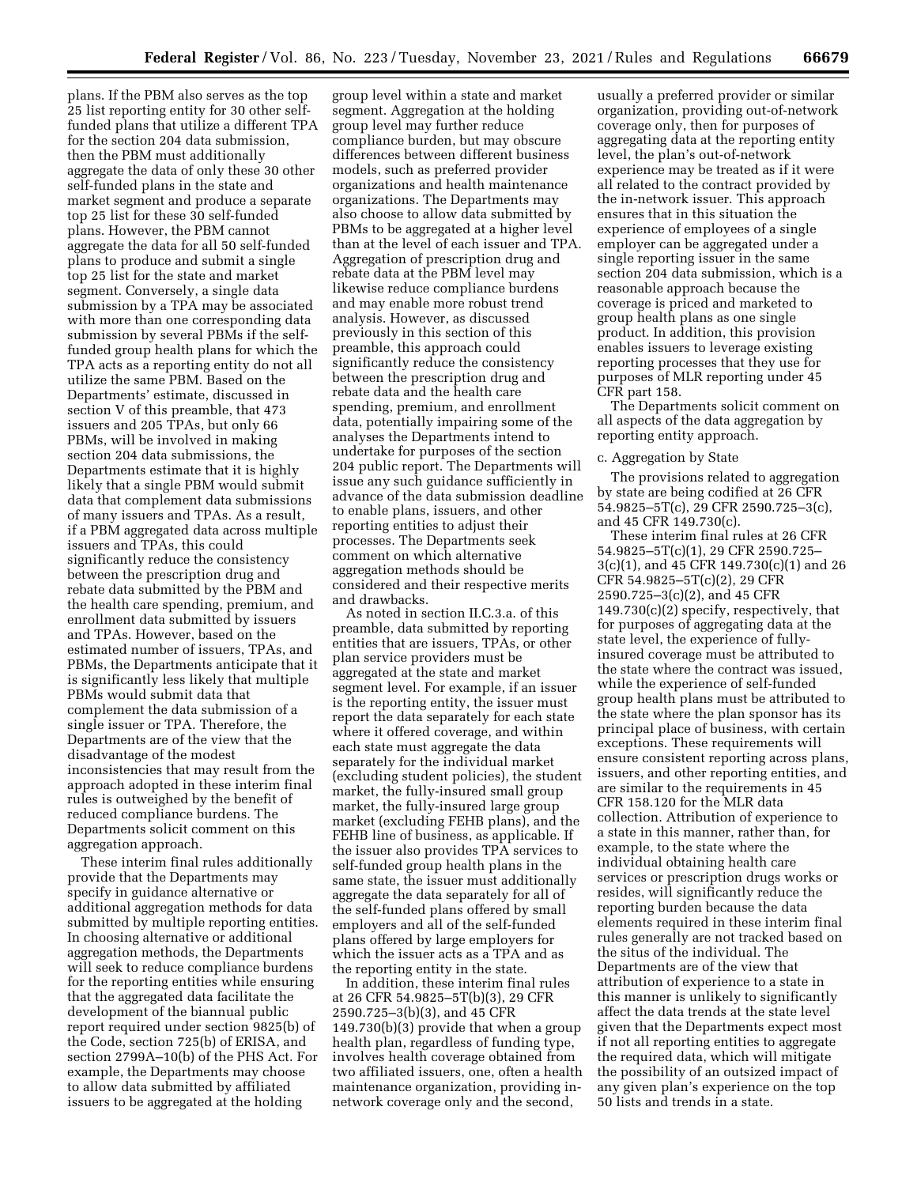plans. If the PBM also serves as the top 25 list reporting entity for 30 other self-funded plans that utilize a different TPA for the section 204 data submission, then the PBM must additionally aggregate the data of only these 30 other self-funded plans in the state and market segment and produce a separate top 25 list for these 30 self-funded plans. However, the PBM cannot aggregate the data for all 50 self-funded plans to produce and submit a single top 25 list for the state and market segment. Conversely, a single data submission by a TPA may be associated with more than one corresponding data submission by several PBMs if the self-funded group health plans for which the TPA acts as a reporting entity do not all utilize the same PBM. Based on the Departments' estimate, discussed in section V of this preamble, that 473 issuers and 205 TPAs, but only 66 PBMs, will be involved in making section 204 data submissions, the Departments estimate that it is highly likely that a single PBM would submit data that complement data submissions of many issuers and TPAs. As a result, if a PBM aggregated data across multiple issuers and TPAs, this could significantly reduce the consistency between the prescription drug and rebate data submitted by the PBM and the health care spending, premium, and enrollment data submitted by issuers and TPAs. However, based on the estimated number of issuers, TPAs, and PBMs, the Departments anticipate that it is significantly less likely that multiple PBMs would submit data that complement the data submission of a single issuer or TPA. Therefore, the Departments are of the view that the disadvantage of the modest inconsistencies that may result from the approach adopted in these interim final rules is outweighed by the benefit of reduced compliance burdens. The Departments solicit comment on this aggregation approach.

These interim final rules additionally provide that the Departments may specify in guidance alternative or additional aggregation methods for data submitted by multiple reporting entities. In choosing alternative or additional aggregation methods, the Departments will seek to reduce compliance burdens for the reporting entities while ensuring that the aggregated data facilitate the development of the biannual public report required under section 9825(b) of the Code, section 725(b) of ERISA, and section 2799A–10(b) of the PHS Act. For example, the Departments may choose to allow data submitted by affiliated issuers to be aggregated at the holding group level within a state and market segment. Aggregation at the holding group level may further reduce compliance burden, but may obscure differences between different business models, such as preferred provider organizations and health maintenance organizations. The Departments may also choose to allow data submitted by PBMs to be aggregated at a higher level than at the level of each issuer and TPA. Aggregation of prescription drug and rebate data at the PBM level may likewise reduce compliance burdens and may enable more robust trend analysis. However, as discussed previously in this section of this preamble, this approach could significantly reduce the consistency between the prescription drug and rebate data and the health care spending, premium, and enrollment data, potentially impairing some of the analyses the Departments intend to undertake for purposes of the section 204 public report. The Departments will issue any such guidance sufficiently in advance of the data submission deadline to enable plans, issuers, and other reporting entities to adjust their processes. The Departments seek comment on which alternative aggregation methods should be considered and their respective merits and drawbacks.

As noted in section II.C.3.a. of this preamble, data submitted by reporting entities that are issuers, TPAs, or other plan service providers must be aggregated at the state and market segment level. For example, if an issuer is the reporting entity, the issuer must report the data separately for each state where it offered coverage, and within each state must aggregate the data separately for the individual market (excluding student policies), the student market, the fully-insured small group market, the fully-insured large group market (excluding FEHB plans), and the FEHB line of business, as applicable. If the issuer also provides TPA services to self-funded group health plans in the same state, the issuer must additionally aggregate the data separately for all of the self-funded plans offered by small employers and all of the self-funded plans offered by large employers for which the issuer acts as a TPA and as the reporting entity in the state.

In addition, these interim final rules at 26 CFR 54.9825–5T(b)(3), 29 CFR 2590.725–3(b)(3), and 45 CFR 149.730(b)(3) provide that when a group health plan, regardless of funding type, involves health coverage obtained from two affiliated issuers, one, often a health maintenance organization, providing in-network coverage only and the second, usually a preferred provider or similar organization, providing out-of-network coverage only, then for purposes of aggregating data at the reporting entity level, the plan's out-of-network experience may be treated as if it were all related to the contract provided by the in-network issuer. This approach ensures that in this situation the experience of employees of a single employer can be aggregated under a single reporting issuer in the same section 204 data submission, which is a reasonable approach because the coverage is priced and marketed to group health plans as one single product. In addition, this provision enables issuers to leverage existing reporting processes that they use for purposes of MLR reporting under 45 CFR part 158.

The Departments solicit comment on all aspects of the data aggregation by reporting entity approach.

c. Aggregation by State

The provisions related to aggregation by state are being codified at 26 CFR 54.9825–5T(c), 29 CFR 2590.725–3(c), and 45 CFR 149.730(c).

These interim final rules at 26 CFR 54.9825–5T(c)(1), 29 CFR 2590.725–3(c)(1), and 45 CFR 149.730(c)(1) and 26 CFR 54.9825–5T(c)(2), 29 CFR 2590.725–3(c)(2), and 45 CFR 149.730(c)(2) specify, respectively, that for purposes of aggregating data at the state level, the experience of fully-insured coverage must be attributed to the state where the contract was issued, while the experience of self-funded group health plans must be attributed to the state where the plan sponsor has its principal place of business, with certain exceptions. These requirements will ensure consistent reporting across plans, issuers, and other reporting entities, and are similar to the requirements in 45 CFR 158.120 for the MLR data collection. Attribution of experience to a state in this manner, rather than, for example, to the state where the individual obtaining health care services or prescription drugs works or resides, will significantly reduce the reporting burden because the data elements required in these interim final rules generally are not tracked based on the situs of the individual. The Departments are of the view that attribution of experience to a state in this manner is unlikely to significantly affect the data trends at the state level given that the Departments expect most if not all reporting entities to aggregate the required data, which will mitigate the possibility of an outsized impact of any given plan's experience on the top 50 lists and trends in a state.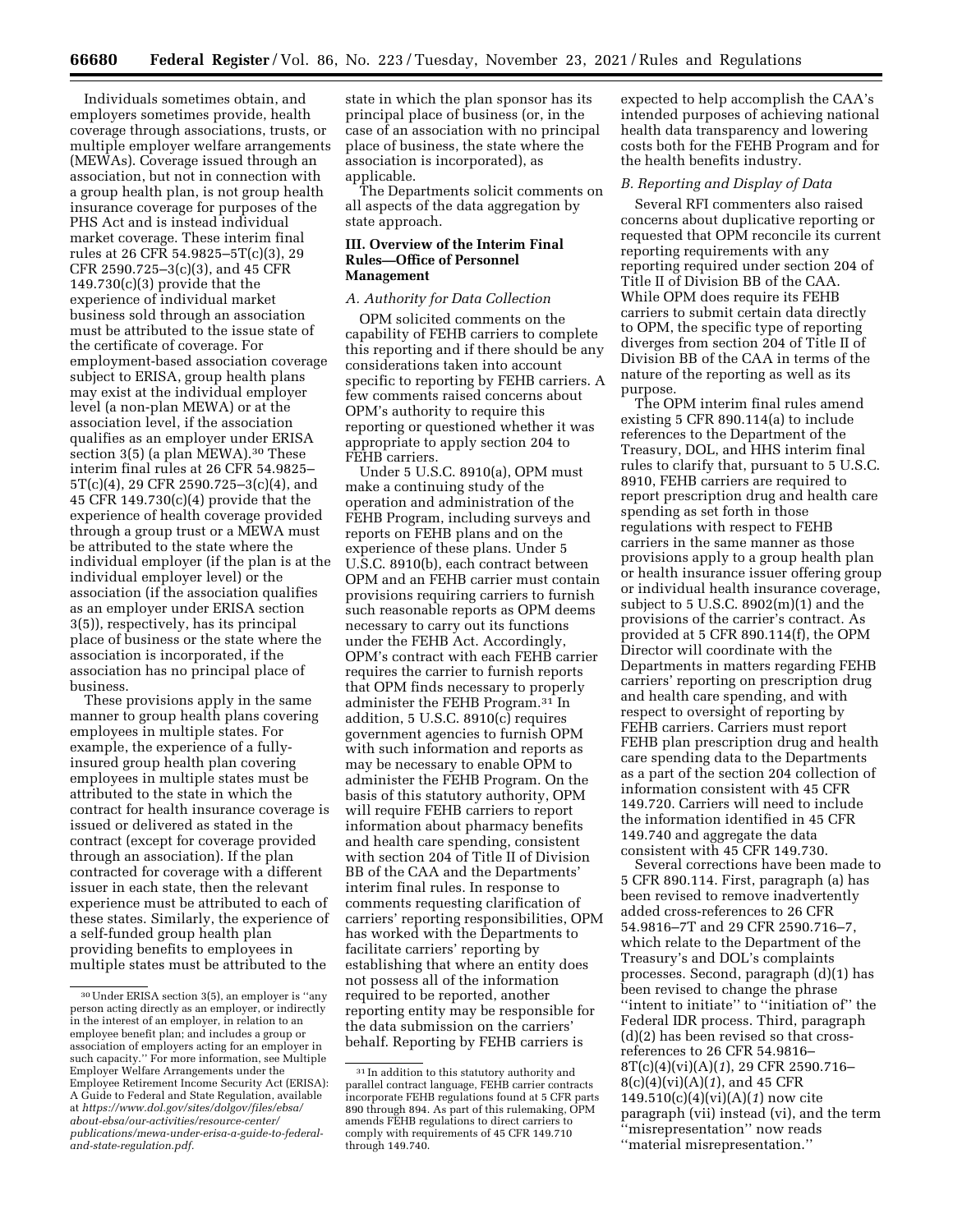Individuals sometimes obtain, and employers sometimes provide, health coverage through associations, trusts, or multiple employer welfare arrangements (MEWAs). Coverage issued through an association, but not in connection with a group health plan, is not group health insurance coverage for purposes of the PHS Act and is instead individual market coverage. These interim final rules at 26 CFR 54.9825–5T(c)(3), 29 CFR 2590.725–3(c)(3), and 45 CFR 149.730(c)(3) provide that the experience of individual market business sold through an association must be attributed to the issue state of the certificate of coverage. For employment-based association coverage subject to ERISA, group health plans may exist at the individual employer level (a non-plan MEWA) or at the association level, if the association qualifies as an employer under ERISA section 3(5) (a plan MEWA).[30] These interim final rules at 26 CFR 54.9825–5T(c)(4), 29 CFR 2590.725–3(c)(4), and 45 CFR 149.730(c)(4) provide that the experience of health coverage provided through a group trust or a MEWA must be attributed to the state where the individual employer (if the plan is at the individual employer level) or the association (if the association qualifies as an employer under ERISA section 3(5)), respectively, has its principal place of business or the state where the association is incorporated, if the association has no principal place of business.

These provisions apply in the same manner to group health plans covering employees in multiple states. For example, the experience of a fully-insured group health plan covering employees in multiple states must be attributed to the state in which the contract for health insurance coverage is issued or delivered as stated in the contract (except for coverage provided through an association). If the plan contracted for coverage with a different issuer in each state, then the relevant experience must be attributed to each of these states. Similarly, the experience of a self-funded group health plan providing benefits to employees in multiple states must be attributed to the state in which the plan sponsor has its principal place of business (or, in the case of an association with no principal place of business, the state where the association is incorporated), as applicable.

The Departments solicit comments on all aspects of the data aggregation by state approach.

## III. Overview of the Interim Final Rules—Office of Personnel Management

### A. Authority for Data Collection

OPM solicited comments on the capability of FEHB carriers to complete this reporting and if there should be any considerations taken into account specific to reporting by FEHB carriers. A few comments raised concerns about OPM's authority to require this reporting or questioned whether it was appropriate to apply section 204 to FEHB carriers.

Under 5 U.S.C. 8910(a), OPM must make a continuing study of the operation and administration of the FEHB Program, including surveys and reports on FEHB plans and on the experience of these plans. Under 5 U.S.C. 8910(b), each contract between OPM and an FEHB carrier must contain provisions requiring carriers to furnish such reasonable reports as OPM deems necessary to carry out its functions under the FEHB Act. Accordingly, OPM's contract with each FEHB carrier requires the carrier to furnish reports that OPM finds necessary to properly administer the FEHB Program.[31] In addition, 5 U.S.C. 8910(c) requires government agencies to furnish OPM with such information and reports as may be necessary to enable OPM to administer the FEHB Program. On the basis of this statutory authority, OPM will require FEHB carriers to report information about pharmacy benefits and health care spending, consistent with section 204 of Title II of Division BB of the CAA and the Departments' interim final rules. In response to comments requesting clarification of carriers' reporting responsibilities, OPM has worked with the Departments to facilitate carriers' reporting by establishing that where an entity does not possess all of the information required to be reported, another reporting entity may be responsible for the data submission on the carriers' behalf. Reporting by FEHB carriers is expected to help accomplish the CAA's intended purposes of achieving national health data transparency and lowering costs both for the FEHB Program and for the health benefits industry.

### B. Reporting and Display of Data

Several RFI commenters also raised concerns about duplicative reporting or requested that OPM reconcile its current reporting requirements with any reporting required under section 204 of Title II of Division BB of the CAA. While OPM does require its FEHB carriers to submit certain data directly to OPM, the specific type of reporting diverges from section 204 of Title II of Division BB of the CAA in terms of the nature of the reporting as well as its purpose.

The OPM interim final rules amend existing 5 CFR 890.114(a) to include references to the Department of the Treasury, DOL, and HHS interim final rules to clarify that, pursuant to 5 U.S.C. 8910, FEHB carriers are required to report prescription drug and health care spending as set forth in those regulations with respect to FEHB carriers in the same manner as those provisions apply to a group health plan or health insurance issuer offering group or individual health insurance coverage, subject to 5 U.S.C. 8902(m)(1) and the provisions of the carrier's contract. As provided at 5 CFR 890.114(f), the OPM Director will coordinate with the Departments in matters regarding FEHB carriers' reporting on prescription drug and health care spending, and with respect to oversight of reporting by FEHB carriers. Carriers must report FEHB plan prescription drug and health care spending data to the Departments as a part of the section 204 collection of information consistent with 45 CFR 149.720. Carriers will need to include the information identified in 45 CFR 149.740 and aggregate the data consistent with 45 CFR 149.730.

Several corrections have been made to 5 CFR 890.114. First, paragraph (a) has been revised to remove inadvertently added cross-references to 26 CFR 54.9816–7T and 29 CFR 2590.716–7, which relate to the Department of the Treasury's and DOL's complaints processes. Second, paragraph (d)(1) has been revised to change the phrase "intent to initiate" to "initiation of" the Federal IDR process. Third, paragraph (d)(2) has been revised so that cross-references to 26 CFR 54.9816–8T(c)(4)(vi)(A)(*1*), 29 CFR 2590.716–8(c)(4)(vi)(A)(*1*), and 45 CFR 149.510(c)(4)(vi)(A)(*1*) now cite paragraph (vii) instead (vi), and the term "misrepresentation" now reads "material misrepresentation."

---

[30] Under ERISA section 3(5), an employer is "any person acting directly as an employer, or indirectly in the interest of an employer, in relation to an employee benefit plan; and includes a group or association of employers acting for an employer in such capacity." For more information, see Multiple Employer Welfare Arrangements under the Employee Retirement Income Security Act (ERISA): A Guide to Federal and State Regulation, available at *https://www.dol.gov/sites/dolgov/files/ebsa/about-ebsa/our-activities/resource-center/publications/mewa-under-erisa-a-guide-to-federal-and-state-regulation.pdf*.

[31] In addition to this statutory authority and parallel contract language, FEHB carrier contracts incorporate FEHB regulations found at 5 CFR parts 890 through 894. As part of this rulemaking, OPM amends FEHB regulations to direct carriers to comply with requirements of 45 CFR 149.710 through 149.740.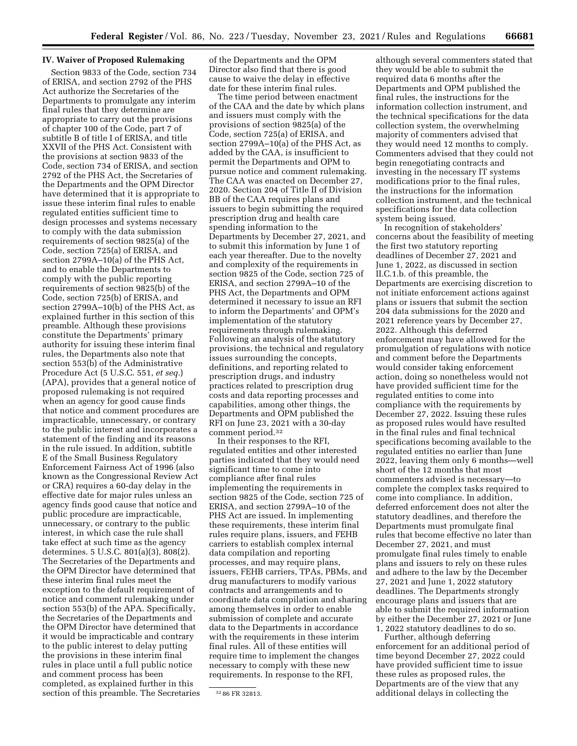## IV. Waiver of Proposed Rulemaking

Section 9833 of the Code, section 734 of ERISA, and section 2792 of the PHS Act authorize the Secretaries of the Departments to promulgate any interim final rules that they determine are appropriate to carry out the provisions of chapter 100 of the Code, part 7 of subtitle B of title I of ERISA, and title XXVII of the PHS Act. Consistent with the provisions at section 9833 of the Code, section 734 of ERISA, and section 2792 of the PHS Act, the Secretaries of the Departments and the OPM Director have determined that it is appropriate to issue these interim final rules to enable regulated entities sufficient time to design processes and systems necessary to comply with the data submission requirements of section 9825(a) of the Code, section 725(a) of ERISA, and section 2799A–10(a) of the PHS Act, and to enable the Departments to comply with the public reporting requirements of section 9825(b) of the Code, section 725(b) of ERISA, and section 2799A–10(b) of the PHS Act, as explained further in this section of this preamble. Although these provisions constitute the Departments' primary authority for issuing these interim final rules, the Departments also note that section 553(b) of the Administrative Procedure Act (5 U.S.C. 551, *et seq.*) (APA), provides that a general notice of proposed rulemaking is not required when an agency for good cause finds that notice and comment procedures are impracticable, unnecessary, or contrary to the public interest and incorporates a statement of the finding and its reasons in the rule issued. In addition, subtitle E of the Small Business Regulatory Enforcement Fairness Act of 1996 (also known as the Congressional Review Act or CRA) requires a 60-day delay in the effective date for major rules unless an agency finds good cause that notice and public procedure are impracticable, unnecessary, or contrary to the public interest, in which case the rule shall take effect at such time as the agency determines. 5 U.S.C. 801(a)(3), 808(2). The Secretaries of the Departments and the OPM Director have determined that these interim final rules meet the exception to the default requirement of notice and comment rulemaking under section 553(b) of the APA. Specifically, the Secretaries of the Departments and the OPM Director have determined that it would be impracticable and contrary to the public interest to delay putting the provisions in these interim final rules in place until a full public notice and comment process has been completed, as explained further in this section of this preamble. The Secretaries of the Departments and the OPM Director also find that there is good cause to waive the delay in effective date for these interim final rules.

The time period between enactment of the CAA and the date by which plans and issuers must comply with the provisions of section 9825(a) of the Code, section 725(a) of ERISA, and section 2799A–10(a) of the PHS Act, as added by the CAA, is insufficient to permit the Departments and OPM to pursue notice and comment rulemaking. The CAA was enacted on December 27, 2020. Section 204 of Title II of Division BB of the CAA requires plans and issuers to begin submitting the required prescription drug and health care spending information to the Departments by December 27, 2021, and to submit this information by June 1 of each year thereafter. Due to the novelty and complexity of the requirements in section 9825 of the Code, section 725 of ERISA, and section 2799A–10 of the PHS Act, the Departments and OPM determined it necessary to issue an RFI to inform the Departments' and OPM's implementation of the statutory requirements through rulemaking. Following an analysis of the statutory provisions, the technical and regulatory issues surrounding the concepts, definitions, and reporting related to prescription drugs, and industry practices related to prescription drug costs and data reporting processes and capabilities, among other things, the Departments and OPM published the RFI on June 23, 2021 with a 30-day comment period.[32]

In their responses to the RFI, regulated entities and other interested parties indicated that they would need significant time to come into compliance after final rules implementing the requirements in section 9825 of the Code, section 725 of ERISA, and section 2799A–10 of the PHS Act are issued. In implementing these requirements, these interim final rules require plans, issuers, and FEHB carriers to establish complex internal data compilation and reporting processes, and may require plans, issuers, FEHB carriers, TPAs, PBMs, and drug manufacturers to modify various contracts and arrangements and to coordinate data compilation and sharing among themselves in order to enable submission of complete and accurate data to the Departments in accordance with the requirements in these interim final rules. All of these entities will require time to implement the changes necessary to comply with these new requirements. In response to the RFI, although several commenters stated that they would be able to submit the required data 6 months after the Departments and OPM published the final rules, the instructions for the information collection instrument, and the technical specifications for the data collection system, the overwhelming majority of commenters advised that they would need 12 months to comply. Commenters advised that they could not begin renegotiating contracts and investing in the necessary IT systems modifications prior to the final rules, the instructions for the information collection instrument, and the technical specifications for the data collection system being issued.

In recognition of stakeholders' concerns about the feasibility of meeting the first two statutory reporting deadlines of December 27, 2021 and June 1, 2022, as discussed in section II.C.1.b. of this preamble, the Departments are exercising discretion to not initiate enforcement actions against plans or issuers that submit the section 204 data submissions for the 2020 and 2021 reference years by December 27, 2022. Although this deferred enforcement may have allowed for the promulgation of regulations with notice and comment before the Departments would consider taking enforcement action, doing so nonetheless would not have provided sufficient time for the regulated entities to come into compliance with the requirements by December 27, 2022. Issuing these rules as proposed rules would have resulted in the final rules and final technical specifications becoming available to the regulated entities no earlier than June 2022, leaving them only 6 months—well short of the 12 months that most commenters advised is necessary—to complete the complex tasks required to come into compliance. In addition, deferred enforcement does not alter the statutory deadlines, and therefore the Departments must promulgate final rules that become effective no later than December 27, 2021, and must promulgate final rules timely to enable plans and issuers to rely on these rules and adhere to the law by the December 27, 2021 and June 1, 2022 statutory deadlines. The Departments strongly encourage plans and issuers that are able to submit the required information by either the December 27, 2021 or June 1, 2022 statutory deadlines to do so.

Further, although deferring enforcement for an additional period of time beyond December 27, 2022 could have provided sufficient time to issue these rules as proposed rules, the Departments are of the view that any additional delays in collecting the

[32] 86 FR 32813.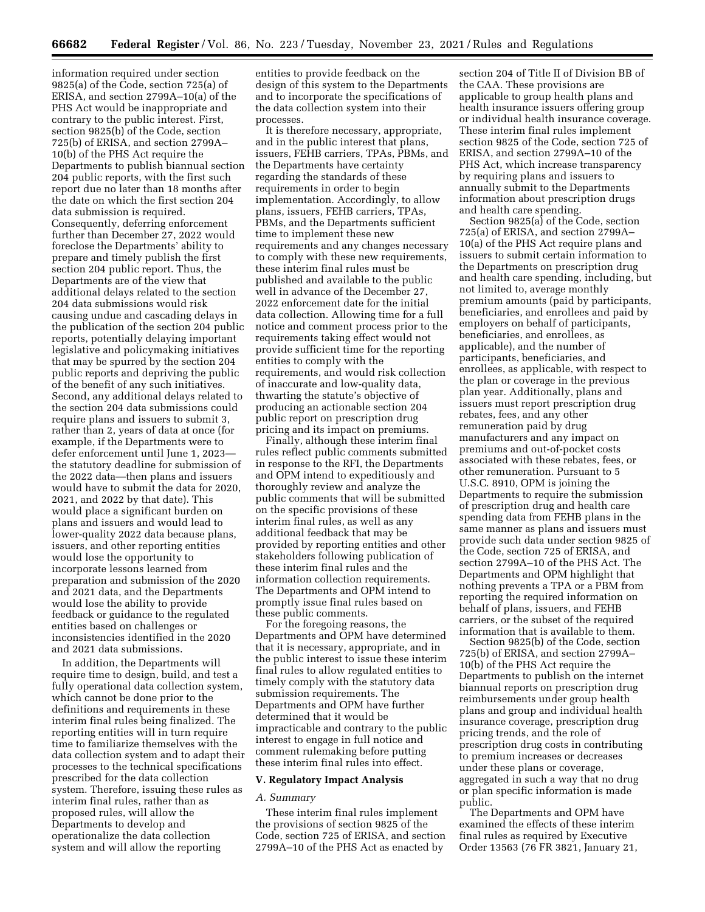information required under section 9825(a) of the Code, section 725(a) of ERISA, and section 2799A–10(a) of the PHS Act would be inappropriate and contrary to the public interest. First, section 9825(b) of the Code, section 725(b) of ERISA, and section 2799A–10(b) of the PHS Act require the Departments to publish biannual section 204 public reports, with the first such report due no later than 18 months after the date on which the first section 204 data submission is required. Consequently, deferring enforcement further than December 27, 2022 would foreclose the Departments' ability to prepare and timely publish the first section 204 public report. Thus, the Departments are of the view that additional delays related to the section 204 data submissions would risk causing undue and cascading delays in the publication of the section 204 public reports, potentially delaying important legislative and policymaking initiatives that may be spurred by the section 204 public reports and depriving the public of the benefit of any such initiatives. Second, any additional delays related to the section 204 data submissions could require plans and issuers to submit 3, rather than 2, years of data at once (for example, if the Departments were to defer enforcement until June 1, 2023—the statutory deadline for submission of the 2022 data—then plans and issuers would have to submit the data for 2020, 2021, and 2022 by that date). This would place a significant burden on plans and issuers and would lead to lower-quality 2022 data because plans, issuers, and other reporting entities would lose the opportunity to incorporate lessons learned from preparation and submission of the 2020 and 2021 data, and the Departments would lose the ability to provide feedback or guidance to the regulated entities based on challenges or inconsistencies identified in the 2020 and 2021 data submissions.

In addition, the Departments will require time to design, build, and test a fully operational data collection system, which cannot be done prior to the definitions and requirements in these interim final rules being finalized. The reporting entities will in turn require time to familiarize themselves with the data collection system and to adapt their processes to the technical specifications prescribed for the data collection system. Therefore, issuing these rules as interim final rules, rather than as proposed rules, will allow the Departments to develop and operationalize the data collection system and will allow the reporting entities to provide feedback on the design of this system to the Departments and to incorporate the specifications of the data collection system into their processes.

It is therefore necessary, appropriate, and in the public interest that plans, issuers, FEHB carriers, TPAs, PBMs, and the Departments have certainty regarding the standards of these requirements in order to begin implementation. Accordingly, to allow plans, issuers, FEHB carriers, TPAs, PBMs, and the Departments sufficient time to implement these new requirements and any changes necessary to comply with these new requirements, these interim final rules must be published and available to the public well in advance of the December 27, 2022 enforcement date for the initial data collection. Allowing time for a full notice and comment process prior to the requirements taking effect would not provide sufficient time for the reporting entities to comply with the requirements, and would risk collection of inaccurate and low-quality data, thwarting the statute's objective of producing an actionable section 204 public report on prescription drug pricing and its impact on premiums.

Finally, although these interim final rules reflect public comments submitted in response to the RFI, the Departments and OPM intend to expeditiously and thoroughly review and analyze the public comments that will be submitted on the specific provisions of these interim final rules, as well as any additional feedback that may be provided by reporting entities and other stakeholders following publication of these interim final rules and the information collection requirements. The Departments and OPM intend to promptly issue final rules based on these public comments.

For the foregoing reasons, the Departments and OPM have determined that it is necessary, appropriate, and in the public interest to issue these interim final rules to allow regulated entities to timely comply with the statutory data submission requirements. The Departments and OPM have further determined that it would be impracticable and contrary to the public interest to engage in full notice and comment rulemaking before putting these interim final rules into effect.

## V. Regulatory Impact Analysis

### *A. Summary*

These interim final rules implement the provisions of section 9825 of the Code, section 725 of ERISA, and section 2799A–10 of the PHS Act as enacted by section 204 of Title II of Division BB of the CAA. These provisions are applicable to group health plans and health insurance issuers offering group or individual health insurance coverage. These interim final rules implement section 9825 of the Code, section 725 of ERISA, and section 2799A–10 of the PHS Act, which increase transparency by requiring plans and issuers to annually submit to the Departments information about prescription drugs and health care spending.

Section 9825(a) of the Code, section 725(a) of ERISA, and section 2799A–10(a) of the PHS Act require plans and issuers to submit certain information to the Departments on prescription drug and health care spending, including, but not limited to, average monthly premium amounts (paid by participants, beneficiaries, and enrollees and paid by employers on behalf of participants, beneficiaries, and enrollees, as applicable), and the number of participants, beneficiaries, and enrollees, as applicable, with respect to the plan or coverage in the previous plan year. Additionally, plans and issuers must report prescription drug rebates, fees, and any other remuneration paid by drug manufacturers and any impact on premiums and out-of-pocket costs associated with these rebates, fees, or other remuneration. Pursuant to 5 U.S.C. 8910, OPM is joining the Departments to require the submission of prescription drug and health care spending data from FEHB plans in the same manner as plans and issuers must provide such data under section 9825 of the Code, section 725 of ERISA, and section 2799A–10 of the PHS Act. The Departments and OPM highlight that nothing prevents a TPA or a PBM from reporting the required information on behalf of plans, issuers, and FEHB carriers, or the subset of the required information that is available to them.

Section 9825(b) of the Code, section 725(b) of ERISA, and section 2799A–10(b) of the PHS Act require the Departments to publish on the internet biannual reports on prescription drug reimbursements under group health plans and group and individual health insurance coverage, prescription drug pricing trends, and the role of prescription drug costs in contributing to premium increases or decreases under these plans or coverage, aggregated in such a way that no drug or plan specific information is made public.

The Departments and OPM have examined the effects of these interim final rules as required by Executive Order 13563 (76 FR 3821, January 21,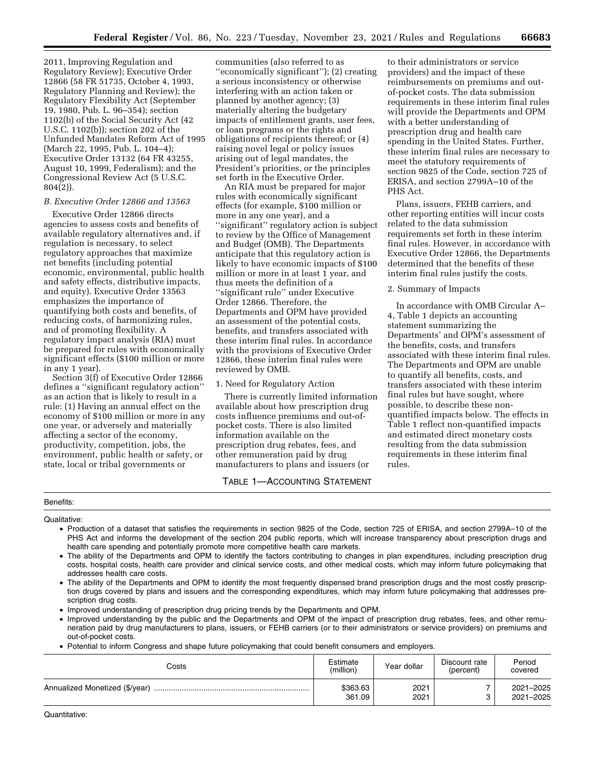2011, Improving Regulation and Regulatory Review); Executive Order 12866 (58 FR 51735, October 4, 1993, Regulatory Planning and Review); the Regulatory Flexibility Act (September 19, 1980, Pub. L. 96–354); section 1102(b) of the Social Security Act (42 U.S.C. 1102(b)); section 202 of the Unfunded Mandates Reform Act of 1995 (March 22, 1995, Pub. L. 104–4); Executive Order 13132 (64 FR 43255, August 10, 1999, Federalism); and the Congressional Review Act (5 U.S.C. 804(2)).

### *B. Executive Order 12866 and 13563*

Executive Order 12866 directs agencies to assess costs and benefits of available regulatory alternatives and, if regulation is necessary, to select regulatory approaches that maximize net benefits (including potential economic, environmental, public health and safety effects, distributive impacts, and equity). Executive Order 13563 emphasizes the importance of quantifying both costs and benefits, of reducing costs, of harmonizing rules, and of promoting flexibility. A regulatory impact analysis (RIA) must be prepared for rules with economically significant effects ($100 million or more in any 1 year).

Section 3(f) of Executive Order 12866 defines a ''significant regulatory action'' as an action that is likely to result in a rule: (1) Having an annual effect on the economy of $100 million or more in any one year, or adversely and materially affecting a sector of the economy, productivity, competition, jobs, the environment, public health or safety, or state, local or tribal governments or communities (also referred to as ''economically significant''); (2) creating a serious inconsistency or otherwise interfering with an action taken or planned by another agency; (3) materially altering the budgetary impacts of entitlement grants, user fees, or loan programs or the rights and obligations of recipients thereof; or (4) raising novel legal or policy issues arising out of legal mandates, the President's priorities, or the principles set forth in the Executive Order.

An RIA must be prepared for major rules with economically significant effects (for example, $100 million or more in any one year), and a ''significant'' regulatory action is subject to review by the Office of Management and Budget (OMB). The Departments anticipate that this regulatory action is likely to have economic impacts of $100 million or more in at least 1 year, and thus meets the definition of a ''significant rule'' under Executive Order 12866. Therefore, the Departments and OPM have provided an assessment of the potential costs, benefits, and transfers associated with these interim final rules. In accordance with the provisions of Executive Order 12866, these interim final rules were reviewed by OMB.

#### 1. Need for Regulatory Action

There is currently limited information available about how prescription drug costs influence premiums and out-of-pocket costs. There is also limited information available on the prescription drug rebates, fees, and other remuneration paid by drug manufacturers to plans and issuers (or to their administrators or service providers) and the impact of these reimbursements on premiums and out-of-pocket costs. The data submission requirements in these interim final rules will provide the Departments and OPM with a better understanding of prescription drug and health care spending in the United States. Further, these interim final rules are necessary to meet the statutory requirements of section 9825 of the Code, section 725 of ERISA, and section 2799A–10 of the PHS Act.

Plans, issuers, FEHB carriers, and other reporting entities will incur costs related to the data submission requirements set forth in these interim final rules. However, in accordance with Executive Order 12866, the Departments determined that the benefits of these interim final rules justify the costs.

#### 2. Summary of Impacts

In accordance with OMB Circular A–4, Table 1 depicts an accounting statement summarizing the Departments' and OPM's assessment of the benefits, costs, and transfers associated with these interim final rules. The Departments and OPM are unable to quantify all benefits, costs, and transfers associated with these interim final rules but have sought, where possible, to describe these non-quantified impacts below. The effects in Table 1 reflect non-quantified impacts and estimated direct monetary costs resulting from the data submission requirements in these interim final rules.

TABLE 1—ACCOUNTING STATEMENT

Benefits:

Qualitative:

- Production of a dataset that satisfies the requirements in section 9825 of the Code, section 725 of ERISA, and section 2799A–10 of the PHS Act and informs the development of the section 204 public reports, which will increase transparency about prescription drugs and health care spending and potentially promote more competitive health care markets.
- The ability of the Departments and OPM to identify the factors contributing to changes in plan expenditures, including prescription drug costs, hospital costs, health care provider and clinical service costs, and other medical costs, which may inform future policymaking that addresses health care costs.
- The ability of the Departments and OPM to identify the most frequently dispensed brand prescription drugs and the most costly prescription drugs covered by plans and issuers and the corresponding expenditures, which may inform future policymaking that addresses prescription drug costs.
- Improved understanding of prescription drug pricing trends by the Departments and OPM.
- Improved understanding by the public and the Departments and OPM of the impact of prescription drug rebates, fees, and other remuneration paid by drug manufacturers to plans, issuers, or FEHB carriers (or to their administrators or service providers) on premiums and out-of-pocket costs.
- Potential to inform Congress and shape future policymaking that could benefit consumers and employers.

| Costs | Estimate (million) | Year dollar | Discount rate (percent) | Period covered |
| --- | --- | --- | --- | --- |
| Annualized Monetized ($/year) | $363.63 | 2021 | 7 | 2021–2025 |
| | 361.09 | 2021 | 3 | 2021–2025 |

Quantitative: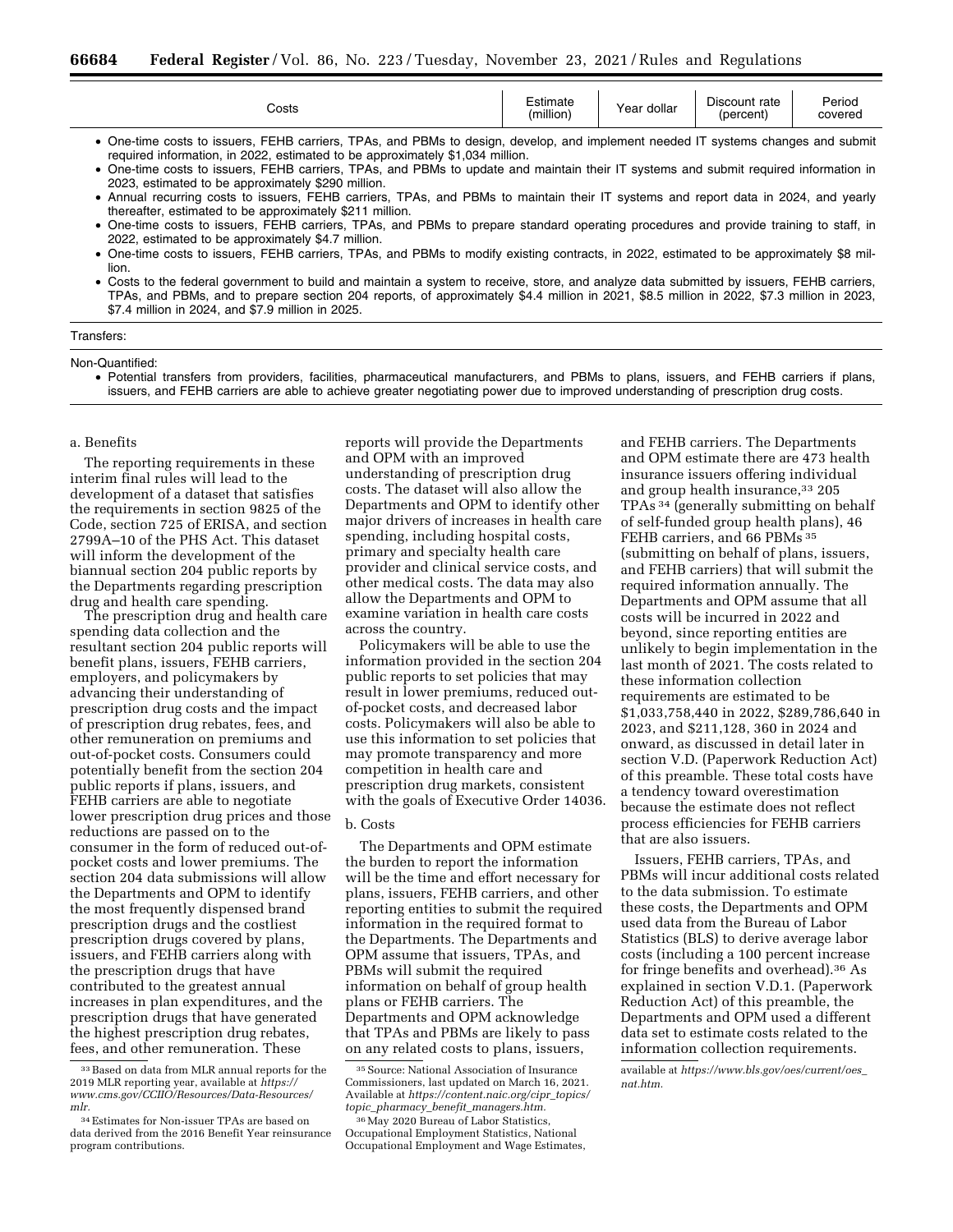| Costs | Estimate (million) | Year dollar | Discount rate (percent) | Period covered |
|---|---|---|---|---|

- One-time costs to issuers, FEHB carriers, TPAs, and PBMs to design, develop, and implement needed IT systems changes and submit required information, in 2022, estimated to be approximately $1,034 million.
- One-time costs to issuers, FEHB carriers, TPAs, and PBMs to update and maintain their IT systems and submit required information in 2023, estimated to be approximately $290 million.
- Annual recurring costs to issuers, FEHB carriers, TPAs, and PBMs to maintain their IT systems and report data in 2024, and yearly thereafter, estimated to be approximately $211 million.
- One-time costs to issuers, FEHB carriers, TPAs, and PBMs to prepare standard operating procedures and provide training to staff, in 2022, estimated to be approximately $4.7 million.
- One-time costs to issuers, FEHB carriers, TPAs, and PBMs to modify existing contracts, in 2022, estimated to be approximately $8 million.
- Costs to the federal government to build and maintain a system to receive, store, and analyze data submitted by issuers, FEHB carriers, TPAs, and PBMs, and to prepare section 204 reports, of approximately $4.4 million in 2021, $8.5 million in 2022, $7.3 million in 2023, $7.4 million in 2024, and $7.9 million in 2025.

Transfers:

Non-Quantified:

- Potential transfers from providers, facilities, pharmaceutical manufacturers, and PBMs to plans, issuers, and FEHB carriers if plans, issuers, and FEHB carriers are able to achieve greater negotiating power due to improved understanding of prescription drug costs.

a. Benefits

The reporting requirements in these interim final rules will lead to the development of a dataset that satisfies the requirements in section 9825 of the Code, section 725 of ERISA, and section 2799A–10 of the PHS Act. This dataset will inform the development of the biannual section 204 public reports by the Departments regarding prescription drug and health care spending.

The prescription drug and health care spending data collection and the resultant section 204 public reports will benefit plans, issuers, FEHB carriers, employers, and policymakers by advancing their understanding of prescription drug costs and the impact of prescription drug rebates, fees, and other remuneration on premiums and out-of-pocket costs. Consumers could potentially benefit from the section 204 public reports if plans, issuers, and FEHB carriers are able to negotiate lower prescription drug prices and those reductions are passed on to the consumer in the form of reduced out-of-pocket costs and lower premiums. The section 204 data submissions will allow the Departments and OPM to identify the most frequently dispensed brand prescription drugs and the costliest prescription drugs covered by plans, issuers, and FEHB carriers along with the prescription drugs that have contributed to the greatest annual increases in plan expenditures, and the prescription drugs that have generated the highest prescription drug rebates, fees, and other remuneration. These reports will provide the Departments and OPM with an improved understanding of prescription drug costs. The dataset will also allow the Departments and OPM to identify other major drivers of increases in health care spending, including hospital costs, primary and specialty health care provider and clinical service costs, and other medical costs. The data may also allow the Departments and OPM to examine variation in health care costs across the country.

Policymakers will be able to use the information provided in the section 204 public reports to set policies that may result in lower premiums, reduced out-of-pocket costs, and decreased labor costs. Policymakers will also be able to use this information to set policies that may promote transparency and more competition in health care and prescription drug markets, consistent with the goals of Executive Order 14036.

b. Costs

The Departments and OPM estimate the burden to report the information will be the time and effort necessary for plans, issuers, FEHB carriers, and other reporting entities to submit the required information in the required format to the Departments. The Departments and OPM assume that issuers, TPAs, and PBMs will submit the required information on behalf of group health plans or FEHB carriers. The Departments and OPM acknowledge that TPAs and PBMs are likely to pass on any related costs to plans, issuers, and FEHB carriers. The Departments and OPM estimate there are 473 health insurance issuers offering individual and group health insurance,[33] 205 TPAs[34] (generally submitting on behalf of self-funded group health plans), 46 FEHB carriers, and 66 PBMs[35] (submitting on behalf of plans, issuers, and FEHB carriers) that will submit the required information annually. The Departments and OPM assume that all costs will be incurred in 2022 and beyond, since reporting entities are unlikely to begin implementation in the last month of 2021. The costs related to these information collection requirements are estimated to be $1,033,758,440 in 2022, $289,786,640 in 2023, and $211,128, 360 in 2024 and onward, as discussed in detail later in section V.D. (Paperwork Reduction Act) of this preamble. These total costs have a tendency toward overestimation because the estimate does not reflect process efficiencies for FEHB carriers that are also issuers.

Issuers, FEHB carriers, TPAs, and PBMs will incur additional costs related to the data submission. To estimate these costs, the Departments and OPM used data from the Bureau of Labor Statistics (BLS) to derive average labor costs (including a 100 percent increase for fringe benefits and overhead).[36] As explained in section V.D.1. (Paperwork Reduction Act) of this preamble, the Departments and OPM used a different data set to estimate costs related to the information collection requirements.

[33] Based on data from MLR annual reports for the 2019 MLR reporting year, available at *https://www.cms.gov/CCIIO/Resources/Data-Resources/mlr*.

[34] Estimates for Non-issuer TPAs are based on data derived from the 2016 Benefit Year reinsurance program contributions.

[35] Source: National Association of Insurance Commissioners, last updated on March 16, 2021. Available at *https://content.naic.org/cipr_topics/topic_pharmacy_benefit_managers.htm*.

[36] May 2020 Bureau of Labor Statistics, Occupational Employment Statistics, National Occupational Employment and Wage Estimates, available at *https://www.bls.gov/oes/current/oes_nat.htm*.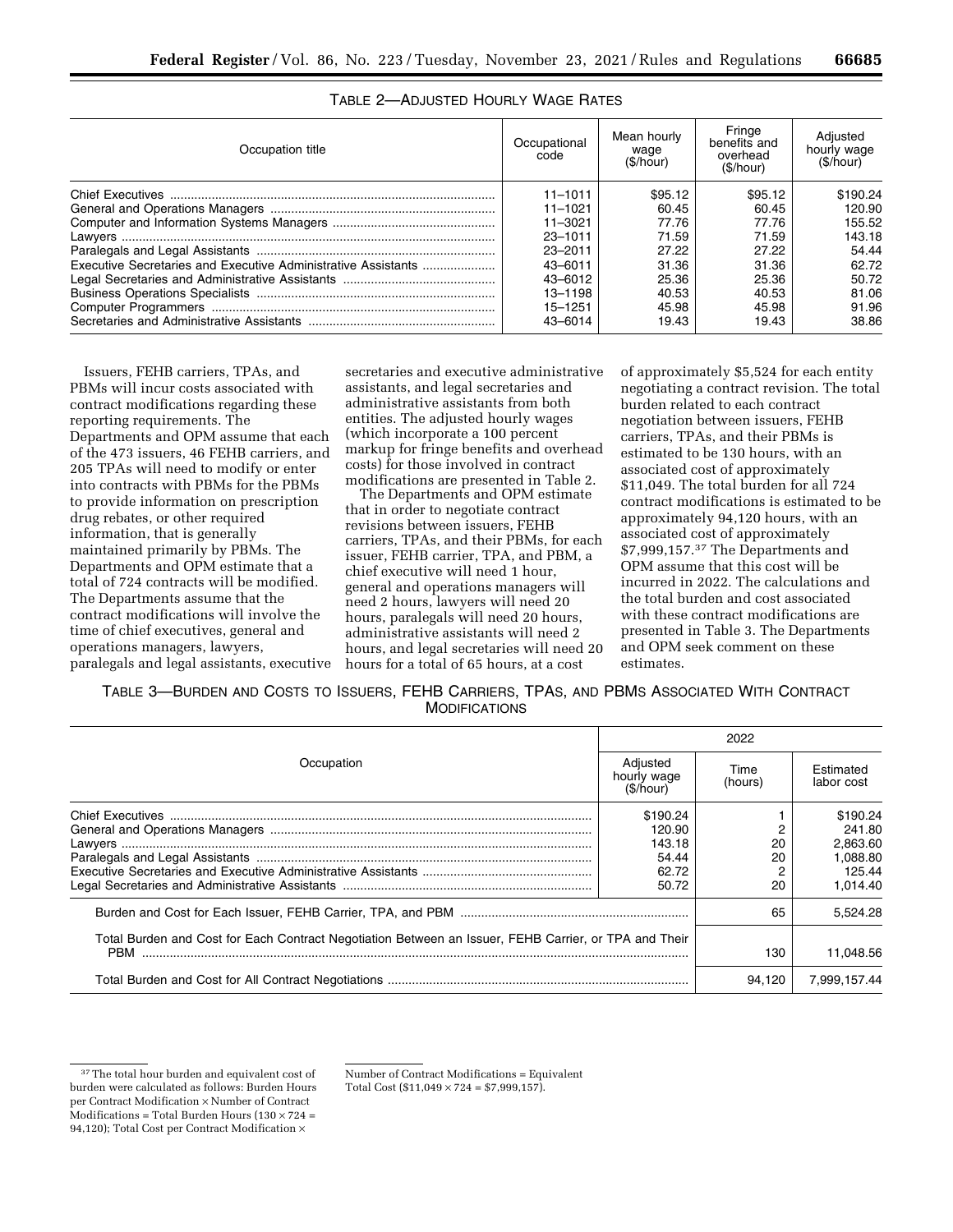TABLE 2—ADJUSTED HOURLY WAGE RATES

| Occupation title | Occupational code | Mean hourly wage ($/hour) | Fringe benefits and overhead ($/hour) | Adjusted hourly wage ($/hour) |
|---|---|---|---|---|
| Chief Executives | 11–1011 | $95.12 | $95.12 | $190.24 |
| General and Operations Managers | 11–1021 | 60.45 | 60.45 | 120.90 |
| Computer and Information Systems Managers | 11–3021 | 77.76 | 77.76 | 155.52 |
| Lawyers | 23–1011 | 71.59 | 71.59 | 143.18 |
| Paralegals and Legal Assistants | 23–2011 | 27.22 | 27.22 | 54.44 |
| Executive Secretaries and Executive Administrative Assistants | 43–6011 | 31.36 | 31.36 | 62.72 |
| Legal Secretaries and Administrative Assistants | 43–6012 | 25.36 | 25.36 | 50.72 |
| Business Operations Specialists | 13–1198 | 40.53 | 40.53 | 81.06 |
| Computer Programmers | 15–1251 | 45.98 | 45.98 | 91.96 |
| Secretaries and Administrative Assistants | 43–6014 | 19.43 | 19.43 | 38.86 |

Issuers, FEHB carriers, TPAs, and PBMs will incur costs associated with contract modifications regarding these reporting requirements. The Departments and OPM assume that each of the 473 issuers, 46 FEHB carriers, and 205 TPAs will need to modify or enter into contracts with PBMs for the PBMs to provide information on prescription drug rebates, or other required information, that is generally maintained primarily by PBMs. The Departments and OPM estimate that a total of 724 contracts will be modified. The Departments assume that the contract modifications will involve the time of chief executives, general and operations managers, lawyers, paralegals and legal assistants, executive secretaries and executive administrative assistants, and legal secretaries and administrative assistants from both entities. The adjusted hourly wages (which incorporate a 100 percent markup for fringe benefits and overhead costs) for those involved in contract modifications are presented in Table 2.

The Departments and OPM estimate that in order to negotiate contract revisions between issuers, FEHB carriers, TPAs, and their PBMs, for each issuer, FEHB carrier, TPA, and PBM, a chief executive will need 1 hour, general and operations managers will need 2 hours, lawyers will need 20 hours, paralegals will need 20 hours, administrative assistants will need 2 hours, and legal secretaries will need 20 hours for a total of 65 hours, at a cost of approximately $5,524 for each entity negotiating a contract revision. The total burden related to each contract negotiation between issuers, FEHB carriers, TPAs, and their PBMs is estimated to be 130 hours, with an associated cost of approximately $11,049. The total burden for all 724 contract modifications is estimated to be approximately 94,120 hours, with an associated cost of approximately $7,999,157.[37] The Departments and OPM assume that this cost will be incurred in 2022. The calculations and the total burden and cost associated with these contract modifications are presented in Table 3. The Departments and OPM seek comment on these estimates.

TABLE 3—BURDEN AND COSTS TO ISSUERS, FEHB CARRIERS, TPAS, AND PBMS ASSOCIATED WITH CONTRACT MODIFICATIONS

| Occupation | 2022 | | |
|---|---|---|---|
| | Adjusted hourly wage ($/hour) | Time (hours) | Estimated labor cost |
| Chief Executives | $190.24 | 1 | $190.24 |
| General and Operations Managers | 120.90 | 2 | 241.80 |
| Lawyers | 143.18 | 20 | 2,863.60 |
| Paralegals and Legal Assistants | 54.44 | 20 | 1,088.80 |
| Executive Secretaries and Executive Administrative Assistants | 62.72 | 2 | 125.44 |
| Legal Secretaries and Administrative Assistants | 50.72 | 20 | 1,014.40 |
| Burden and Cost for Each Issuer, FEHB Carrier, TPA, and PBM | | 65 | 5,524.28 |
| Total Burden and Cost for Each Contract Negotiation Between an Issuer, FEHB Carrier, or TPA and Their PBM | | 130 | 11,048.56 |
| Total Burden and Cost for All Contract Negotiations | | 94,120 | 7,999,157.44 |

[37] The total hour burden and equivalent cost of burden were calculated as follows: Burden Hours per Contract Modification × Number of Contract Modifications = Total Burden Hours (130 × 724 = 94,120); Total Cost per Contract Modification × Number of Contract Modifications = Equivalent Total Cost ($11,049 × 724 = $7,999,157).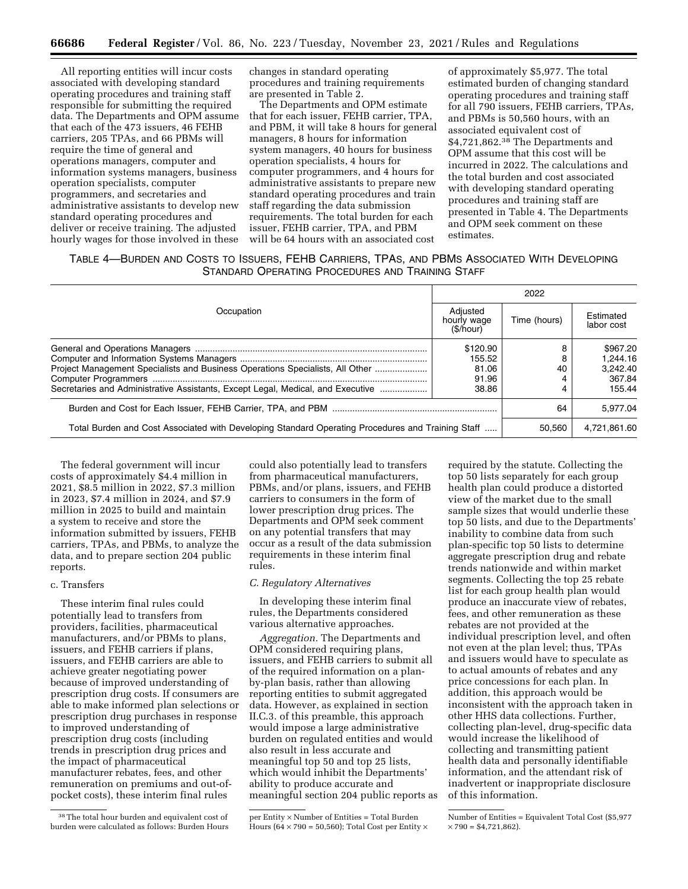All reporting entities will incur costs associated with developing standard operating procedures and training staff responsible for submitting the required data. The Departments and OPM assume that each of the 473 issuers, 46 FEHB carriers, 205 TPAs, and 66 PBMs will require the time of general and operations managers, computer and information systems managers, business operation specialists, computer programmers, and secretaries and administrative assistants to develop new standard operating procedures and deliver or receive training. The adjusted hourly wages for those involved in these changes in standard operating procedures and training requirements are presented in Table 2.

The Departments and OPM estimate that for each issuer, FEHB carrier, TPA, and PBM, it will take 8 hours for general managers, 8 hours for information system managers, 40 hours for business operation specialists, 4 hours for computer programmers, and 4 hours for administrative assistants to prepare new standard operating procedures and train staff regarding the data submission requirements. The total burden for each issuer, FEHB carrier, TPA, and PBM will be 64 hours with an associated cost of approximately $5,977. The total estimated burden of changing standard operating procedures and training staff for all 790 issuers, FEHB carriers, TPAs, and PBMs is 50,560 hours, with an associated equivalent cost of $4,721,862.[38] The Departments and OPM assume that this cost will be incurred in 2022. The calculations and the total burden and cost associated with developing standard operating procedures and training staff are presented in Table 4. The Departments and OPM seek comment on these estimates.

TABLE 4—BURDEN AND COSTS TO ISSUERS, FEHB CARRIERS, TPAS, AND PBMS ASSOCIATED WITH DEVELOPING STANDARD OPERATING PROCEDURES AND TRAINING STAFF

| Occupation | 2022 | | |
|---|---|---|---|
| | Adjusted hourly wage ($/hour) | Time (hours) | Estimated labor cost |
| General and Operations Managers | $120.90 | 8 | $967.20 |
| Computer and Information Systems Managers | 155.52 | 8 | 1,244.16 |
| Project Management Specialists and Business Operations Specialists, All Other | 81.06 | 40 | 3,242.40 |
| Computer Programmers | 91.96 | 4 | 367.84 |
| Secretaries and Administrative Assistants, Except Legal, Medical, and Executive | 38.86 | 4 | 155.44 |
| Burden and Cost for Each Issuer, FEHB Carrier, TPA, and PBM | | 64 | 5,977.04 |
| Total Burden and Cost Associated with Developing Standard Operating Procedures and Training Staff | | 50,560 | 4,721,861.60 |

The federal government will incur costs of approximately $4.4 million in 2021, $8.5 million in 2022, $7.3 million in 2023, $7.4 million in 2024, and $7.9 million in 2025 to build and maintain a system to receive and store the information submitted by issuers, FEHB carriers, TPAs, and PBMs, to analyze the data, and to prepare section 204 public reports.

c. Transfers

These interim final rules could potentially lead to transfers from providers, facilities, pharmaceutical manufacturers, and/or PBMs to plans, issuers, and FEHB carriers if plans, issuers, and FEHB carriers are able to achieve greater negotiating power because of improved understanding of prescription drug costs. If consumers are able to make informed plan selections or prescription drug purchases in response to improved understanding of prescription drug costs (including trends in prescription drug prices and the impact of pharmaceutical manufacturer rebates, fees, and other remuneration on premiums and out-of-pocket costs), these interim final rules could also potentially lead to transfers from pharmaceutical manufacturers, PBMs, and/or plans, issuers, and FEHB carriers to consumers in the form of lower prescription drug prices. The Departments and OPM seek comment on any potential transfers that may occur as a result of the data submission requirements in these interim final rules.

*C. Regulatory Alternatives*

In developing these interim final rules, the Departments considered various alternative approaches.

*Aggregation.* The Departments and OPM considered requiring plans, issuers, and FEHB carriers to submit all of the required information on a plan-by-plan basis, rather than allowing reporting entities to submit aggregated data. However, as explained in section II.C.3. of this preamble, this approach would impose a large administrative burden on regulated entities and would also result in less accurate and meaningful top 50 and top 25 lists, which would inhibit the Departments' ability to produce accurate and meaningful section 204 public reports as required by the statute. Collecting the top 50 lists separately for each group health plan could produce a distorted view of the market due to the small sample sizes that would underlie these top 50 lists, and due to the Departments' inability to combine data from such plan-specific top 50 lists to determine aggregate prescription drug and rebate trends nationwide and within market segments. Collecting the top 25 rebate list for each group health plan would produce an inaccurate view of rebates, fees, and other remuneration as these rebates are not provided at the individual prescription level, and often not even at the plan level; thus, TPAs and issuers would have to speculate as to actual amounts of rebates and any price concessions for each plan. In addition, this approach would be inconsistent with the approach taken in other HHS data collections. Further, collecting plan-level, drug-specific data would increase the likelihood of collecting and transmitting patient health data and personally identifiable information, and the attendant risk of inadvertent or inappropriate disclosure of this information.

[38] The total hour burden and equivalent cost of burden were calculated as follows: Burden Hours per Entity × Number of Entities = Total Burden Hours (64 × 790 = 50,560); Total Cost per Entity × Number of Entities = Equivalent Total Cost ($5,977 × 790 = $4,721,862).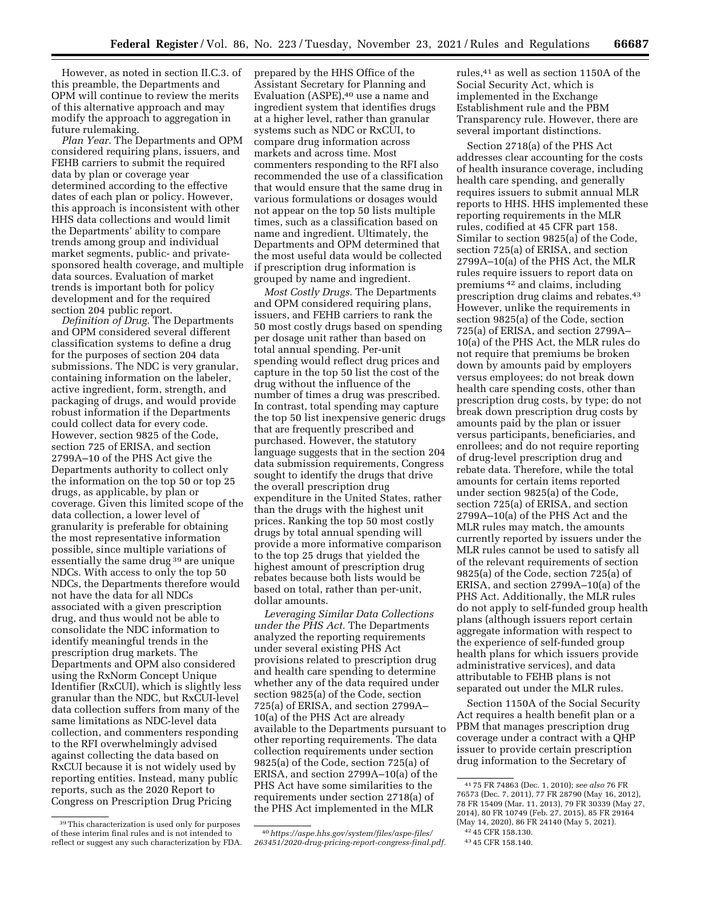However, as noted in section II.C.3. of this preamble, the Departments and OPM will continue to review the merits of this alternative approach and may modify the approach to aggregation in future rulemaking.

*Plan Year.* The Departments and OPM considered requiring plans, issuers, and FEHB carriers to submit the required data by plan or coverage year determined according to the effective dates of each plan or policy. However, this approach is inconsistent with other HHS data collections and would limit the Departments' ability to compare trends among group and individual market segments, public- and private-sponsored health coverage, and multiple data sources. Evaluation of market trends is important both for policy development and for the required section 204 public report.

*Definition of Drug.* The Departments and OPM considered several different classification systems to define a drug for the purposes of section 204 data submissions. The NDC is very granular, containing information on the labeler, active ingredient, form, strength, and packaging of drugs, and would provide robust information if the Departments could collect data for every code. However, section 9825 of the Code, section 725 of ERISA, and section 2799A–10 of the PHS Act give the Departments authority to collect only the information on the top 50 or top 25 drugs, as applicable, by plan or coverage. Given this limited scope of the data collection, a lower level of granularity is preferable for obtaining the most representative information possible, since multiple variations of essentially the same drug [39] are unique NDCs. With access to only the top 50 NDCs, the Departments therefore would not have the data for all NDCs associated with a given prescription drug, and thus would not be able to consolidate the NDC information to identify meaningful trends in the prescription drug markets. The Departments and OPM also considered using the RxNorm Concept Unique Identifier (RxCUI), which is slightly less granular than the NDC, but RxCUI-level data collection suffers from many of the same limitations as NDC-level data collection, and commenters responding to the RFI overwhelmingly advised against collecting the data based on RxCUI because it is not widely used by reporting entities. Instead, many public reports, such as the 2020 Report to Congress on Prescription Drug Pricing prepared by the HHS Office of the Assistant Secretary for Planning and Evaluation (ASPE),[40] use a name and ingredient system that identifies drugs at a higher level, rather than granular systems such as NDC or RxCUI, to compare drug information across markets and across time. Most commenters responding to the RFI also recommended the use of a classification that would ensure that the same drug in various formulations or dosages would not appear on the top 50 lists multiple times, such as a classification based on name and ingredient. Ultimately, the Departments and OPM determined that the most useful data would be collected if prescription drug information is grouped by name and ingredient.

*Most Costly Drugs.* The Departments and OPM considered requiring plans, issuers, and FEHB carriers to rank the 50 most costly drugs based on spending per dosage unit rather than based on total annual spending. Per-unit spending would reflect drug prices and capture in the top 50 list the cost of the drug without the influence of the number of times a drug was prescribed. In contrast, total spending may capture the top 50 list inexpensive generic drugs that are frequently prescribed and purchased. However, the statutory language suggests that in the section 204 data submission requirements, Congress sought to identify the drugs that drive the overall prescription drug expenditure in the United States, rather than the drugs with the highest unit prices. Ranking the top 50 most costly drugs by total annual spending will provide a more informative comparison to the top 25 drugs that yielded the highest amount of prescription drug rebates because both lists would be based on total, rather than per-unit, dollar amounts.

*Leveraging Similar Data Collections under the PHS Act.* The Departments analyzed the reporting requirements under several existing PHS Act provisions related to prescription drug and health care spending to determine whether any of the data required under section 9825(a) of the Code, section 725(a) of ERISA, and section 2799A–10(a) of the PHS Act are already available to the Departments pursuant to other reporting requirements. The data collection requirements under section 9825(a) of the Code, section 725(a) of ERISA, and section 2799A–10(a) of the PHS Act have some similarities to the requirements under section 2718(a) of the PHS Act implemented in the MLR rules,[41] as well as section 1150A of the Social Security Act, which is implemented in the Exchange Establishment rule and the PBM Transparency rule. However, there are several important distinctions.

Section 2718(a) of the PHS Act addresses clear accounting for the costs of health insurance coverage, including health care spending, and generally requires issuers to submit annual MLR reports to HHS. HHS implemented these reporting requirements in the MLR rules, codified at 45 CFR part 158. Similar to section 9825(a) of the Code, section 725(a) of ERISA, and section 2799A–10(a) of the PHS Act, the MLR rules require issuers to report data on premiums [42] and claims, including prescription drug claims and rebates.[43] However, unlike the requirements in section 9825(a) of the Code, section 725(a) of ERISA, and section 2799A–10(a) of the PHS Act, the MLR rules do not require that premiums be broken down by amounts paid by employers versus employees; do not break down health care spending costs, other than prescription drug costs, by type; do not break down prescription drug costs by amounts paid by the plan or issuer versus participants, beneficiaries, and enrollees; and do not require reporting of drug-level prescription drug and rebate data. Therefore, while the total amounts for certain items reported under section 9825(a) of the Code, section 725(a) of ERISA, and section 2799A–10(a) of the PHS Act and the MLR rules may match, the amounts currently reported by issuers under the MLR rules cannot be used to satisfy all of the relevant requirements of section 9825(a) of the Code, section 725(a) of ERISA, and section 2799A–10(a) of the PHS Act. Additionally, the MLR rules do not apply to self-funded group health plans (although issuers report certain aggregate information with respect to the experience of self-funded group health plans for which issuers provide administrative services), and data attributable to FEHB plans is not separated out under the MLR rules.

Section 1150A of the Social Security Act requires a health benefit plan or a PBM that manages prescription drug coverage under a contract with a QHP issuer to provide certain prescription drug information to the Secretary of

[39] This characterization is used only for purposes of these interim final rules and is not intended to reflect or suggest any such characterization by FDA.

[40] *https://aspe.hhs.gov/system/files/aspe-files/263451/2020-drug-pricing-report-congress-final.pdf.*

[41] 75 FR 74863 (Dec. 1, 2010); *see also* 76 FR 76573 (Dec. 7, 2011), 77 FR 28790 (May 16, 2012), 78 FR 15409 (Mar. 11, 2013), 79 FR 30339 (May 27, 2014), 80 FR 10749 (Feb. 27, 2015), 85 FR 29164 (May 14, 2020), 86 FR 24140 (May 5, 2021).

[42] 45 CFR 158.130.

[43] 45 CFR 158.140.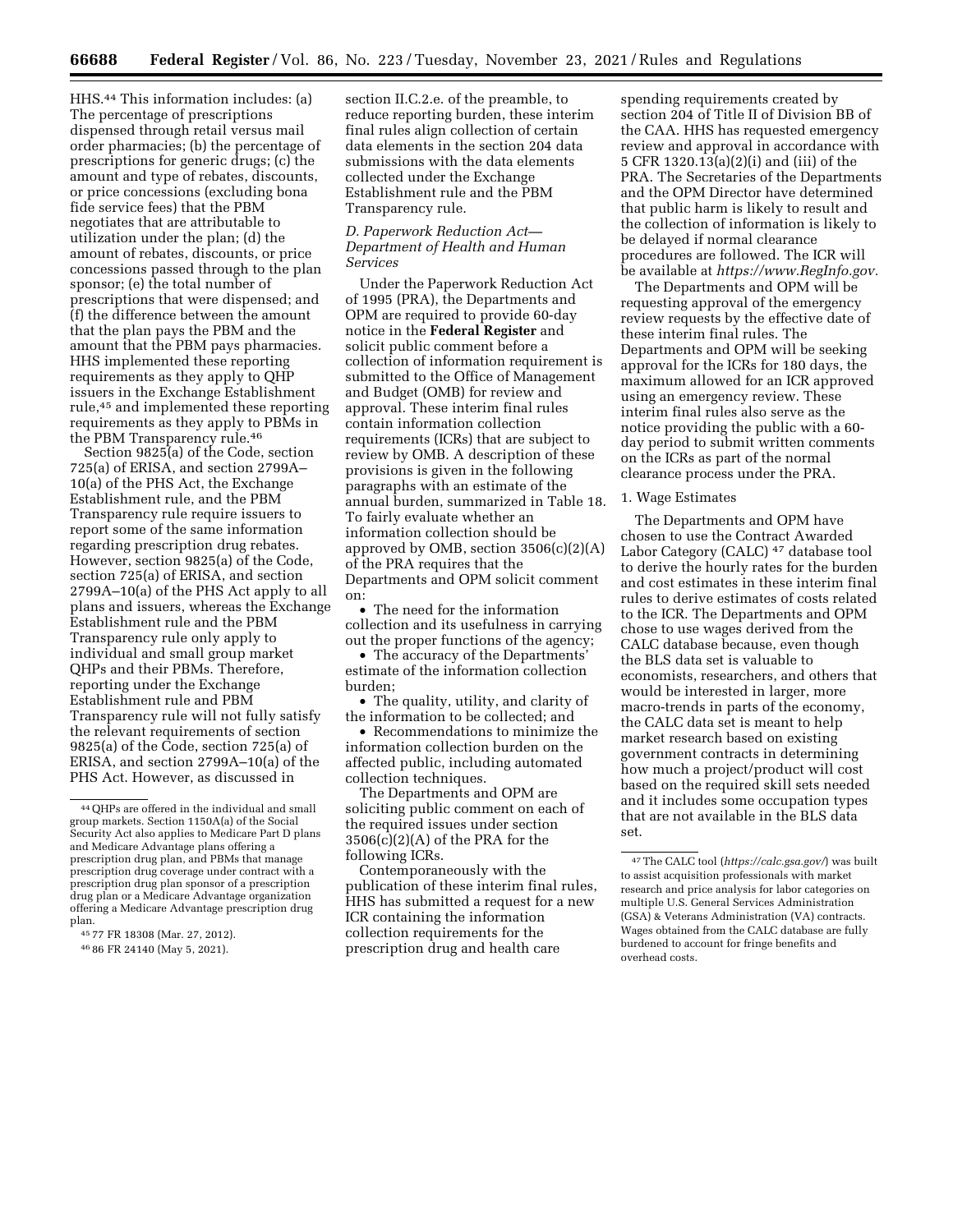HHS.[44] This information includes: (a) The percentage of prescriptions dispensed through retail versus mail order pharmacies; (b) the percentage of prescriptions for generic drugs; (c) the amount and type of rebates, discounts, or price concessions (excluding bona fide service fees) that the PBM negotiates that are attributable to utilization under the plan; (d) the amount of rebates, discounts, or price concessions passed through to the plan sponsor; (e) the total number of prescriptions that were dispensed; and (f) the difference between the amount that the plan pays the PBM and the amount that the PBM pays pharmacies. HHS implemented these reporting requirements as they apply to QHP issuers in the Exchange Establishment rule,[45] and implemented these reporting requirements as they apply to PBMs in the PBM Transparency rule.[46]

Section 9825(a) of the Code, section 725(a) of ERISA, and section 2799A–10(a) of the PHS Act, the Exchange Establishment rule, and the PBM Transparency rule require issuers to report some of the same information regarding prescription drug rebates. However, section 9825(a) of the Code, section 725(a) of ERISA, and section 2799A–10(a) of the PHS Act apply to all plans and issuers, whereas the Exchange Establishment rule and the PBM Transparency rule only apply to individual and small group market QHPs and their PBMs. Therefore, reporting under the Exchange Establishment rule and PBM Transparency rule will not fully satisfy the relevant requirements of section 9825(a) of the Code, section 725(a) of ERISA, and section 2799A–10(a) of the PHS Act. However, as discussed in section II.C.2.e. of the preamble, to reduce reporting burden, these interim final rules align collection of certain data elements in the section 204 data submissions with the data elements collected under the Exchange Establishment rule and the PBM Transparency rule.

### *D. Paperwork Reduction Act—Department of Health and Human Services*

Under the Paperwork Reduction Act of 1995 (PRA), the Departments and OPM are required to provide 60-day notice in the **Federal Register** and solicit public comment before a collection of information requirement is submitted to the Office of Management and Budget (OMB) for review and approval. These interim final rules contain information collection requirements (ICRs) that are subject to review by OMB. A description of these provisions is given in the following paragraphs with an estimate of the annual burden, summarized in Table 18. To fairly evaluate whether an information collection should be approved by OMB, section 3506(c)(2)(A) of the PRA requires that the Departments and OPM solicit comment on:

- The need for the information collection and its usefulness in carrying out the proper functions of the agency;
- The accuracy of the Departments' estimate of the information collection burden;
- The quality, utility, and clarity of the information to be collected; and
- Recommendations to minimize the information collection burden on the affected public, including automated collection techniques.

The Departments and OPM are soliciting public comment on each of the required issues under section 3506(c)(2)(A) of the PRA for the following ICRs.

Contemporaneously with the publication of these interim final rules, HHS has submitted a request for a new ICR containing the information collection requirements for the prescription drug and health care spending requirements created by section 204 of Title II of Division BB of the CAA. HHS has requested emergency review and approval in accordance with 5 CFR 1320.13(a)(2)(i) and (iii) of the PRA. The Secretaries of the Departments and the OPM Director have determined that public harm is likely to result and the collection of information is likely to be delayed if normal clearance procedures are followed. The ICR will be available at *https://www.RegInfo.gov.*

The Departments and OPM will be requesting approval of the emergency review requests by the effective date of these interim final rules. The Departments and OPM will be seeking approval for the ICRs for 180 days, the maximum allowed for an ICR approved using an emergency review. These interim final rules also serve as the notice providing the public with a 60-day period to submit written comments on the ICRs as part of the normal clearance process under the PRA.

1. Wage Estimates

The Departments and OPM have chosen to use the Contract Awarded Labor Category (CALC) [47] database tool to derive the hourly rates for the burden and cost estimates in these interim final rules to derive estimates of costs related to the ICR. The Departments and OPM chose to use wages derived from the CALC database because, even though the BLS data set is valuable to economists, researchers, and others that would be interested in larger, more macro-trends in parts of the economy, the CALC data set is meant to help market research based on existing government contracts in determining how much a project/product will cost based on the required skill sets needed and it includes some occupation types that are not available in the BLS data set.

---

[44] QHPs are offered in the individual and small group markets. Section 1150A(a) of the Social Security Act also applies to Medicare Part D plans and Medicare Advantage plans offering a prescription drug plan, and PBMs that manage prescription drug coverage under contract with a prescription drug plan sponsor of a prescription drug plan or a Medicare Advantage organization offering a Medicare Advantage prescription drug plan.

[45] 77 FR 18308 (Mar. 27, 2012).

[46] 86 FR 24140 (May 5, 2021).

[47] The CALC tool (*https://calc.gsa.gov/*) was built to assist acquisition professionals with market research and price analysis for labor categories on multiple U.S. General Services Administration (GSA) & Veterans Administration (VA) contracts. Wages obtained from the CALC database are fully burdened to account for fringe benefits and overhead costs.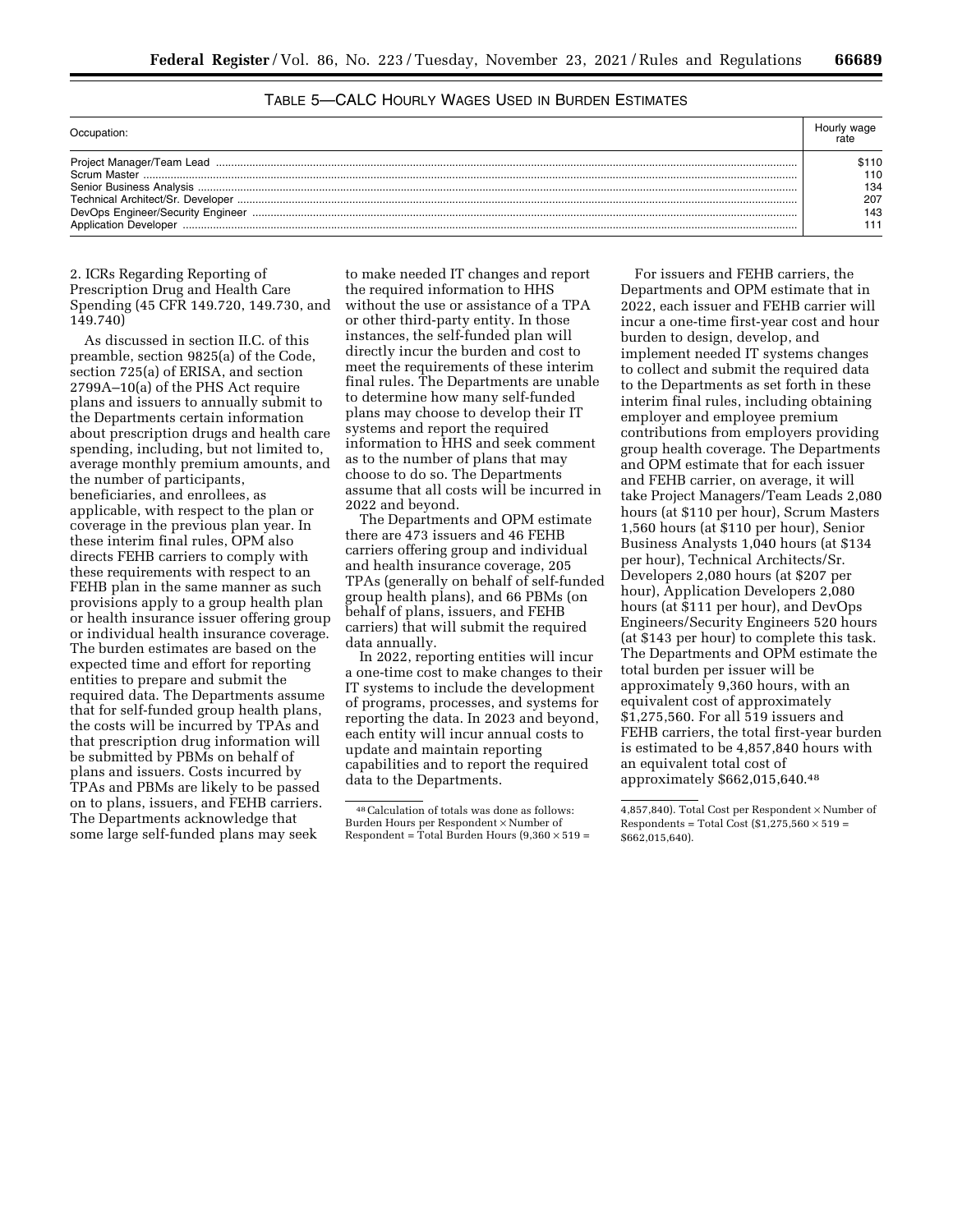TABLE 5—CALC HOURLY WAGES USED IN BURDEN ESTIMATES

| Occupation: | Hourly wage rate |
| --- | --- |
| Project Manager/Team Lead | $110 |
| Scrum Master | 110 |
| Senior Business Analysis | 134 |
| Technical Architect/Sr. Developer | 207 |
| DevOps Engineer/Security Engineer | 143 |
| Application Developer | 111 |

2. ICRs Regarding Reporting of Prescription Drug and Health Care Spending (45 CFR 149.720, 149.730, and 149.740)

As discussed in section II.C. of this preamble, section 9825(a) of the Code, section 725(a) of ERISA, and section 2799A–10(a) of the PHS Act require plans and issuers to annually submit to the Departments certain information about prescription drugs and health care spending, including, but not limited to, average monthly premium amounts, and the number of participants, beneficiaries, and enrollees, as applicable, with respect to the plan or coverage in the previous plan year. In these interim final rules, OPM also directs FEHB carriers to comply with these requirements with respect to an FEHB plan in the same manner as such provisions apply to a group health plan or health insurance issuer offering group or individual health insurance coverage. The burden estimates are based on the expected time and effort for reporting entities to prepare and submit the required data. The Departments assume that for self-funded group health plans, the costs will be incurred by TPAs and that prescription drug information will be submitted by PBMs on behalf of plans and issuers. Costs incurred by TPAs and PBMs are likely to be passed on to plans, issuers, and FEHB carriers. The Departments acknowledge that some large self-funded plans may seek to make needed IT changes and report the required information to HHS without the use or assistance of a TPA or other third-party entity. In those instances, the self-funded plan will directly incur the burden and cost to meet the requirements of these interim final rules. The Departments are unable to determine how many self-funded plans may choose to develop their IT systems and report the required information to HHS and seek comment as to the number of plans that may choose to do so. The Departments assume that all costs will be incurred in 2022 and beyond.

The Departments and OPM estimate there are 473 issuers and 46 FEHB carriers offering group and individual and health insurance coverage, 205 TPAs (generally on behalf of self-funded group health plans), and 66 PBMs (on behalf of plans, issuers, and FEHB carriers) that will submit the required data annually.

In 2022, reporting entities will incur a one-time cost to make changes to their IT systems to include the development of programs, processes, and systems for reporting the data. In 2023 and beyond, each entity will incur annual costs to update and maintain reporting capabilities and to report the required data to the Departments.

For issuers and FEHB carriers, the Departments and OPM estimate that in 2022, each issuer and FEHB carrier will incur a one-time first-year cost and hour burden to design, develop, and implement needed IT systems changes to collect and submit the required data to the Departments as set forth in these interim final rules, including obtaining employer and employee premium contributions from employers providing group health coverage. The Departments and OPM estimate that for each issuer and FEHB carrier, on average, it will take Project Managers/Team Leads 2,080 hours (at $110 per hour), Scrum Masters 1,560 hours (at $110 per hour), Senior Business Analysts 1,040 hours (at $134 per hour), Technical Architects/Sr. Developers 2,080 hours (at $207 per hour), Application Developers 2,080 hours (at $111 per hour), and DevOps Engineers/Security Engineers 520 hours (at $143 per hour) to complete this task. The Departments and OPM estimate the total burden per issuer will be approximately 9,360 hours, with an equivalent cost of approximately $1,275,560. For all 519 issuers and FEHB carriers, the total first-year burden is estimated to be 4,857,840 hours with an equivalent total cost of approximately $662,015,640.[48]

---

[48] Calculation of totals was done as follows: Burden Hours per Respondent × Number of Respondent = Total Burden Hours (9,360 × 519 = 4,857,840). Total Cost per Respondent × Number of Respondents = Total Cost ($1,275,560 × 519 = $662,015,640).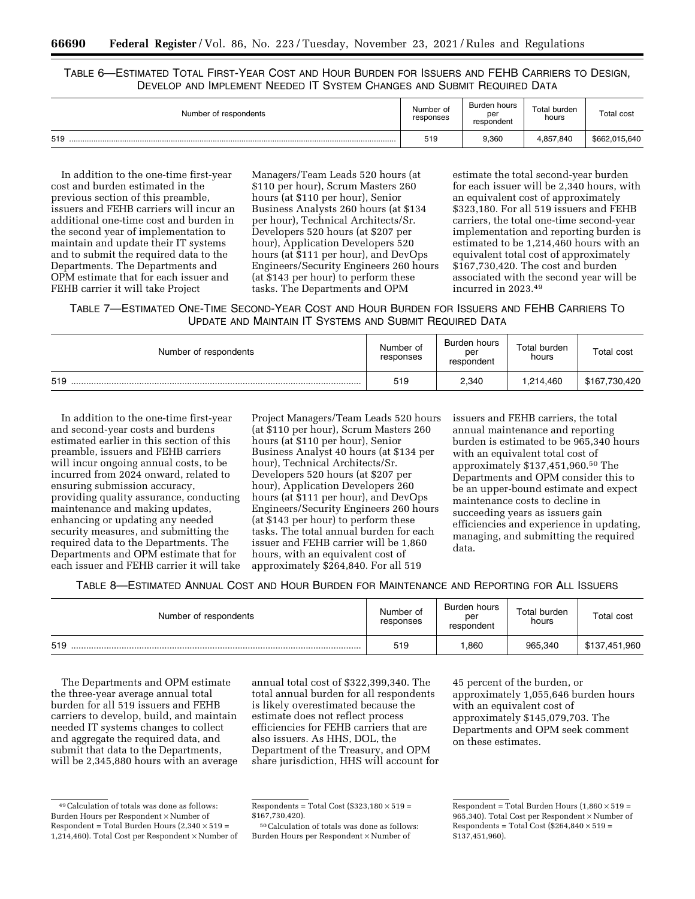TABLE 6—ESTIMATED TOTAL FIRST-YEAR COST AND HOUR BURDEN FOR ISSUERS AND FEHB CARRIERS TO DESIGN, DEVELOP AND IMPLEMENT NEEDED IT SYSTEM CHANGES AND SUBMIT REQUIRED DATA

| Number of respondents | Number of responses | Burden hours per respondent | Total burden hours | Total cost |
|---|---|---|---|---|
| 519 | 519 | 9,360 | 4,857,840 | $662,015,640 |

In addition to the one-time first-year cost and burden estimated in the previous section of this preamble, issuers and FEHB carriers will incur an additional one-time cost and burden in the second year of implementation to maintain and update their IT systems and to submit the required data to the Departments. The Departments and OPM estimate that for each issuer and FEHB carrier it will take Project Managers/Team Leads 520 hours (at $110 per hour), Scrum Masters 260 hours (at $110 per hour), Senior Business Analysts 260 hours (at $134 per hour), Technical Architects/Sr. Developers 520 hours (at $207 per hour), Application Developers 520 hours (at $111 per hour), and DevOps Engineers/Security Engineers 260 hours (at $143 per hour) to perform these tasks. The Departments and OPM estimate the total second-year burden for each issuer will be 2,340 hours, with an equivalent cost of approximately $323,180. For all 519 issuers and FEHB carriers, the total one-time second-year implementation and reporting burden is estimated to be 1,214,460 hours with an equivalent total cost of approximately $167,730,420. The cost and burden associated with the second year will be incurred in 2023.[49]

TABLE 7—ESTIMATED ONE-TIME SECOND-YEAR COST AND HOUR BURDEN FOR ISSUERS AND FEHB CARRIERS TO UPDATE AND MAINTAIN IT SYSTEMS AND SUBMIT REQUIRED DATA

| Number of respondents | Number of responses | Burden hours per respondent | Total burden hours | Total cost |
|---|---|---|---|---|
| 519 | 519 | 2,340 | 1,214,460 | $167,730,420 |

In addition to the one-time first-year and second-year costs and burdens estimated earlier in this section of this preamble, issuers and FEHB carriers will incur ongoing annual costs, to be incurred from 2024 onward, related to ensuring submission accuracy, providing quality assurance, conducting maintenance and making updates, enhancing or updating any needed security measures, and submitting the required data to the Departments. The Departments and OPM estimate that for each issuer and FEHB carrier it will take Project Managers/Team Leads 520 hours (at $110 per hour), Scrum Masters 260 hours (at $110 per hour), Senior Business Analyst 40 hours (at $134 per hour), Technical Architects/Sr. Developers 520 hours (at $207 per hour), Application Developers 260 hours (at $111 per hour), and DevOps Engineers/Security Engineers 260 hours (at $143 per hour) to perform these tasks. The total annual burden for each issuer and FEHB carrier will be 1,860 hours, with an equivalent cost of approximately $264,840. For all 519 issuers and FEHB carriers, the total annual maintenance and reporting burden is estimated to be 965,340 hours with an equivalent total cost of approximately $137,451,960.[50] The Departments and OPM consider this to be an upper-bound estimate and expect maintenance costs to decline in succeeding years as issuers gain efficiencies and experience in updating, managing, and submitting the required data.

TABLE 8—ESTIMATED ANNUAL COST AND HOUR BURDEN FOR MAINTENANCE AND REPORTING FOR ALL ISSUERS

| Number of respondents | Number of responses | Burden hours per respondent | Total burden hours | Total cost |
|---|---|---|---|---|
| 519 | 519 | 1,860 | 965,340 | $137,451,960 |

The Departments and OPM estimate the three-year average annual total burden for all 519 issuers and FEHB carriers to develop, build, and maintain needed IT systems changes to collect and aggregate the required data, and submit that data to the Departments, will be 2,345,880 hours with an average annual total cost of $322,399,340. The total annual burden for all respondents is likely overestimated because the estimate does not reflect process efficiencies for FEHB carriers that are also issuers. As HHS, DOL, the Department of the Treasury, and OPM share jurisdiction, HHS will account for 45 percent of the burden, or approximately 1,055,646 burden hours with an equivalent cost of approximately $145,079,703. The Departments and OPM seek comment on these estimates.

[49] Calculation of totals was done as follows: Burden Hours per Respondent × Number of Respondent = Total Burden Hours (2,340 × 519 = 1,214,460). Total Cost per Respondent × Number of Respondents = Total Cost ($323,180 × 519 = $167,730,420).

[50] Calculation of totals was done as follows: Burden Hours per Respondent × Number of Respondent = Total Burden Hours (1,860 × 519 = 965,340). Total Cost per Respondent × Number of Respondents = Total Cost ($264,840 × 519 = $137,451,960).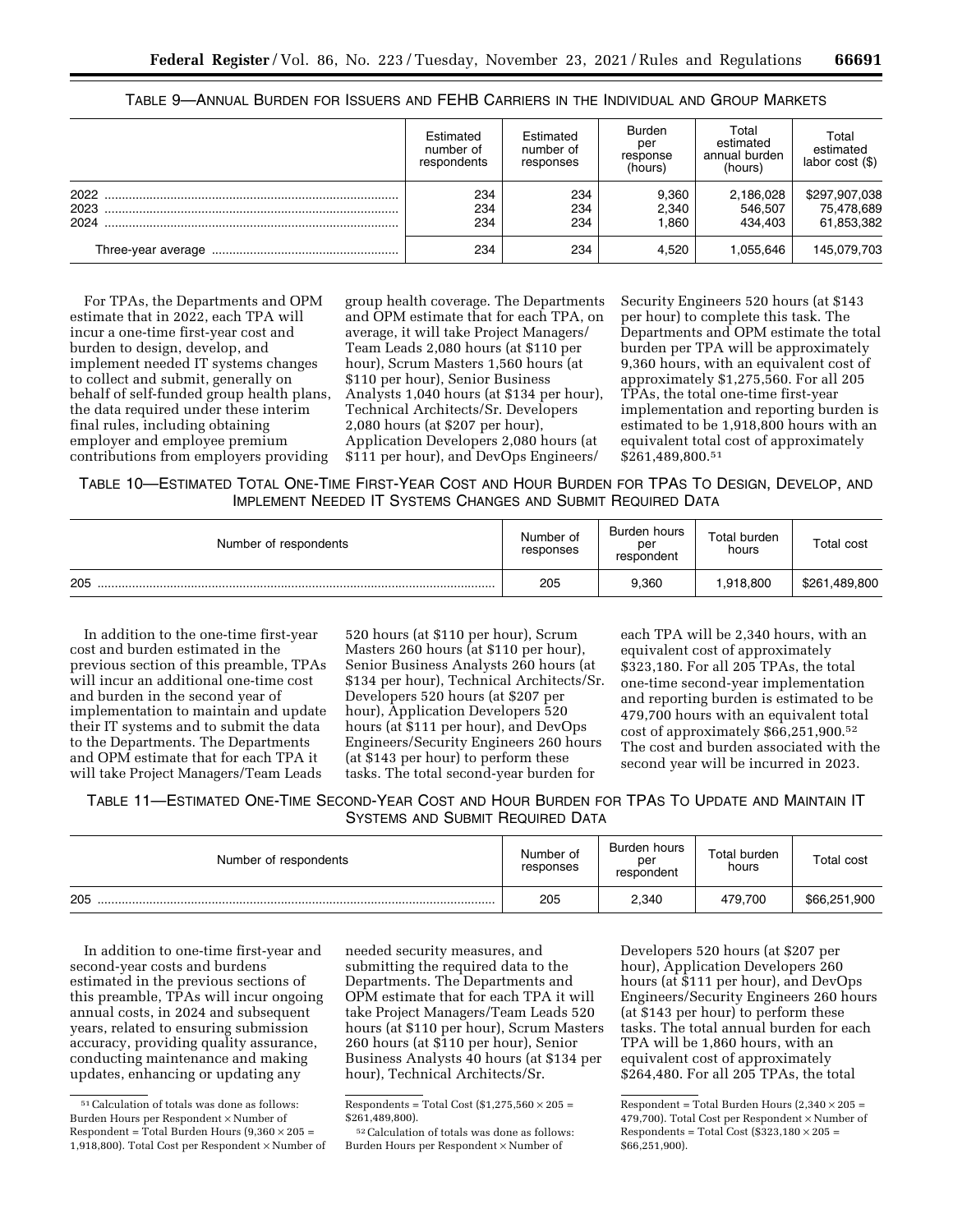TABLE 9—ANNUAL BURDEN FOR ISSUERS AND FEHB CARRIERS IN THE INDIVIDUAL AND GROUP MARKETS

| | Estimated number of respondents | Estimated number of responses | Burden per response (hours) | Total estimated annual burden (hours) | Total estimated labor cost ($) |
|---|---|---|---|---|---|
| 2022 | 234 | 234 | 9,360 | 2,186,028 | $297,907,038 |
| 2023 | 234 | 234 | 2,340 | 546,507 | 75,478,689 |
| 2024 | 234 | 234 | 1,860 | 434,403 | 61,853,382 |
| Three-year average | 234 | 234 | 4,520 | 1,055,646 | 145,079,703 |

For TPAs, the Departments and OPM estimate that in 2022, each TPA will incur a one-time first-year cost and burden to design, develop, and implement needed IT systems changes to collect and submit, generally on behalf of self-funded group health plans, the data required under these interim final rules, including obtaining employer and employee premium contributions from employers providing group health coverage. The Departments and OPM estimate that for each TPA, on average, it will take Project Managers/Team Leads 2,080 hours (at $110 per hour), Scrum Masters 1,560 hours (at $110 per hour), Senior Business Analysts 1,040 hours (at $134 per hour), Technical Architects/Sr. Developers 2,080 hours (at $207 per hour), Application Developers 2,080 hours (at $111 per hour), and DevOps Engineers/Security Engineers 520 hours (at $143 per hour) to complete this task. The Departments and OPM estimate the total burden per TPA will be approximately 9,360 hours, with an equivalent cost of approximately $1,275,560. For all 205 TPAs, the total one-time first-year implementation and reporting burden is estimated to be 1,918,800 hours with an equivalent total cost of approximately $261,489,800.[51]

TABLE 10—ESTIMATED TOTAL ONE-TIME FIRST-YEAR COST AND HOUR BURDEN FOR TPAS TO DESIGN, DEVELOP, AND IMPLEMENT NEEDED IT SYSTEMS CHANGES AND SUBMIT REQUIRED DATA

| Number of respondents | Number of responses | Burden hours per respondent | Total burden hours | Total cost |
|---|---|---|---|---|
| 205 | 205 | 9,360 | 1,918,800 | $261,489,800 |

In addition to the one-time first-year cost and burden estimated in the previous section of this preamble, TPAs will incur an additional one-time cost and burden in the second year of implementation to maintain and update their IT systems and to submit the data to the Departments. The Departments and OPM estimate that for each TPA it will take Project Managers/Team Leads 520 hours (at $110 per hour), Scrum Masters 260 hours (at $110 per hour), Senior Business Analysts 260 hours (at $134 per hour), Technical Architects/Sr. Developers 520 hours (at $207 per hour), Application Developers 520 hours (at $111 per hour), and DevOps Engineers/Security Engineers 260 hours (at $143 per hour) to perform these tasks. The total second-year burden for each TPA will be 2,340 hours, with an equivalent cost of approximately $323,180. For all 205 TPAs, the total one-time second-year implementation and reporting burden is estimated to be 479,700 hours with an equivalent total cost of approximately $66,251,900.[52] The cost and burden associated with the second year will be incurred in 2023.

TABLE 11—ESTIMATED ONE-TIME SECOND-YEAR COST AND HOUR BURDEN FOR TPAS TO UPDATE AND MAINTAIN IT SYSTEMS AND SUBMIT REQUIRED DATA

| Number of respondents | Number of responses | Burden hours per respondent | Total burden hours | Total cost |
|---|---|---|---|---|
| 205 | 205 | 2,340 | 479,700 | $66,251,900 |

In addition to one-time first-year and second-year costs and burdens estimated in the previous sections of this preamble, TPAs will incur ongoing annual costs, in 2024 and subsequent years, related to ensuring submission accuracy, providing quality assurance, conducting maintenance and making updates, enhancing or updating any needed security measures, and submitting the required data to the Departments. The Departments and OPM estimate that for each TPA it will take Project Managers/Team Leads 520 hours (at $110 per hour), Scrum Masters 260 hours (at $110 per hour), Senior Business Analysts 40 hours (at $134 per hour), Technical Architects/Sr. Developers 520 hours (at $207 per hour), Application Developers 260 hours (at $111 per hour), and DevOps Engineers/Security Engineers 260 hours (at $143 per hour) to perform these tasks. The total annual burden for each TPA will be 1,860 hours, with an equivalent cost of approximately $264,480. For all 205 TPAs, the total

---

[51] Calculation of totals was done as follows: Burden Hours per Respondent × Number of Respondent = Total Burden Hours (9,360 × 205 = 1,918,800). Total Cost per Respondent × Number of Respondents = Total Cost ($1,275,560 × 205 = $261,489,800).

[52] Calculation of totals was done as follows: Burden Hours per Respondent × Number of Respondent = Total Burden Hours (2,340 × 205 = 479,700). Total Cost per Respondent × Number of Respondents = Total Cost ($323,180 × 205 = $66,251,900).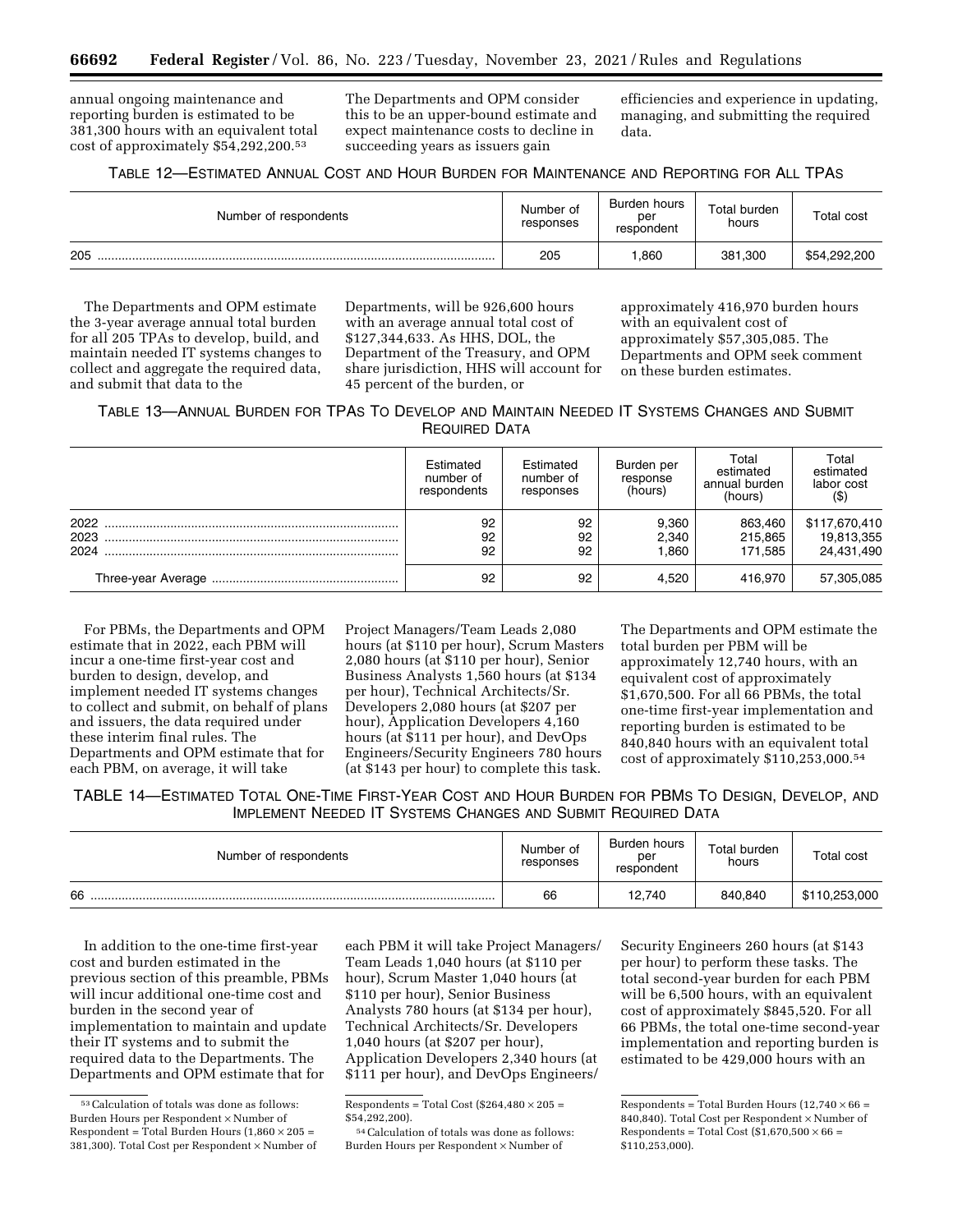annual ongoing maintenance and reporting burden is estimated to be 381,300 hours with an equivalent total cost of approximately $54,292,200.[53] The Departments and OPM consider this to be an upper-bound estimate and expect maintenance costs to decline in succeeding years as issuers gain efficiencies and experience in updating, managing, and submitting the required data.

TABLE 12—ESTIMATED ANNUAL COST AND HOUR BURDEN FOR MAINTENANCE AND REPORTING FOR ALL TPAS

| Number of respondents | Number of responses | Burden hours per respondent | Total burden hours | Total cost |
|---|---|---|---|---|
| 205 | 205 | 1,860 | 381,300 | $54,292,200 |

The Departments and OPM estimate the 3-year average annual total burden for all 205 TPAs to develop, build, and maintain needed IT systems changes to collect and aggregate the required data, and submit that data to the Departments, will be 926,600 hours with an average annual total cost of $127,344,633. As HHS, DOL, the Department of the Treasury, and OPM share jurisdiction, HHS will account for 45 percent of the burden, or approximately 416,970 burden hours with an equivalent cost of approximately $57,305,085. The Departments and OPM seek comment on these burden estimates.

TABLE 13—ANNUAL BURDEN FOR TPAS TO DEVELOP AND MAINTAIN NEEDED IT SYSTEMS CHANGES AND SUBMIT REQUIRED DATA

| | Estimated number of respondents | Estimated number of responses | Burden per response (hours) | Total estimated annual burden (hours) | Total estimated labor cost ($) |
|---|---|---|---|---|---|
| 2022 | 92 | 92 | 9,360 | 863,460 | $117,670,410 |
| 2023 | 92 | 92 | 2,340 | 215,865 | 19,813,355 |
| 2024 | 92 | 92 | 1,860 | 171,585 | 24,431,490 |
| Three-year Average | 92 | 92 | 4,520 | 416,970 | 57,305,085 |

For PBMs, the Departments and OPM estimate that in 2022, each PBM will incur a one-time first-year cost and burden to design, develop, and implement needed IT systems changes to collect and submit, on behalf of plans and issuers, the data required under these interim final rules. The Departments and OPM estimate that for each PBM, on average, it will take Project Managers/Team Leads 2,080 hours (at $110 per hour), Scrum Masters 2,080 hours (at $110 per hour), Senior Business Analysts 1,560 hours (at $134 per hour), Technical Architects/Sr. Developers 2,080 hours (at $207 per hour), Application Developers 4,160 hours (at $111 per hour), and DevOps Engineers/Security Engineers 780 hours (at $143 per hour) to complete this task. The Departments and OPM estimate the total burden per PBM will be approximately 12,740 hours, with an equivalent cost of approximately $1,670,500. For all 66 PBMs, the total one-time first-year implementation and reporting burden is estimated to be 840,840 hours with an equivalent total cost of approximately $110,253,000.[54]

TABLE 14—ESTIMATED TOTAL ONE-TIME FIRST-YEAR COST AND HOUR BURDEN FOR PBMS TO DESIGN, DEVELOP, AND IMPLEMENT NEEDED IT SYSTEMS CHANGES AND SUBMIT REQUIRED DATA

| Number of respondents | Number of responses | Burden hours per respondent | Total burden hours | Total cost |
|---|---|---|---|---|
| 66 | 66 | 12,740 | 840,840 | $110,253,000 |

In addition to the one-time first-year cost and burden estimated in the previous section of this preamble, PBMs will incur additional one-time cost and burden in the second year of implementation to maintain and update their IT systems and to submit the required data to the Departments. The Departments and OPM estimate that for each PBM it will take Project Managers/Team Leads 1,040 hours (at $110 per hour), Scrum Master 1,040 hours (at $110 per hour), Senior Business Analysts 780 hours (at $134 per hour), Technical Architects/Sr. Developers 1,040 hours (at $207 per hour), Application Developers 2,340 hours (at $111 per hour), and DevOps Engineers/Security Engineers 260 hours (at $143 per hour) to perform these tasks. The total second-year burden for each PBM will be 6,500 hours, with an equivalent cost of approximately $845,520. For all 66 PBMs, the total one-time second-year implementation and reporting burden is estimated to be 429,000 hours with an

[53] Calculation of totals was done as follows: Burden Hours per Respondent × Number of Respondent = Total Burden Hours (1,860 × 205 = 381,300). Total Cost per Respondent × Number of Respondents = Total Cost ($264,480 × 205 = $54,292,200).

[54] Calculation of totals was done as follows: Burden Hours per Respondent × Number of Respondents = Total Burden Hours (12,740 × 66 = 840,840). Total Cost per Respondent × Number of Respondents = Total Cost ($1,670,500 × 66 = $110,253,000).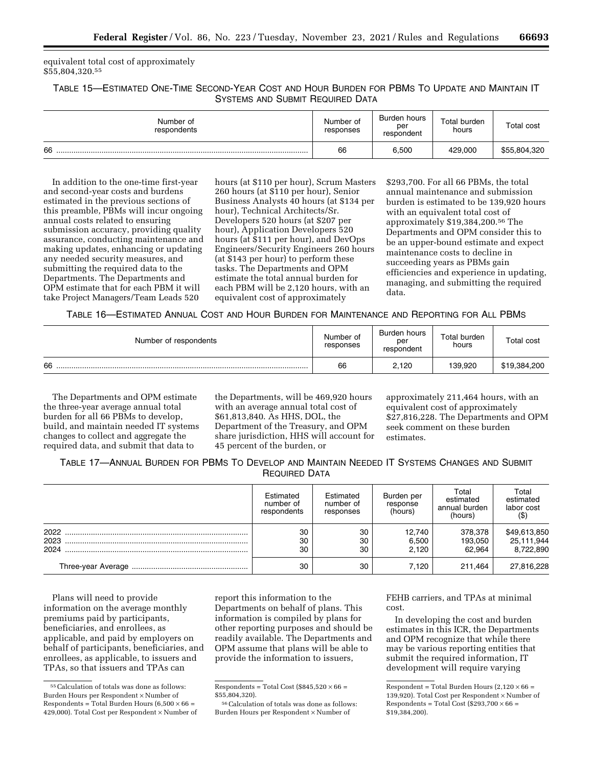equivalent total cost of approximately $55,804,320.[55]

TABLE 15—ESTIMATED ONE-TIME SECOND-YEAR COST AND HOUR BURDEN FOR PBMS TO UPDATE AND MAINTAIN IT SYSTEMS AND SUBMIT REQUIRED DATA

| Number of respondents | Number of responses | Burden hours per respondent | Total burden hours | Total cost |
|---|---|---|---|---|
| 66 | 66 | 6,500 | 429,000 | $55,804,320 |

In addition to the one-time first-year and second-year costs and burdens estimated in the previous sections of this preamble, PBMs will incur ongoing annual costs related to ensuring submission accuracy, providing quality assurance, conducting maintenance and making updates, enhancing or updating any needed security measures, and submitting the required data to the Departments. The Departments and OPM estimate that for each PBM it will take Project Managers/Team Leads 520 hours (at $110 per hour), Scrum Masters 260 hours (at $110 per hour), Senior Business Analysts 40 hours (at $134 per hour), Technical Architects/Sr. Developers 520 hours (at $207 per hour), Application Developers 520 hours (at $111 per hour), and DevOps Engineers/Security Engineers 260 hours (at $143 per hour) to perform these tasks. The Departments and OPM estimate the total annual burden for each PBM will be 2,120 hours, with an equivalent cost of approximately $293,700. For all 66 PBMs, the total annual maintenance and submission burden is estimated to be 139,920 hours with an equivalent total cost of approximately $19,384,200.[56] The Departments and OPM consider this to be an upper-bound estimate and expect maintenance costs to decline in succeeding years as PBMs gain efficiencies and experience in updating, managing, and submitting the required data.

TABLE 16—ESTIMATED ANNUAL COST AND HOUR BURDEN FOR MAINTENANCE AND REPORTING FOR ALL PBMS

| Number of respondents | Number of responses | Burden hours per respondent | Total burden hours | Total cost |
|---|---|---|---|---|
| 66 | 66 | 2,120 | 139,920 | $19,384,200 |

The Departments and OPM estimate the three-year average annual total burden for all 66 PBMs to develop, build, and maintain needed IT systems changes to collect and aggregate the required data, and submit that data to the Departments, will be 469,920 hours with an average annual total cost of $61,813,840. As HHS, DOL, the Department of the Treasury, and OPM share jurisdiction, HHS will account for 45 percent of the burden, or approximately 211,464 hours, with an equivalent cost of approximately $27,816,228. The Departments and OPM seek comment on these burden estimates.

TABLE 17—ANNUAL BURDEN FOR PBMS TO DEVELOP AND MAINTAIN NEEDED IT SYSTEMS CHANGES AND SUBMIT REQUIRED DATA

| | Estimated number of respondents | Estimated number of responses | Burden per response (hours) | Total estimated annual burden (hours) | Total estimated labor cost ($) |
|---|---|---|---|---|---|
| 2022 | 30 | 30 | 12,740 | 378,378 | $49,613,850 |
| 2023 | 30 | 30 | 6,500 | 193,050 | 25,111,944 |
| 2024 | 30 | 30 | 2,120 | 62,964 | 8,722,890 |
| Three-year Average | 30 | 30 | 7,120 | 211,464 | 27,816,228 |

Plans will need to provide information on the average monthly premiums paid by participants, beneficiaries, and enrollees, as applicable, and paid by employers on behalf of participants, beneficiaries, and enrollees, as applicable, to issuers and TPAs, so that issuers and TPAs can report this information to the Departments on behalf of plans. This information is compiled by plans for other reporting purposes and should be readily available. The Departments and OPM assume that plans will be able to provide the information to issuers, FEHB carriers, and TPAs at minimal cost.

In developing the cost and burden estimates in this ICR, the Departments and OPM recognize that while there may be various reporting entities that submit the required information, IT development will require varying

[55] Calculation of totals was done as follows: Burden Hours per Respondent × Number of Respondents = Total Burden Hours (6,500 × 66 = 429,000). Total Cost per Respondent × Number of Respondents = Total Cost ($845,520 × 66 = $55,804,320).

[56] Calculation of totals was done as follows: Burden Hours per Respondent × Number of Respondent = Total Burden Hours (2,120 × 66 = 139,920). Total Cost per Respondent × Number of Respondents = Total Cost ($293,700 × 66 = $19,384,200).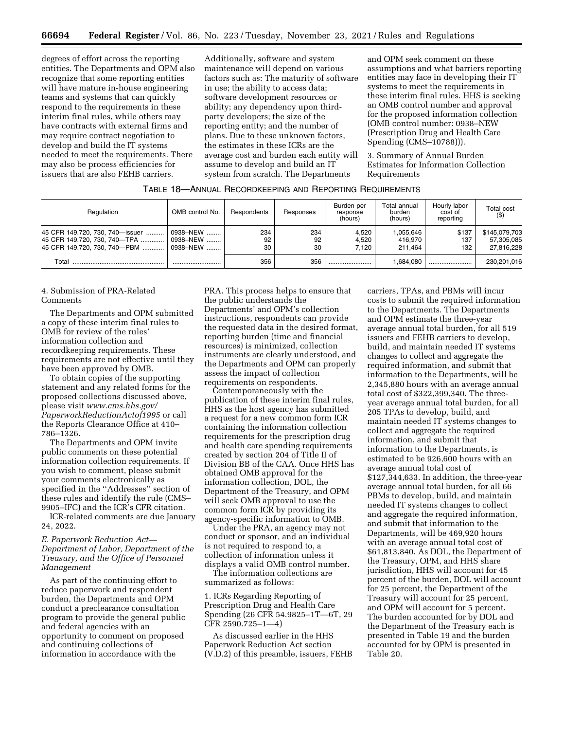degrees of effort across the reporting entities. The Departments and OPM also recognize that some reporting entities will have mature in-house engineering teams and systems that can quickly respond to the requirements in these interim final rules, while others may have contracts with external firms and may require contract negotiation to develop and build the IT systems needed to meet the requirements. There may also be process efficiencies for issuers that are also FEHB carriers. Additionally, software and system maintenance will depend on various factors such as: The maturity of software in use; the ability to access data; software development resources or ability; any dependency upon third-party developers; the size of the reporting entity; and the number of plans. Due to these unknown factors, the estimates in these ICRs are the average cost and burden each entity will assume to develop and build an IT system from scratch. The Departments and OPM seek comment on these assumptions and what barriers reporting entities may face in developing their IT systems to meet the requirements in these interim final rules. HHS is seeking an OMB control number and approval for the proposed information collection (OMB control number: 0938–NEW (Prescription Drug and Health Care Spending (CMS–10788))).

3. Summary of Annual Burden Estimates for Information Collection Requirements

TABLE 18—ANNUAL RECORDKEEPING AND REPORTING REQUIREMENTS

| Regulation | OMB control No. | Respondents | Responses | Burden per response (hours) | Total annual burden (hours) | Hourly labor cost of reporting | Total cost ($) |
|---|---|---|---|---|---|---|---|
| 45 CFR 149.720, 730, 740—issuer | 0938–NEW | 234 | 234 | 4,520 | 1,055,646 | $137 | $145,079,703 |
| 45 CFR 149.720, 730, 740—TPA | 0938–NEW | 92 | 92 | 4,520 | 416,970 | 137 | 57,305,085 |
| 45 CFR 149.720, 730, 740—PBM | 0938–NEW | 30 | 30 | 7,120 | 211,464 | 132 | 27,816,228 |
| Total | | 356 | 356 | | 1,684,080 | | 230,201,016 |

4. Submission of PRA-Related Comments

The Departments and OPM submitted a copy of these interim final rules to OMB for review of the rules' information collection and recordkeeping requirements. These requirements are not effective until they have been approved by OMB.

To obtain copies of the supporting statement and any related forms for the proposed collections discussed above, please visit *www.cms.hhs.gov/PaperworkReductionActof1995* or call the Reports Clearance Office at 410–786–1326.

The Departments and OPM invite public comments on these potential information collection requirements. If you wish to comment, please submit your comments electronically as specified in the ''Addresses'' section of these rules and identify the rule (CMS–9905–IFC) and the ICR's CFR citation.

ICR-related comments are due January 24, 2022.

### *E. Paperwork Reduction Act—Department of Labor, Department of the Treasury, and the Office of Personnel Management*

As part of the continuing effort to reduce paperwork and respondent burden, the Departments and OPM conduct a preclearance consultation program to provide the general public and federal agencies with an opportunity to comment on proposed and continuing collections of information in accordance with the PRA. This process helps to ensure that the public understands the Departments' and OPM's collection instructions, respondents can provide the requested data in the desired format, reporting burden (time and financial resources) is minimized, collection instruments are clearly understood, and the Departments and OPM can properly assess the impact of collection requirements on respondents.

Contemporaneously with the publication of these interim final rules, HHS as the host agency has submitted a request for a new common form ICR containing the information collection requirements for the prescription drug and health care spending requirements created by section 204 of Title II of Division BB of the CAA. Once HHS has obtained OMB approval for the information collection, DOL, the Department of the Treasury, and OPM will seek OMB approval to use the common form ICR by providing its agency-specific information to OMB.

Under the PRA, an agency may not conduct or sponsor, and an individual is not required to respond to, a collection of information unless it displays a valid OMB control number.

The information collections are summarized as follows:

1. ICRs Regarding Reporting of Prescription Drug and Health Care Spending (26 CFR 54.9825–1T—6T, 29 CFR 2590.725–1—4)

As discussed earlier in the HHS Paperwork Reduction Act section (V.D.2) of this preamble, issuers, FEHB carriers, TPAs, and PBMs will incur costs to submit the required information to the Departments. The Departments and OPM estimate the three-year average annual total burden, for all 519 issuers and FEHB carriers to develop, build, and maintain needed IT systems changes to collect and aggregate the required information, and submit that information to the Departments, will be 2,345,880 hours with an average annual total cost of $322,399,340. The three-year average annual total burden, for all 205 TPAs to develop, build, and maintain needed IT systems changes to collect and aggregate the required information, and submit that information to the Departments, is estimated to be 926,600 hours with an average annual total cost of $127,344,633. In addition, the three-year average annual total burden, for all 66 PBMs to develop, build, and maintain needed IT systems changes to collect and aggregate the required information, and submit that information to the Departments, will be 469,920 hours with an average annual total cost of $61,813,840. As DOL, the Department of the Treasury, OPM, and HHS share jurisdiction, HHS will account for 45 percent of the burden, DOL will account for 25 percent, the Department of the Treasury will account for 25 percent, and OPM will account for 5 percent. The burden accounted for by DOL and the Department of the Treasury each is presented in Table 19 and the burden accounted for by OPM is presented in Table 20.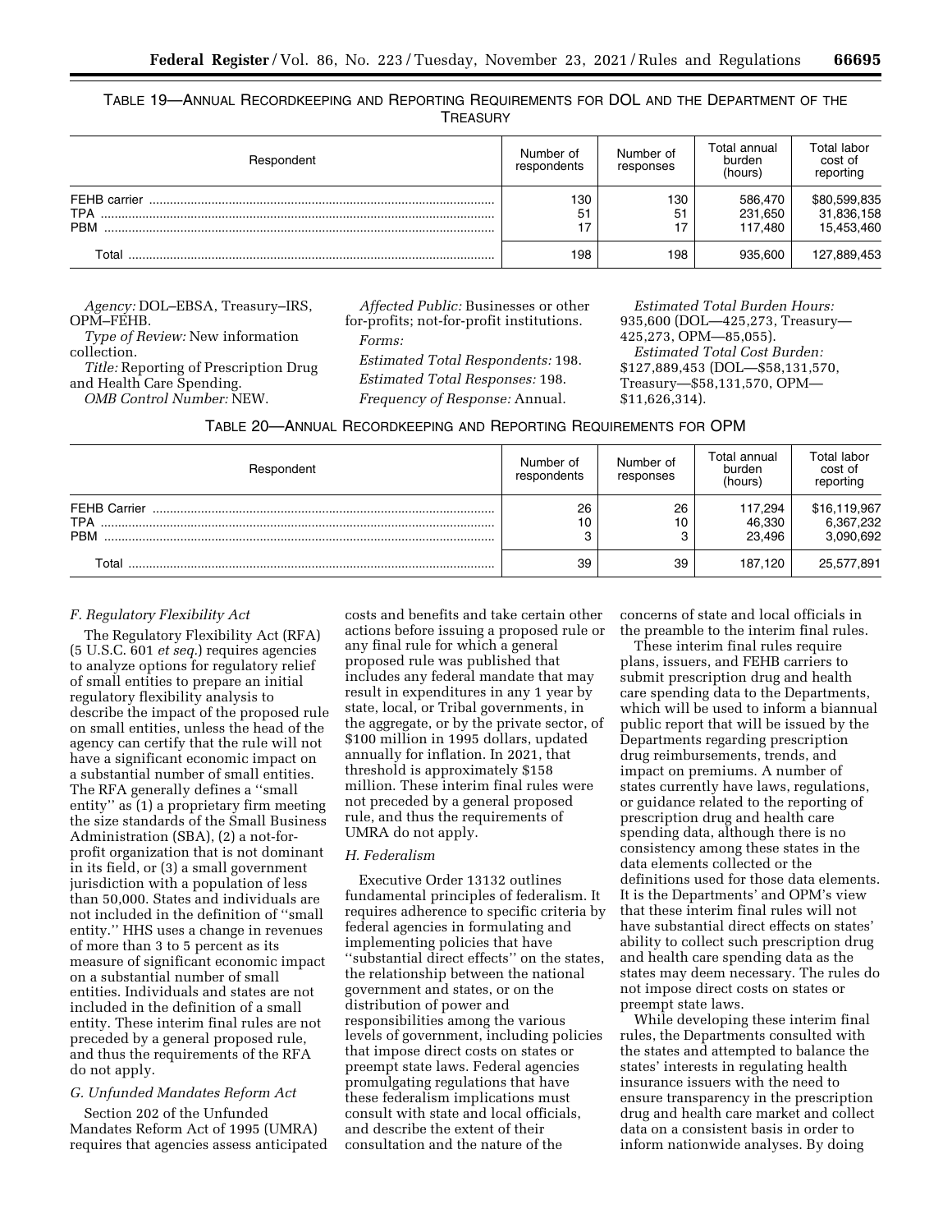TABLE 19—ANNUAL RECORDKEEPING AND REPORTING REQUIREMENTS FOR DOL AND THE DEPARTMENT OF THE TREASURY

| Respondent | Number of respondents | Number of responses | Total annual burden (hours) | Total labor cost of reporting |
|---|---|---|---|---|
| FEHB carrier | 130 | 130 | 586,470 | $80,599,835 |
| TPA | 51 | 51 | 231,650 | 31,836,158 |
| PBM | 17 | 17 | 117,480 | 15,453,460 |
| Total | 198 | 198 | 935,600 | 127,889,453 |

*Agency:* DOL–EBSA, Treasury–IRS, OPM–FEHB.

*Type of Review:* New information collection.

*Title:* Reporting of Prescription Drug and Health Care Spending.

*OMB Control Number:* NEW.

*Affected Public:* Businesses or other for-profits; not-for-profit institutions.

*Forms:*

*Estimated Total Respondents:* 198.

*Estimated Total Responses:* 198.

*Frequency of Response:* Annual.

*Estimated Total Burden Hours:* 935,600 (DOL—425,273, Treasury—425,273, OPM—85,055).

*Estimated Total Cost Burden:* $127,889,453 (DOL—$58,131,570, Treasury—$58,131,570, OPM—$11,626,314).

TABLE 20—ANNUAL RECORDKEEPING AND REPORTING REQUIREMENTS FOR OPM

| Respondent | Number of respondents | Number of responses | Total annual burden (hours) | Total labor cost of reporting |
|---|---|---|---|---|
| FEHB Carrier | 26 | 26 | 117,294 | $16,119,967 |
| TPA | 10 | 10 | 46,330 | 6,367,232 |
| PBM | 3 | 3 | 23,496 | 3,090,692 |
| Total | 39 | 39 | 187,120 | 25,577,891 |

### *F. Regulatory Flexibility Act*

The Regulatory Flexibility Act (RFA) (5 U.S.C. 601 *et seq.*) requires agencies to analyze options for regulatory relief of small entities to prepare an initial regulatory flexibility analysis to describe the impact of the proposed rule on small entities, unless the head of the agency can certify that the rule will not have a significant economic impact on a substantial number of small entities. The RFA generally defines a ''small entity'' as (1) a proprietary firm meeting the size standards of the Small Business Administration (SBA), (2) a not-for-profit organization that is not dominant in its field, or (3) a small government jurisdiction with a population of less than 50,000. States and individuals are not included in the definition of ''small entity.'' HHS uses a change in revenues of more than 3 to 5 percent as its measure of significant economic impact on a substantial number of small entities. Individuals and states are not included in the definition of a small entity. These interim final rules are not preceded by a general proposed rule, and thus the requirements of the RFA do not apply.

### *G. Unfunded Mandates Reform Act*

Section 202 of the Unfunded Mandates Reform Act of 1995 (UMRA) requires that agencies assess anticipated costs and benefits and take certain other actions before issuing a proposed rule or any final rule for which a general proposed rule was published that includes any federal mandate that may result in expenditures in any 1 year by state, local, or Tribal governments, in the aggregate, or by the private sector, of $100 million in 1995 dollars, updated annually for inflation. In 2021, that threshold is approximately $158 million. These interim final rules were not preceded by a general proposed rule, and thus the requirements of UMRA do not apply.

### *H. Federalism*

Executive Order 13132 outlines fundamental principles of federalism. It requires adherence to specific criteria by federal agencies in formulating and implementing policies that have ''substantial direct effects'' on the states, the relationship between the national government and states, or on the distribution of power and responsibilities among the various levels of government, including policies that impose direct costs on states or preempt state laws. Federal agencies promulgating regulations that have these federalism implications must consult with state and local officials, and describe the extent of their consultation and the nature of the concerns of state and local officials in the preamble to the interim final rules.

These interim final rules require plans, issuers, and FEHB carriers to submit prescription drug and health care spending data to the Departments, which will be used to inform a biannual public report that will be issued by the Departments regarding prescription drug reimbursements, trends, and impact on premiums. A number of states currently have laws, regulations, or guidance related to the reporting of prescription drug and health care spending data, although there is no consistency among these states in the data elements collected or the definitions used for those data elements. It is the Departments' and OPM's view that these interim final rules will not have substantial direct effects on states' ability to collect such prescription drug and health care spending data as the states may deem necessary. The rules do not impose direct costs on states or preempt state laws.

While developing these interim final rules, the Departments consulted with the states and attempted to balance the states' interests in regulating health insurance issuers with the need to ensure transparency in the prescription drug and health care market and collect data on a consistent basis in order to inform nationwide analyses. By doing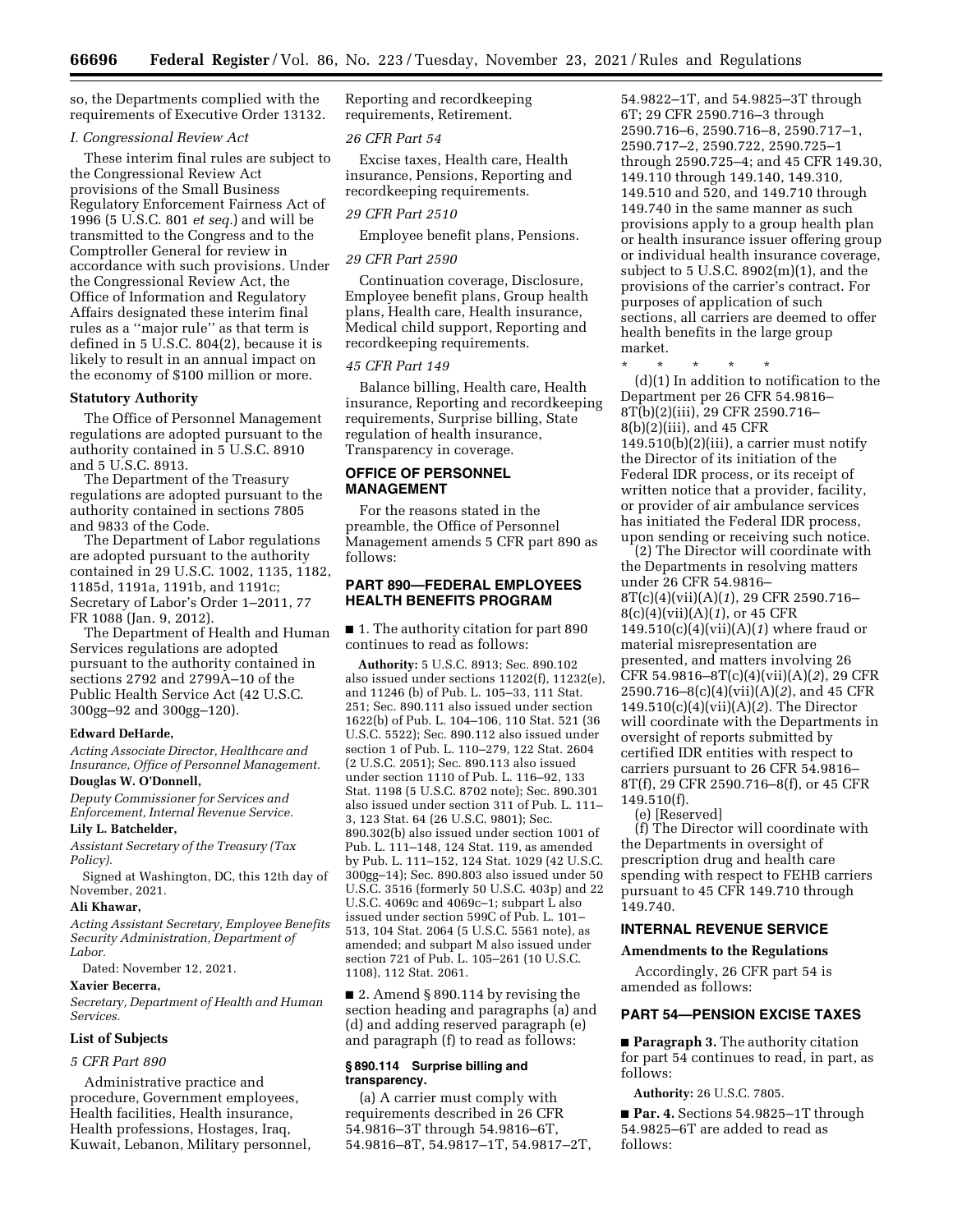so, the Departments complied with the requirements of Executive Order 13132.

*I. Congressional Review Act*

These interim final rules are subject to the Congressional Review Act provisions of the Small Business Regulatory Enforcement Fairness Act of 1996 (5 U.S.C. 801 *et seq.*) and will be transmitted to the Congress and to the Comptroller General for review in accordance with such provisions. Under the Congressional Review Act, the Office of Information and Regulatory Affairs designated these interim final rules as a ''major rule'' as that term is defined in 5 U.S.C. 804(2), because it is likely to result in an annual impact on the economy of $100 million or more.

**Statutory Authority**

The Office of Personnel Management regulations are adopted pursuant to the authority contained in 5 U.S.C. 8910 and 5 U.S.C. 8913.

The Department of the Treasury regulations are adopted pursuant to the authority contained in sections 7805 and 9833 of the Code.

The Department of Labor regulations are adopted pursuant to the authority contained in 29 U.S.C. 1002, 1135, 1182, 1185d, 1191a, 1191b, and 1191c; Secretary of Labor's Order 1–2011, 77 FR 1088 (Jan. 9, 2012).

The Department of Health and Human Services regulations are adopted pursuant to the authority contained in sections 2792 and 2799A–10 of the Public Health Service Act (42 U.S.C. 300gg–92 and 300gg–120).

**Edward DeHarde,**

*Acting Associate Director, Healthcare and Insurance, Office of Personnel Management.*

**Douglas W. O'Donnell,**

*Deputy Commissioner for Services and Enforcement, Internal Revenue Service.*

**Lily L. Batchelder,**

*Assistant Secretary of the Treasury (Tax Policy).*

Signed at Washington, DC, this 12th day of November, 2021.

**Ali Khawar,**

*Acting Assistant Secretary, Employee Benefits Security Administration, Department of Labor.*

Dated: November 12, 2021.

**Xavier Becerra,**

*Secretary, Department of Health and Human Services.*

**List of Subjects**

*5 CFR Part 890*

Administrative practice and procedure, Government employees, Health facilities, Health insurance, Health professions, Hostages, Iraq, Kuwait, Lebanon, Military personnel, Reporting and recordkeeping requirements, Retirement.

*26 CFR Part 54*

Excise taxes, Health care, Health insurance, Pensions, Reporting and recordkeeping requirements.

*29 CFR Part 2510*

Employee benefit plans, Pensions.

*29 CFR Part 2590*

Continuation coverage, Disclosure, Employee benefit plans, Group health plans, Health care, Health insurance, Medical child support, Reporting and recordkeeping requirements.

*45 CFR Part 149*

Balance billing, Health care, Health insurance, Reporting and recordkeeping requirements, Surprise billing, State regulation of health insurance, Transparency in coverage.

**OFFICE OF PERSONNEL MANAGEMENT**

For the reasons stated in the preamble, the Office of Personnel Management amends 5 CFR part 890 as follows:

**PART 890—FEDERAL EMPLOYEES HEALTH BENEFITS PROGRAM**

■ 1. The authority citation for part 890 continues to read as follows:

**Authority:** 5 U.S.C. 8913; Sec. 890.102 also issued under sections 11202(f), 11232(e), and 11246 (b) of Pub. L. 105–33, 111 Stat. 251; Sec. 890.111 also issued under section 1622(b) of Pub. L. 104–106, 110 Stat. 521 (36 U.S.C. 5522); Sec. 890.112 also issued under section 1 of Pub. L. 110–279, 122 Stat. 2604 (2 U.S.C. 2051); Sec. 890.113 also issued under section 1110 of Pub. L. 116–92, 133 Stat. 1198 (5 U.S.C. 8702 note); Sec. 890.301 also issued under section 311 of Pub. L. 111–3, 123 Stat. 64 (26 U.S.C. 9801); Sec. 890.302(b) also issued under section 1001 of Pub. L. 111–148, 124 Stat. 119, as amended by Pub. L. 111–152, 124 Stat. 1029 (42 U.S.C. 300gg–14); Sec. 890.803 also issued under 50 U.S.C. 3516 (formerly 50 U.S.C. 403p) and 22 U.S.C. 4069c and 4069c–1; subpart L also issued under section 599C of Pub. L. 101–513, 104 Stat. 2064 (5 U.S.C. 5561 note), as amended; and subpart M also issued under section 721 of Pub. L. 105–261 (10 U.S.C. 1108), 112 Stat. 2061.

■ 2. Amend § 890.114 by revising the section heading and paragraphs (a) and (d) and adding reserved paragraph (e) and paragraph (f) to read as follows:

**§ 890.114 Surprise billing and transparency.**

(a) A carrier must comply with requirements described in 26 CFR 54.9816–3T through 54.9816–6T, 54.9816–8T, 54.9817–1T, 54.9817–2T, 54.9822–1T, and 54.9825–3T through 6T; 29 CFR 2590.716–3 through 2590.716–6, 2590.716–8, 2590.717–1, 2590.717–2, 2590.722, 2590.725–1 through 2590.725–4; and 45 CFR 149.30, 149.110 through 149.140, 149.310, 149.510 and 520, and 149.710 through 149.740 in the same manner as such provisions apply to a group health plan or health insurance issuer offering group or individual health insurance coverage, subject to 5 U.S.C. 8902(m)(1), and the provisions of the carrier's contract. For purposes of application of such sections, all carriers are deemed to offer health benefits in the large group market.

\* \* \* \* \*

(d)(1) In addition to notification to the Department per 26 CFR 54.9816–8T(b)(2)(iii), 29 CFR 2590.716–8(b)(2)(iii), and 45 CFR 149.510(b)(2)(iii), a carrier must notify the Director of its initiation of the Federal IDR process, or its receipt of written notice that a provider, facility, or provider of air ambulance services has initiated the Federal IDR process, upon sending or receiving such notice.

(2) The Director will coordinate with the Departments in resolving matters under 26 CFR 54.9816–8T(c)(4)(vii)(A)(*1*), 29 CFR 2590.716–8(c)(4)(vii)(A)(*1*), or 45 CFR 149.510(c)(4)(vii)(A)(*1*) where fraud or material misrepresentation are presented, and matters involving 26 CFR 54.9816–8T(c)(4)(vii)(A)(*2*), 29 CFR 2590.716–8(c)(4)(vii)(A)(*2*), and 45 CFR 149.510(c)(4)(vii)(A)(*2*). The Director will coordinate with the Departments in oversight of reports submitted by certified IDR entities with respect to carriers pursuant to 26 CFR 54.9816–8T(f), 29 CFR 2590.716–8(f), or 45 CFR 149.510(f).

(e) [Reserved]

(f) The Director will coordinate with the Departments in oversight of prescription drug and health care spending with respect to FEHB carriers pursuant to 45 CFR 149.710 through 149.740.

**INTERNAL REVENUE SERVICE**

**Amendments to the Regulations**

Accordingly, 26 CFR part 54 is amended as follows:

**PART 54—PENSION EXCISE TAXES**

■ **Paragraph 3.** The authority citation for part 54 continues to read, in part, as follows:

**Authority:** 26 U.S.C. 7805.

■ **Par. 4.** Sections 54.9825–1T through 54.9825–6T are added to read as follows: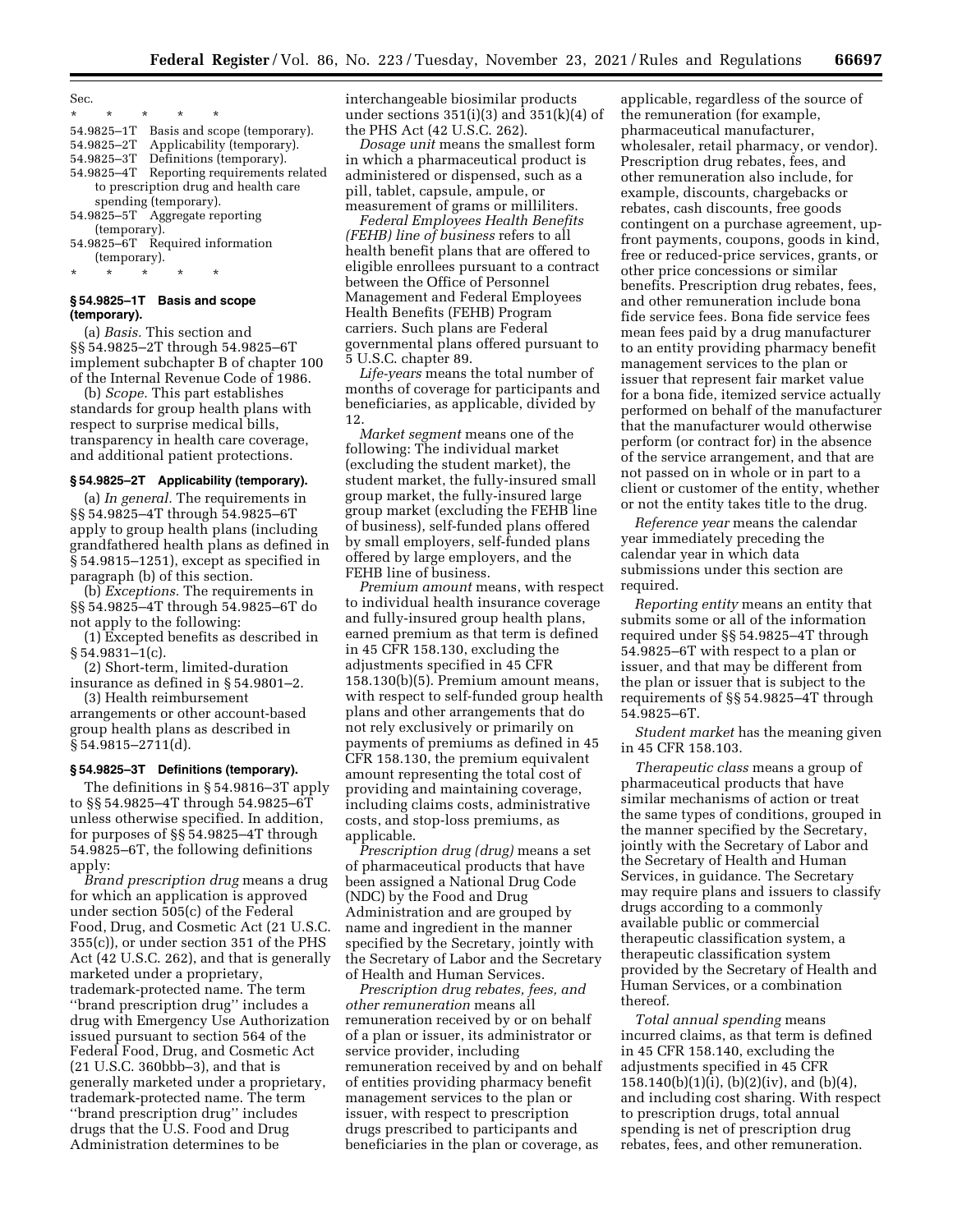Sec.

\* \* \* \* \*

54.9825–1T Basis and scope (temporary).
54.9825–2T Applicability (temporary).
54.9825–3T Definitions (temporary).
54.9825–4T Reporting requirements related to prescription drug and health care spending (temporary).
54.9825–5T Aggregate reporting (temporary).
54.9825–6T Required information (temporary).

\* \* \* \* \*

### § 54.9825–1T Basis and scope (temporary).

(a) *Basis.* This section and §§ 54.9825–2T through 54.9825–6T implement subchapter B of chapter 100 of the Internal Revenue Code of 1986.

(b) *Scope.* This part establishes standards for group health plans with respect to surprise medical bills, transparency in health care coverage, and additional patient protections.

### § 54.9825–2T Applicability (temporary).

(a) *In general.* The requirements in §§ 54.9825–4T through 54.9825–6T apply to group health plans (including grandfathered health plans as defined in § 54.9815–1251), except as specified in paragraph (b) of this section.

(b) *Exceptions.* The requirements in §§ 54.9825–4T through 54.9825–6T do not apply to the following:

(1) Excepted benefits as described in § 54.9831–1(c).

(2) Short-term, limited-duration insurance as defined in § 54.9801–2.

(3) Health reimbursement arrangements or other account-based group health plans as described in § 54.9815–2711(d).

### § 54.9825–3T Definitions (temporary).

The definitions in § 54.9816–3T apply to §§ 54.9825–4T through 54.9825–6T unless otherwise specified. In addition, for purposes of §§ 54.9825–4T through 54.9825–6T, the following definitions apply:

*Brand prescription drug* means a drug for which an application is approved under section 505(c) of the Federal Food, Drug, and Cosmetic Act (21 U.S.C. 355(c)), or under section 351 of the PHS Act (42 U.S.C. 262), and that is generally marketed under a proprietary, trademark-protected name. The term ''brand prescription drug'' includes a drug with Emergency Use Authorization issued pursuant to section 564 of the Federal Food, Drug, and Cosmetic Act (21 U.S.C. 360bbb–3), and that is generally marketed under a proprietary, trademark-protected name. The term ''brand prescription drug'' includes drugs that the U.S. Food and Drug Administration determines to be interchangeable biosimilar products under sections 351(i)(3) and 351(k)(4) of the PHS Act (42 U.S.C. 262).

*Dosage unit* means the smallest form in which a pharmaceutical product is administered or dispensed, such as a pill, tablet, capsule, ampule, or measurement of grams or milliliters.

*Federal Employees Health Benefits (FEHB) line of business* refers to all health benefit plans that are offered to eligible enrollees pursuant to a contract between the Office of Personnel Management and Federal Employees Health Benefits (FEHB) Program carriers. Such plans are Federal governmental plans offered pursuant to 5 U.S.C. chapter 89.

*Life-years* means the total number of months of coverage for participants and beneficiaries, as applicable, divided by 12.

*Market segment* means one of the following: The individual market (excluding the student market), the student market, the fully-insured small group market, the fully-insured large group market (excluding the FEHB line of business), self-funded plans offered by small employers, self-funded plans offered by large employers, and the FEHB line of business.

*Premium amount* means, with respect to individual health insurance coverage and fully-insured group health plans, earned premium as that term is defined in 45 CFR 158.130, excluding the adjustments specified in 45 CFR 158.130(b)(5). Premium amount means, with respect to self-funded group health plans and other arrangements that do not rely exclusively or primarily on payments of premiums as defined in 45 CFR 158.130, the premium equivalent amount representing the total cost of providing and maintaining coverage, including claims costs, administrative costs, and stop-loss premiums, as applicable.

*Prescription drug (drug)* means a set of pharmaceutical products that have been assigned a National Drug Code (NDC) by the Food and Drug Administration and are grouped by name and ingredient in the manner specified by the Secretary, jointly with the Secretary of Labor and the Secretary of Health and Human Services.

*Prescription drug rebates, fees, and other remuneration* means all remuneration received by or on behalf of a plan or issuer, its administrator or service provider, including remuneration received by and on behalf of entities providing pharmacy benefit management services to the plan or issuer, with respect to prescription drugs prescribed to participants and beneficiaries in the plan or coverage, as applicable, regardless of the source of the remuneration (for example, pharmaceutical manufacturer, wholesaler, retail pharmacy, or vendor). Prescription drug rebates, fees, and other remuneration also include, for example, discounts, chargebacks or rebates, cash discounts, free goods contingent on a purchase agreement, up-front payments, coupons, goods in kind, free or reduced-price services, grants, or other price concessions or similar benefits. Prescription drug rebates, fees, and other remuneration include bona fide service fees. Bona fide service fees mean fees paid by a drug manufacturer to an entity providing pharmacy benefit management services to the plan or issuer that represent fair market value for a bona fide, itemized service actually performed on behalf of the manufacturer that the manufacturer would otherwise perform (or contract for) in the absence of the service arrangement, and that are not passed on in whole or in part to a client or customer of the entity, whether or not the entity takes title to the drug.

*Reference year* means the calendar year immediately preceding the calendar year in which data submissions under this section are required.

*Reporting entity* means an entity that submits some or all of the information required under §§ 54.9825–4T through 54.9825–6T with respect to a plan or issuer, and that may be different from the plan or issuer that is subject to the requirements of §§ 54.9825–4T through 54.9825–6T.

*Student market* has the meaning given in 45 CFR 158.103.

*Therapeutic class* means a group of pharmaceutical products that have similar mechanisms of action or treat the same types of conditions, grouped in the manner specified by the Secretary, jointly with the Secretary of Labor and the Secretary of Health and Human Services, in guidance. The Secretary may require plans and issuers to classify drugs according to a commonly available public or commercial therapeutic classification system, a therapeutic classification system provided by the Secretary of Health and Human Services, or a combination thereof.

*Total annual spending* means incurred claims, as that term is defined in 45 CFR 158.140, excluding the adjustments specified in 45 CFR 158.140(b)(1)(i), (b)(2)(iv), and (b)(4), and including cost sharing. With respect to prescription drugs, total annual spending is net of prescription drug rebates, fees, and other remuneration.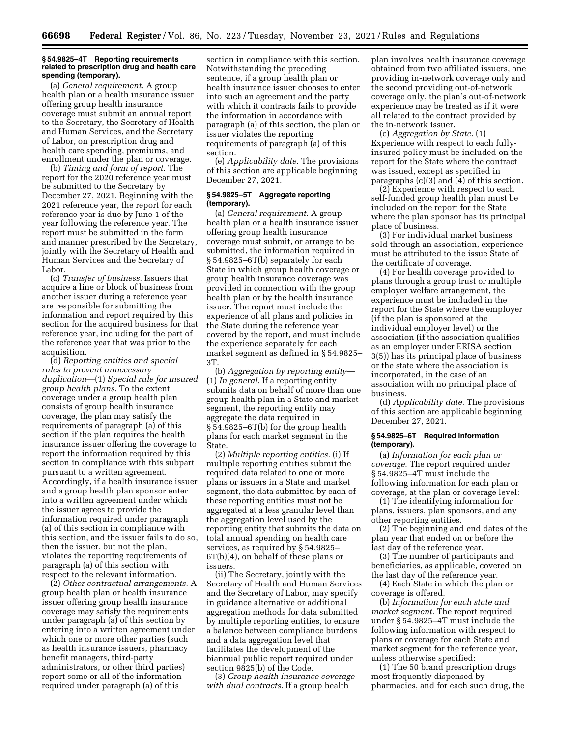### § 54.9825–4T Reporting requirements related to prescription drug and health care spending (temporary).

(a) *General requirement.* A group health plan or a health insurance issuer offering group health insurance coverage must submit an annual report to the Secretary, the Secretary of Health and Human Services, and the Secretary of Labor, on prescription drug and health care spending, premiums, and enrollment under the plan or coverage.

(b) *Timing and form of report.* The report for the 2020 reference year must be submitted to the Secretary by December 27, 2021. Beginning with the 2021 reference year, the report for each reference year is due by June 1 of the year following the reference year. The report must be submitted in the form and manner prescribed by the Secretary, jointly with the Secretary of Health and Human Services and the Secretary of Labor.

(c) *Transfer of business.* Issuers that acquire a line or block of business from another issuer during a reference year are responsible for submitting the information and report required by this section for the acquired business for that reference year, including for the part of the reference year that was prior to the acquisition.

(d) *Reporting entities and special rules to prevent unnecessary duplication*—(1) *Special rule for insured group health plans.* To the extent coverage under a group health plan consists of group health insurance coverage, the plan may satisfy the requirements of paragraph (a) of this section if the plan requires the health insurance issuer offering the coverage to report the information required by this section in compliance with this subpart pursuant to a written agreement. Accordingly, if a health insurance issuer and a group health plan sponsor enter into a written agreement under which the issuer agrees to provide the information required under paragraph (a) of this section in compliance with this section, and the issuer fails to do so, then the issuer, but not the plan, violates the reporting requirements of paragraph (a) of this section with respect to the relevant information.

(2) *Other contractual arrangements.* A group health plan or health insurance issuer offering group health insurance coverage may satisfy the requirements under paragraph (a) of this section by entering into a written agreement under which one or more other parties (such as health insurance issuers, pharmacy benefit managers, third-party administrators, or other third parties) report some or all of the information required under paragraph (a) of this section in compliance with this section. Notwithstanding the preceding sentence, if a group health plan or health insurance issuer chooses to enter into such an agreement and the party with which it contracts fails to provide the information in accordance with paragraph (a) of this section, the plan or issuer violates the reporting requirements of paragraph (a) of this section.

(e) *Applicability date.* The provisions of this section are applicable beginning December 27, 2021.

### § 54.9825–5T Aggregate reporting (temporary).

(a) *General requirement.* A group health plan or a health insurance issuer offering group health insurance coverage must submit, or arrange to be submitted, the information required in § 54.9825–6T(b) separately for each State in which group health coverage or group health insurance coverage was provided in connection with the group health plan or by the health insurance issuer. The report must include the experience of all plans and policies in the State during the reference year covered by the report, and must include the experience separately for each market segment as defined in § 54.9825–3T.

(b) *Aggregation by reporting entity*—(1) *In general.* If a reporting entity submits data on behalf of more than one group health plan in a State and market segment, the reporting entity may aggregate the data required in § 54.9825–6T(b) for the group health plans for each market segment in the State.

(2) *Multiple reporting entities.* (i) If multiple reporting entities submit the required data related to one or more plans or issuers in a State and market segment, the data submitted by each of these reporting entities must not be aggregated at a less granular level than the aggregation level used by the reporting entity that submits the data on total annual spending on health care services, as required by § 54.9825–6T(b)(4), on behalf of these plans or issuers.

(ii) The Secretary, jointly with the Secretary of Health and Human Services and the Secretary of Labor, may specify in guidance alternative or additional aggregation methods for data submitted by multiple reporting entities, to ensure a balance between compliance burdens and a data aggregation level that facilitates the development of the biannual public report required under section 9825(b) of the Code.

(3) *Group health insurance coverage with dual contracts.* If a group health plan involves health insurance coverage obtained from two affiliated issuers, one providing in-network coverage only and the second providing out-of-network coverage only, the plan's out-of-network experience may be treated as if it were all related to the contract provided by the in-network issuer.

(c) *Aggregation by State.* (1) Experience with respect to each fully-insured policy must be included on the report for the State where the contract was issued, except as specified in paragraphs (c)(3) and (4) of this section.

(2) Experience with respect to each self-funded group health plan must be included on the report for the State where the plan sponsor has its principal place of business.

(3) For individual market business sold through an association, experience must be attributed to the issue State of the certificate of coverage.

(4) For health coverage provided to plans through a group trust or multiple employer welfare arrangement, the experience must be included in the report for the State where the employer (if the plan is sponsored at the individual employer level) or the association (if the association qualifies as an employer under ERISA section 3(5)) has its principal place of business or the state where the association is incorporated, in the case of an association with no principal place of business.

(d) *Applicability date.* The provisions of this section are applicable beginning December 27, 2021.

### § 54.9825–6T Required information (temporary).

(a) *Information for each plan or coverage.* The report required under § 54.9825–4T must include the following information for each plan or coverage, at the plan or coverage level:

(1) The identifying information for plans, issuers, plan sponsors, and any other reporting entities.

(2) The beginning and end dates of the plan year that ended on or before the last day of the reference year.

(3) The number of participants and beneficiaries, as applicable, covered on the last day of the reference year.

(4) Each State in which the plan or coverage is offered.

(b) *Information for each state and market segment.* The report required under § 54.9825–4T must include the following information with respect to plans or coverage for each State and market segment for the reference year, unless otherwise specified:

(1) The 50 brand prescription drugs most frequently dispensed by pharmacies, and for each such drug, the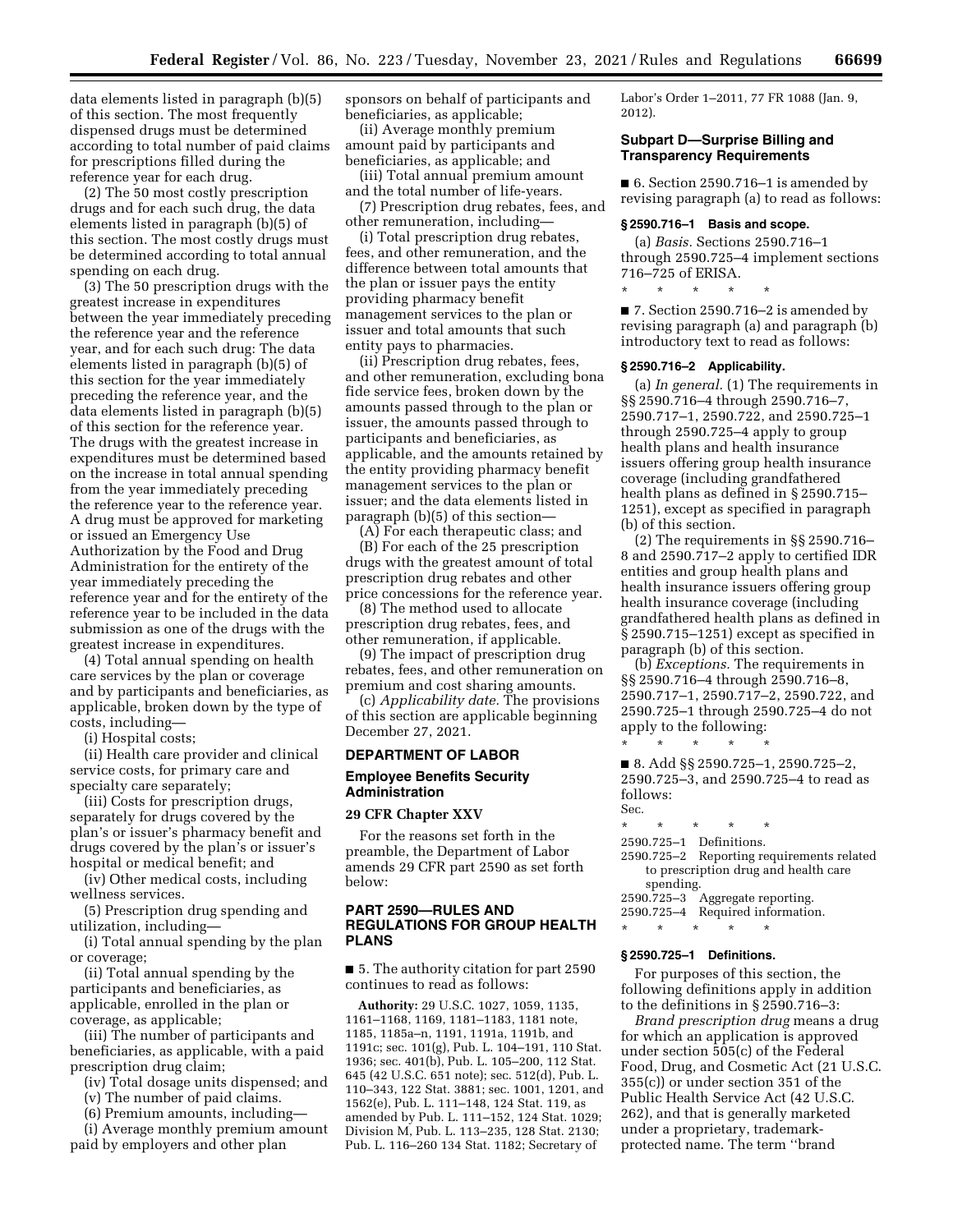data elements listed in paragraph (b)(5) of this section. The most frequently dispensed drugs must be determined according to total number of paid claims for prescriptions filled during the reference year for each drug.

(2) The 50 most costly prescription drugs and for each such drug, the data elements listed in paragraph (b)(5) of this section. The most costly drugs must be determined according to total annual spending on each drug.

(3) The 50 prescription drugs with the greatest increase in expenditures between the year immediately preceding the reference year and the reference year, and for each such drug: The data elements listed in paragraph (b)(5) of this section for the year immediately preceding the reference year, and the data elements listed in paragraph (b)(5) of this section for the reference year. The drugs with the greatest increase in expenditures must be determined based on the increase in total annual spending from the year immediately preceding the reference year to the reference year. A drug must be approved for marketing or issued an Emergency Use Authorization by the Food and Drug Administration for the entirety of the year immediately preceding the reference year and for the entirety of the reference year to be included in the data submission as one of the drugs with the greatest increase in expenditures.

(4) Total annual spending on health care services by the plan or coverage and by participants and beneficiaries, as applicable, broken down by the type of costs, including—

(i) Hospital costs;

(ii) Health care provider and clinical service costs, for primary care and specialty care separately;

(iii) Costs for prescription drugs, separately for drugs covered by the plan's or issuer's pharmacy benefit and drugs covered by the plan's or issuer's hospital or medical benefit; and

(iv) Other medical costs, including wellness services.

(5) Prescription drug spending and utilization, including—

(i) Total annual spending by the plan or coverage;

(ii) Total annual spending by the participants and beneficiaries, as applicable, enrolled in the plan or coverage, as applicable;

(iii) The number of participants and beneficiaries, as applicable, with a paid prescription drug claim;

(iv) Total dosage units dispensed; and

(v) The number of paid claims.

(6) Premium amounts, including—

(i) Average monthly premium amount paid by employers and other plan sponsors on behalf of participants and beneficiaries, as applicable;

(ii) Average monthly premium amount paid by participants and beneficiaries, as applicable; and

(iii) Total annual premium amount and the total number of life-years.

(7) Prescription drug rebates, fees, and other remuneration, including—

(i) Total prescription drug rebates, fees, and other remuneration, and the difference between total amounts that the plan or issuer pays the entity providing pharmacy benefit management services to the plan or issuer and total amounts that such entity pays to pharmacies.

(ii) Prescription drug rebates, fees, and other remuneration, excluding bona fide service fees, broken down by the amounts passed through to the plan or issuer, the amounts passed through to participants and beneficiaries, as applicable, and the amounts retained by the entity providing pharmacy benefit management services to the plan or issuer; and the data elements listed in paragraph (b)(5) of this section—

(A) For each therapeutic class; and

(B) For each of the 25 prescription drugs with the greatest amount of total prescription drug rebates and other price concessions for the reference year.

(8) The method used to allocate prescription drug rebates, fees, and other remuneration, if applicable.

(9) The impact of prescription drug rebates, fees, and other remuneration on premium and cost sharing amounts.

(c) *Applicability date.* The provisions of this section are applicable beginning December 27, 2021.

## DEPARTMENT OF LABOR

### Employee Benefits Security Administration

### 29 CFR Chapter XXV

For the reasons set forth in the preamble, the Department of Labor amends 29 CFR part 2590 as set forth below:

## PART 2590—RULES AND REGULATIONS FOR GROUP HEALTH PLANS

■ 5. The authority citation for part 2590 continues to read as follows:

**Authority:** 29 U.S.C. 1027, 1059, 1135, 1161–1168, 1169, 1181–1183, 1181 note, 1185, 1185a–n, 1191, 1191a, 1191b, and 1191c; sec. 101(g), Pub. L. 104–191, 110 Stat. 1936; sec. 401(b), Pub. L. 105–200, 112 Stat. 645 (42 U.S.C. 651 note); sec. 512(d), Pub. L. 110–343, 122 Stat. 3881; sec. 1001, 1201, and 1562(e), Pub. L. 111–148, 124 Stat. 119, as amended by Pub. L. 111–152, 124 Stat. 1029; Division M, Pub. L. 113–235, 128 Stat. 2130; Pub. L. 116–260 134 Stat. 1182; Secretary of Labor's Order 1–2011, 77 FR 1088 (Jan. 9, 2012).

### Subpart D—Surprise Billing and Transparency Requirements

■ 6. Section 2590.716–1 is amended by revising paragraph (a) to read as follows:

#### § 2590.716–1 Basis and scope.

(a) *Basis.* Sections 2590.716–1 through 2590.725–4 implement sections 716–725 of ERISA.

\* \* \* \* \*

■ 7. Section 2590.716–2 is amended by revising paragraph (a) and paragraph (b) introductory text to read as follows:

#### § 2590.716–2 Applicability.

(a) *In general.* (1) The requirements in §§ 2590.716–4 through 2590.716–7, 2590.717–1, 2590.722, and 2590.725–1 through 2590.725–4 apply to group health plans and health insurance issuers offering group health insurance coverage (including grandfathered health plans as defined in § 2590.715–1251), except as specified in paragraph (b) of this section.

(2) The requirements in §§ 2590.716–8 and 2590.717–2 apply to certified IDR entities and group health plans and health insurance issuers offering group health insurance coverage (including grandfathered health plans as defined in § 2590.715–1251) except as specified in paragraph (b) of this section.

(b) *Exceptions.* The requirements in §§ 2590.716–4 through 2590.716–8, 2590.717–1, 2590.717–2, 2590.722, and 2590.725–1 through 2590.725–4 do not apply to the following:

\* \* \* \* \*

■ 8. Add §§ 2590.725–1, 2590.725–2, 2590.725–3, and 2590.725–4 to read as follows:

Sec.

\* \* \* \* \*

2590.725–1 Definitions.
2590.725–2 Reporting requirements related to prescription drug and health care spending.
2590.725–3 Aggregate reporting.
2590.725–4 Required information.

\* \* \* \* \*

#### § 2590.725–1 Definitions.

For purposes of this section, the following definitions apply in addition to the definitions in § 2590.716–3:

*Brand prescription drug* means a drug for which an application is approved under section 505(c) of the Federal Food, Drug, and Cosmetic Act (21 U.S.C. 355(c)) or under section 351 of the Public Health Service Act (42 U.S.C. 262), and that is generally marketed under a proprietary, trademark-protected name. The term ''brand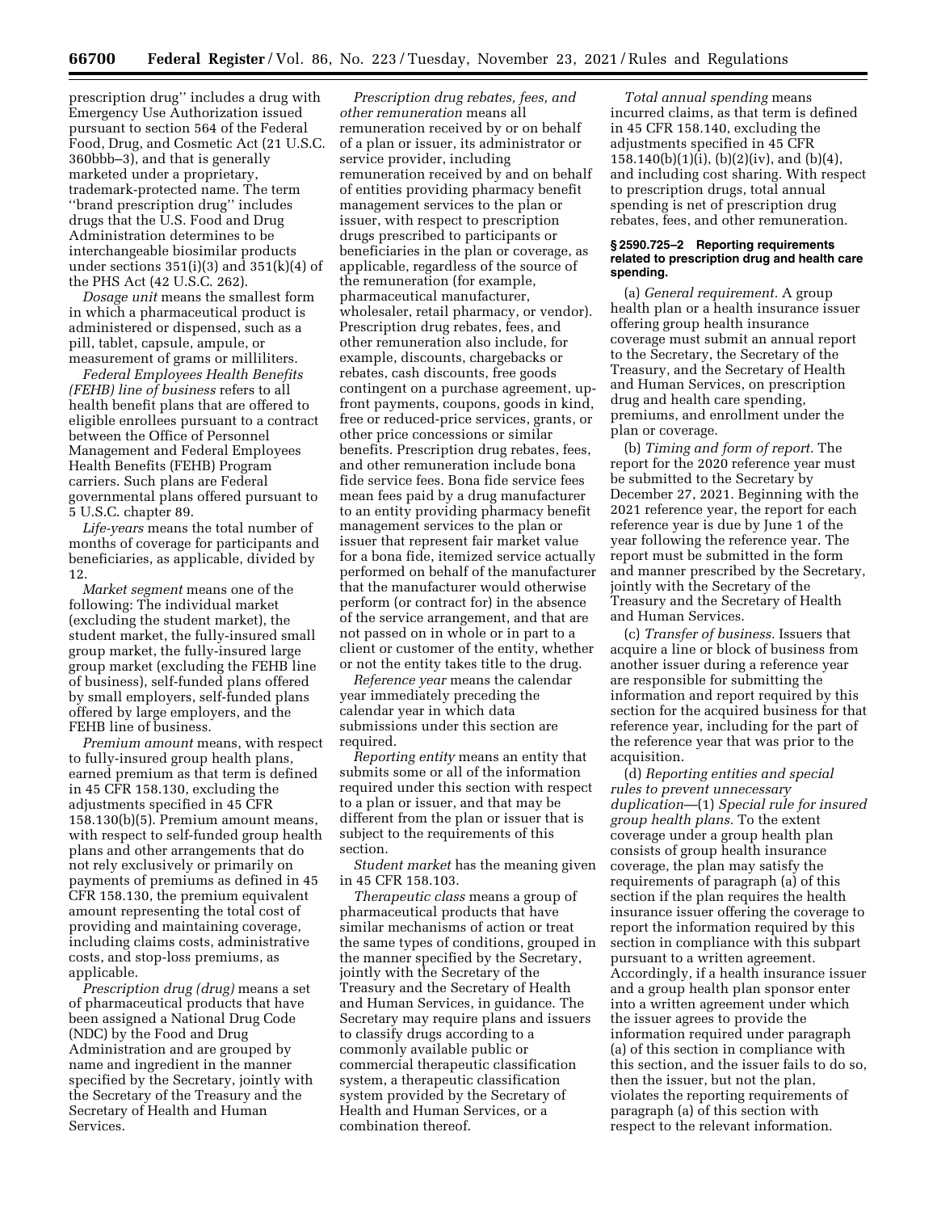prescription drug'' includes a drug with Emergency Use Authorization issued pursuant to section 564 of the Federal Food, Drug, and Cosmetic Act (21 U.S.C. 360bbb–3), and that is generally marketed under a proprietary, trademark-protected name. The term ''brand prescription drug'' includes drugs that the U.S. Food and Drug Administration determines to be interchangeable biosimilar products under sections 351(i)(3) and 351(k)(4) of the PHS Act (42 U.S.C. 262).

*Dosage unit* means the smallest form in which a pharmaceutical product is administered or dispensed, such as a pill, tablet, capsule, ampule, or measurement of grams or milliliters.

*Federal Employees Health Benefits (FEHB) line of business* refers to all health benefit plans that are offered to eligible enrollees pursuant to a contract between the Office of Personnel Management and Federal Employees Health Benefits (FEHB) Program carriers. Such plans are Federal governmental plans offered pursuant to 5 U.S.C. chapter 89.

*Life-years* means the total number of months of coverage for participants and beneficiaries, as applicable, divided by 12.

*Market segment* means one of the following: The individual market (excluding the student market), the student market, the fully-insured small group market, the fully-insured large group market (excluding the FEHB line of business), self-funded plans offered by small employers, self-funded plans offered by large employers, and the FEHB line of business.

*Premium amount* means, with respect to fully-insured group health plans, earned premium as that term is defined in 45 CFR 158.130, excluding the adjustments specified in 45 CFR 158.130(b)(5). Premium amount means, with respect to self-funded group health plans and other arrangements that do not rely exclusively or primarily on payments of premiums as defined in 45 CFR 158.130, the premium equivalent amount representing the total cost of providing and maintaining coverage, including claims costs, administrative costs, and stop-loss premiums, as applicable.

*Prescription drug (drug)* means a set of pharmaceutical products that have been assigned a National Drug Code (NDC) by the Food and Drug Administration and are grouped by name and ingredient in the manner specified by the Secretary, jointly with the Secretary of the Treasury and the Secretary of Health and Human Services.

*Prescription drug rebates, fees, and other remuneration* means all remuneration received by or on behalf of a plan or issuer, its administrator or service provider, including remuneration received by and on behalf of entities providing pharmacy benefit management services to the plan or issuer, with respect to prescription drugs prescribed to participants or beneficiaries in the plan or coverage, as applicable, regardless of the source of the remuneration (for example, pharmaceutical manufacturer, wholesaler, retail pharmacy, or vendor). Prescription drug rebates, fees, and other remuneration also include, for example, discounts, chargebacks or rebates, cash discounts, free goods contingent on a purchase agreement, up-front payments, coupons, goods in kind, free or reduced-price services, grants, or other price concessions or similar benefits. Prescription drug rebates, fees, and other remuneration include bona fide service fees. Bona fide service fees mean fees paid by a drug manufacturer to an entity providing pharmacy benefit management services to the plan or issuer that represent fair market value for a bona fide, itemized service actually performed on behalf of the manufacturer that the manufacturer would otherwise perform (or contract for) in the absence of the service arrangement, and that are not passed on in whole or in part to a client or customer of the entity, whether or not the entity takes title to the drug.

*Reference year* means the calendar year immediately preceding the calendar year in which data submissions under this section are required.

*Reporting entity* means an entity that submits some or all of the information required under this section with respect to a plan or issuer, and that may be different from the plan or issuer that is subject to the requirements of this section.

*Student market* has the meaning given in 45 CFR 158.103.

*Therapeutic class* means a group of pharmaceutical products that have similar mechanisms of action or treat the same types of conditions, grouped in the manner specified by the Secretary, jointly with the Secretary of the Treasury and the Secretary of Health and Human Services, in guidance. The Secretary may require plans and issuers to classify drugs according to a commonly available public or commercial therapeutic classification system, a therapeutic classification system provided by the Secretary of Health and Human Services, or a combination thereof.

*Total annual spending* means incurred claims, as that term is defined in 45 CFR 158.140, excluding the adjustments specified in 45 CFR 158.140(b)(1)(i), (b)(2)(iv), and (b)(4), and including cost sharing. With respect to prescription drugs, total annual spending is net of prescription drug rebates, fees, and other remuneration.

**§ 2590.725–2 Reporting requirements related to prescription drug and health care spending.**

(a) *General requirement.* A group health plan or a health insurance issuer offering group health insurance coverage must submit an annual report to the Secretary, the Secretary of the Treasury, and the Secretary of Health and Human Services, on prescription drug and health care spending, premiums, and enrollment under the plan or coverage.

(b) *Timing and form of report.* The report for the 2020 reference year must be submitted to the Secretary by December 27, 2021. Beginning with the 2021 reference year, the report for each reference year is due by June 1 of the year following the reference year. The report must be submitted in the form and manner prescribed by the Secretary, jointly with the Secretary of the Treasury and the Secretary of Health and Human Services.

(c) *Transfer of business.* Issuers that acquire a line or block of business from another issuer during a reference year are responsible for submitting the information and report required by this section for the acquired business for that reference year, including for the part of the reference year that was prior to the acquisition.

(d) *Reporting entities and special rules to prevent unnecessary duplication*—(1) *Special rule for insured group health plans.* To the extent coverage under a group health plan consists of group health insurance coverage, the plan may satisfy the requirements of paragraph (a) of this section if the plan requires the health insurance issuer offering the coverage to report the information required by this section in compliance with this subpart pursuant to a written agreement. Accordingly, if a health insurance issuer and a group health plan sponsor enter into a written agreement under which the issuer agrees to provide the information required under paragraph (a) of this section in compliance with this section, and the issuer fails to do so, then the issuer, but not the plan, violates the reporting requirements of paragraph (a) of this section with respect to the relevant information.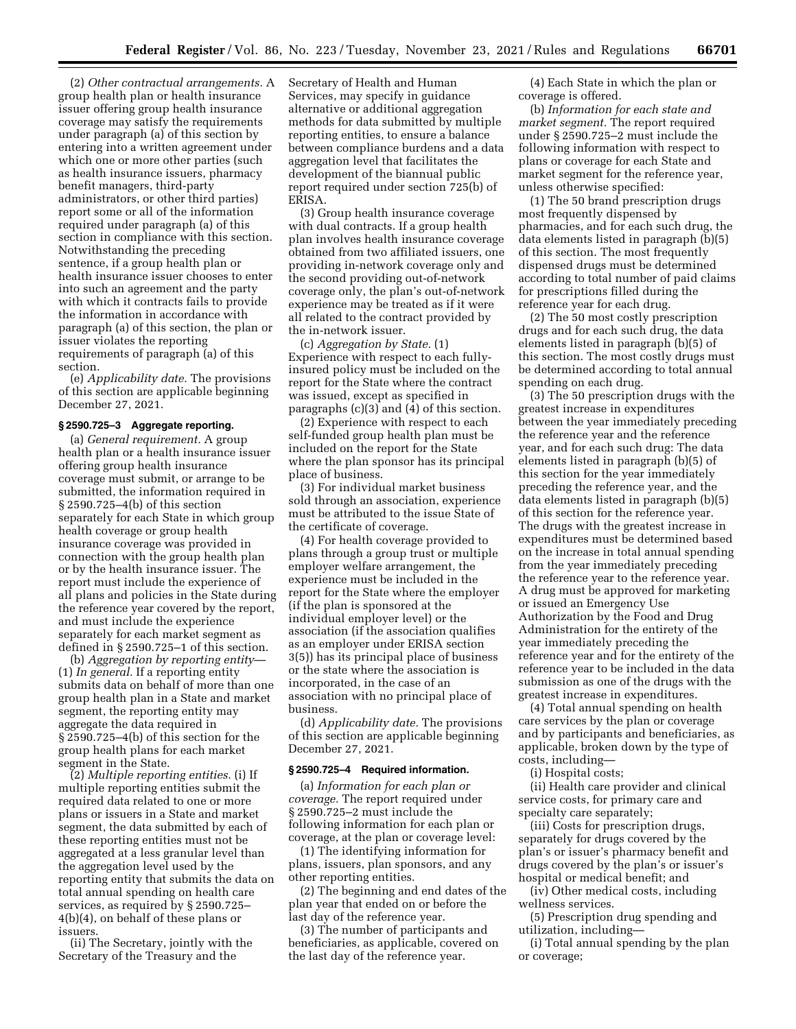(2) *Other contractual arrangements.* A group health plan or health insurance issuer offering group health insurance coverage may satisfy the requirements under paragraph (a) of this section by entering into a written agreement under which one or more other parties (such as health insurance issuers, pharmacy benefit managers, third-party administrators, or other third parties) report some or all of the information required under paragraph (a) of this section in compliance with this section. Notwithstanding the preceding sentence, if a group health plan or health insurance issuer chooses to enter into such an agreement and the party with which it contracts fails to provide the information in accordance with paragraph (a) of this section, the plan or issuer violates the reporting requirements of paragraph (a) of this section.

(e) *Applicability date.* The provisions of this section are applicable beginning December 27, 2021.

### § 2590.725–3 Aggregate reporting.

(a) *General requirement.* A group health plan or a health insurance issuer offering group health insurance coverage must submit, or arrange to be submitted, the information required in § 2590.725–4(b) of this section separately for each State in which group health coverage or group health insurance coverage was provided in connection with the group health plan or by the health insurance issuer. The report must include the experience of all plans and policies in the State during the reference year covered by the report, and must include the experience separately for each market segment as defined in § 2590.725–1 of this section.

(b) *Aggregation by reporting entity*—(1) *In general.* If a reporting entity submits data on behalf of more than one group health plan in a State and market segment, the reporting entity may aggregate the data required in § 2590.725–4(b) of this section for the group health plans for each market segment in the State.

(2) *Multiple reporting entities.* (i) If multiple reporting entities submit the required data related to one or more plans or issuers in a State and market segment, the data submitted by each of these reporting entities must not be aggregated at a less granular level than the aggregation level used by the reporting entity that submits the data on total annual spending on health care services, as required by § 2590.725–4(b)(4), on behalf of these plans or issuers.

(ii) The Secretary, jointly with the Secretary of the Treasury and the Secretary of Health and Human Services, may specify in guidance alternative or additional aggregation methods for data submitted by multiple reporting entities, to ensure a balance between compliance burdens and a data aggregation level that facilitates the development of the biannual public report required under section 725(b) of ERISA.

(3) Group health insurance coverage with dual contracts. If a group health plan involves health insurance coverage obtained from two affiliated issuers, one providing in-network coverage only and the second providing out-of-network coverage only, the plan's out-of-network experience may be treated as if it were all related to the contract provided by the in-network issuer.

(c) *Aggregation by State.* (1) Experience with respect to each fully-insured policy must be included on the report for the State where the contract was issued, except as specified in paragraphs (c)(3) and (4) of this section.

(2) Experience with respect to each self-funded group health plan must be included on the report for the State where the plan sponsor has its principal place of business.

(3) For individual market business sold through an association, experience must be attributed to the issue State of the certificate of coverage.

(4) For health coverage provided to plans through a group trust or multiple employer welfare arrangement, the experience must be included in the report for the State where the employer (if the plan is sponsored at the individual employer level) or the association (if the association qualifies as an employer under ERISA section 3(5)) has its principal place of business or the state where the association is incorporated, in the case of an association with no principal place of business.

(d) *Applicability date.* The provisions of this section are applicable beginning December 27, 2021.

### § 2590.725–4 Required information.

(a) *Information for each plan or coverage.* The report required under § 2590.725–2 must include the following information for each plan or coverage, at the plan or coverage level:

(1) The identifying information for plans, issuers, plan sponsors, and any other reporting entities.

(2) The beginning and end dates of the plan year that ended on or before the last day of the reference year.

(3) The number of participants and beneficiaries, as applicable, covered on the last day of the reference year.

(4) Each State in which the plan or coverage is offered.

(b) *Information for each state and market segment.* The report required under § 2590.725–2 must include the following information with respect to plans or coverage for each State and market segment for the reference year, unless otherwise specified:

(1) The 50 brand prescription drugs most frequently dispensed by pharmacies, and for each such drug, the data elements listed in paragraph (b)(5) of this section. The most frequently dispensed drugs must be determined according to total number of paid claims for prescriptions filled during the reference year for each drug.

(2) The 50 most costly prescription drugs and for each such drug, the data elements listed in paragraph (b)(5) of this section. The most costly drugs must be determined according to total annual spending on each drug.

(3) The 50 prescription drugs with the greatest increase in expenditures between the year immediately preceding the reference year and the reference year, and for each such drug: The data elements listed in paragraph (b)(5) of this section for the year immediately preceding the reference year, and the data elements listed in paragraph (b)(5) of this section for the reference year. The drugs with the greatest increase in expenditures must be determined based on the increase in total annual spending from the year immediately preceding the reference year to the reference year. A drug must be approved for marketing or issued an Emergency Use Authorization by the Food and Drug Administration for the entirety of the year immediately preceding the reference year and for the entirety of the reference year to be included in the data submission as one of the drugs with the greatest increase in expenditures.

(4) Total annual spending on health care services by the plan or coverage and by participants and beneficiaries, as applicable, broken down by the type of costs, including—

(i) Hospital costs;

(ii) Health care provider and clinical service costs, for primary care and specialty care separately;

(iii) Costs for prescription drugs, separately for drugs covered by the plan's or issuer's pharmacy benefit and drugs covered by the plan's or issuer's hospital or medical benefit; and

(iv) Other medical costs, including wellness services.

(5) Prescription drug spending and utilization, including—

(i) Total annual spending by the plan or coverage;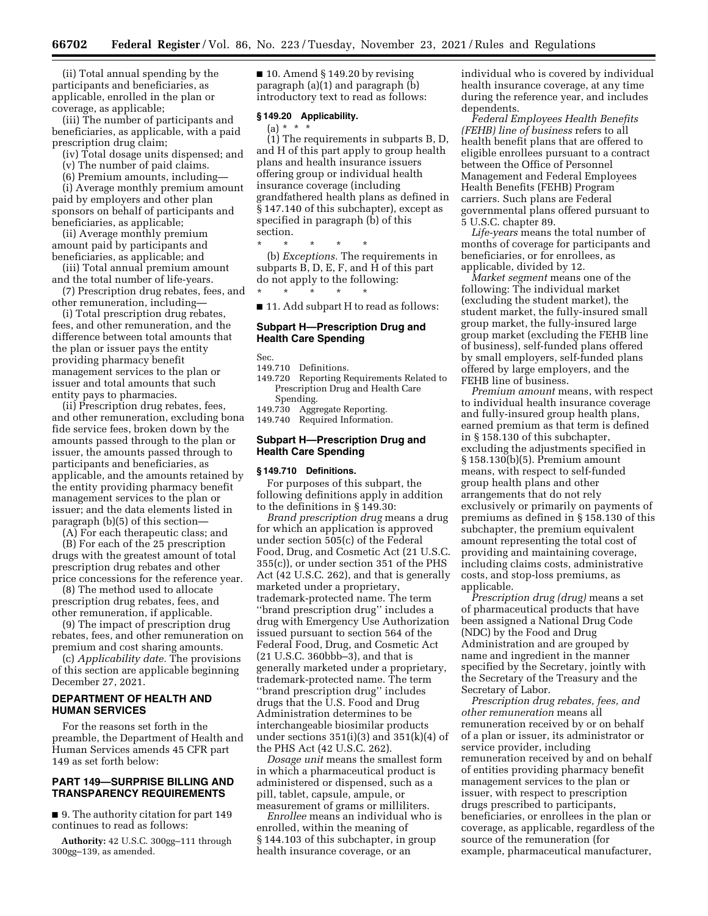(ii) Total annual spending by the participants and beneficiaries, as applicable, enrolled in the plan or coverage, as applicable;

(iii) The number of participants and beneficiaries, as applicable, with a paid prescription drug claim;

(iv) Total dosage units dispensed; and

(v) The number of paid claims.

(6) Premium amounts, including—

(i) Average monthly premium amount paid by employers and other plan sponsors on behalf of participants and beneficiaries, as applicable;

(ii) Average monthly premium amount paid by participants and beneficiaries, as applicable; and

(iii) Total annual premium amount and the total number of life-years.

(7) Prescription drug rebates, fees, and other remuneration, including—

(i) Total prescription drug rebates, fees, and other remuneration, and the difference between total amounts that the plan or issuer pays the entity providing pharmacy benefit management services to the plan or issuer and total amounts that such entity pays to pharmacies.

(ii) Prescription drug rebates, fees, and other remuneration, excluding bona fide service fees, broken down by the amounts passed through to the plan or issuer, the amounts passed through to participants and beneficiaries, as applicable, and the amounts retained by the entity providing pharmacy benefit management services to the plan or issuer; and the data elements listed in paragraph (b)(5) of this section—

(A) For each therapeutic class; and

(B) For each of the 25 prescription drugs with the greatest amount of total prescription drug rebates and other price concessions for the reference year.

(8) The method used to allocate prescription drug rebates, fees, and other remuneration, if applicable.

(9) The impact of prescription drug rebates, fees, and other remuneration on premium and cost sharing amounts.

(c) *Applicability date.* The provisions of this section are applicable beginning December 27, 2021.

## DEPARTMENT OF HEALTH AND HUMAN SERVICES

For the reasons set forth in the preamble, the Department of Health and Human Services amends 45 CFR part 149 as set forth below:

## PART 149—SURPRISE BILLING AND TRANSPARENCY REQUIREMENTS

■ 9. The authority citation for part 149 continues to read as follows:

**Authority:** 42 U.S.C. 300gg–111 through 300gg–139, as amended.

■ 10. Amend § 149.20 by revising paragraph (a)(1) and paragraph (b) introductory text to read as follows:

### § 149.20 Applicability.

(a) * * *

(1) The requirements in subparts B, D, and H of this part apply to group health plans and health insurance issuers offering group or individual health insurance coverage (including grandfathered health plans as defined in § 147.140 of this subchapter), except as specified in paragraph (b) of this section.

\* \* \* \* \*

(b) *Exceptions.* The requirements in subparts B, D, E, F, and H of this part do not apply to the following:

\* \* \* \* \*

■ 11. Add subpart H to read as follows:

## Subpart H—Prescription Drug and Health Care Spending

Sec.
149.710 Definitions.
149.720 Reporting Requirements Related to Prescription Drug and Health Care Spending.
149.730 Aggregate Reporting.
149.740 Required Information.

## Subpart H—Prescription Drug and Health Care Spending

### § 149.710 Definitions.

For purposes of this subpart, the following definitions apply in addition to the definitions in § 149.30:

*Brand prescription drug* means a drug for which an application is approved under section 505(c) of the Federal Food, Drug, and Cosmetic Act (21 U.S.C. 355(c)), or under section 351 of the PHS Act (42 U.S.C. 262), and that is generally marketed under a proprietary, trademark-protected name. The term ''brand prescription drug'' includes a drug with Emergency Use Authorization issued pursuant to section 564 of the Federal Food, Drug, and Cosmetic Act (21 U.S.C. 360bbb–3), and that is generally marketed under a proprietary, trademark-protected name. The term ''brand prescription drug'' includes drugs that the U.S. Food and Drug Administration determines to be interchangeable biosimilar products under sections 351(i)(3) and 351(k)(4) of the PHS Act (42 U.S.C. 262).

*Dosage unit* means the smallest form in which a pharmaceutical product is administered or dispensed, such as a pill, tablet, capsule, ampule, or measurement of grams or milliliters.

*Enrollee* means an individual who is enrolled, within the meaning of § 144.103 of this subchapter, in group health insurance coverage, or an individual who is covered by individual health insurance coverage, at any time during the reference year, and includes dependents.

*Federal Employees Health Benefits (FEHB) line of business* refers to all health benefit plans that are offered to eligible enrollees pursuant to a contract between the Office of Personnel Management and Federal Employees Health Benefits (FEHB) Program carriers. Such plans are Federal governmental plans offered pursuant to 5 U.S.C. chapter 89.

*Life-years* means the total number of months of coverage for participants and beneficiaries, or for enrollees, as applicable, divided by 12.

*Market segment* means one of the following: The individual market (excluding the student market), the student market, the fully-insured small group market, the fully-insured large group market (excluding the FEHB line of business), self-funded plans offered by small employers, self-funded plans offered by large employers, and the FEHB line of business.

*Premium amount* means, with respect to individual health insurance coverage and fully-insured group health plans, earned premium as that term is defined in § 158.130 of this subchapter, excluding the adjustments specified in § 158.130(b)(5). Premium amount means, with respect to self-funded group health plans and other arrangements that do not rely exclusively or primarily on payments of premiums as defined in § 158.130 of this subchapter, the premium equivalent amount representing the total cost of providing and maintaining coverage, including claims costs, administrative costs, and stop-loss premiums, as applicable.

*Prescription drug (drug)* means a set of pharmaceutical products that have been assigned a National Drug Code (NDC) by the Food and Drug Administration and are grouped by name and ingredient in the manner specified by the Secretary, jointly with the Secretary of the Treasury and the Secretary of Labor.

*Prescription drug rebates, fees, and other remuneration* means all remuneration received by or on behalf of a plan or issuer, its administrator or service provider, including remuneration received by and on behalf of entities providing pharmacy benefit management services to the plan or issuer, with respect to prescription drugs prescribed to participants, beneficiaries, or enrollees in the plan or coverage, as applicable, regardless of the source of the remuneration (for example, pharmaceutical manufacturer,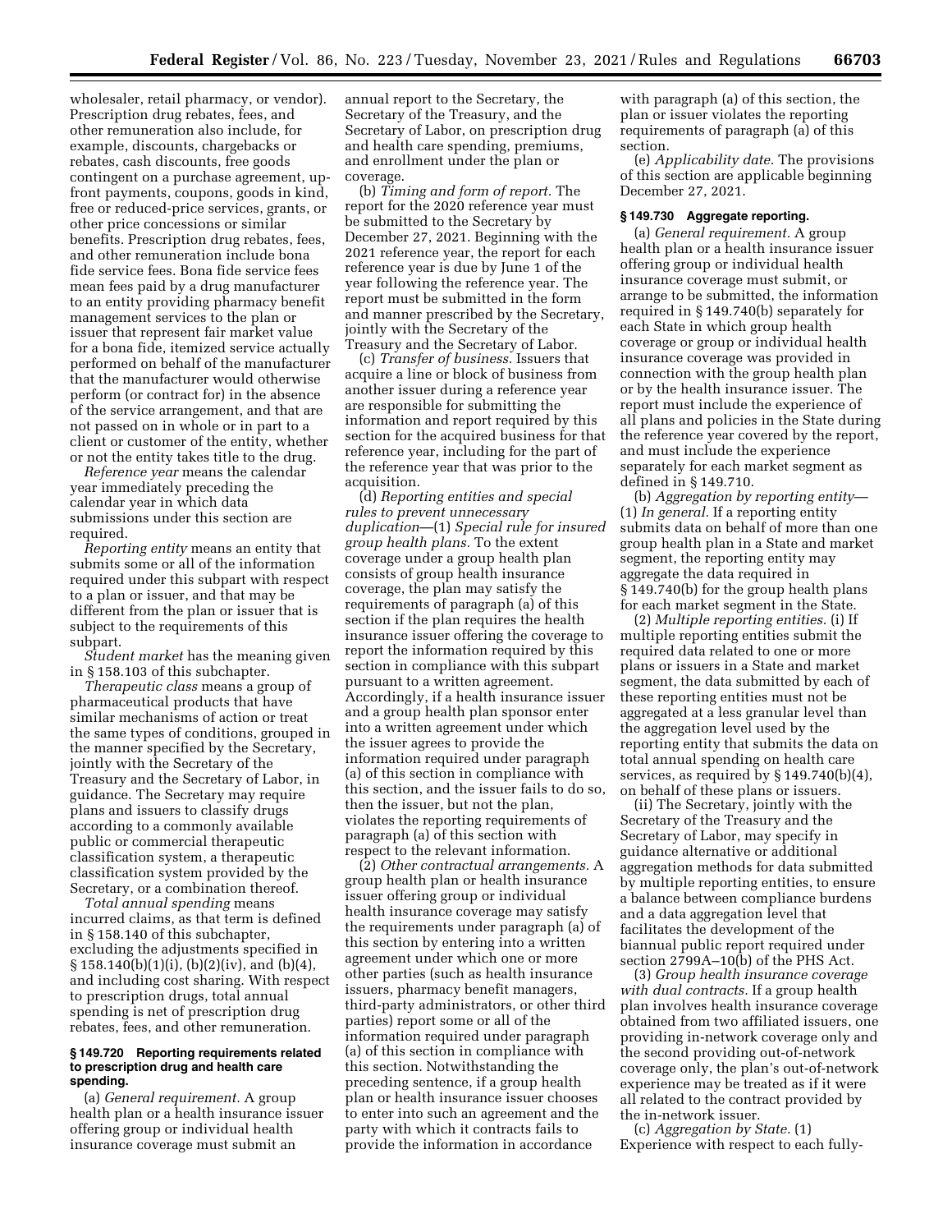wholesaler, retail pharmacy, or vendor). Prescription drug rebates, fees, and other remuneration also include, for example, discounts, chargebacks or rebates, cash discounts, free goods contingent on a purchase agreement, up-front payments, coupons, goods in kind, free or reduced-price services, grants, or other price concessions or similar benefits. Prescription drug rebates, fees, and other remuneration include bona fide service fees. Bona fide service fees mean fees paid by a drug manufacturer to an entity providing pharmacy benefit management services to the plan or issuer that represent fair market value for a bona fide, itemized service actually performed on behalf of the manufacturer that the manufacturer would otherwise perform (or contract for) in the absence of the service arrangement, and that are not passed on in whole or in part to a client or customer of the entity, whether or not the entity takes title to the drug.

*Reference year* means the calendar year immediately preceding the calendar year in which data submissions under this section are required.

*Reporting entity* means an entity that submits some or all of the information required under this subpart with respect to a plan or issuer, and that may be different from the plan or issuer that is subject to the requirements of this subpart.

*Student market* has the meaning given in § 158.103 of this subchapter.

*Therapeutic class* means a group of pharmaceutical products that have similar mechanisms of action or treat the same types of conditions, grouped in the manner specified by the Secretary, jointly with the Secretary of the Treasury and the Secretary of Labor, in guidance. The Secretary may require plans and issuers to classify drugs according to a commonly available public or commercial therapeutic classification system, a therapeutic classification system provided by the Secretary, or a combination thereof.

*Total annual spending* means incurred claims, as that term is defined in § 158.140 of this subchapter, excluding the adjustments specified in § 158.140(b)(1)(i), (b)(2)(iv), and (b)(4), and including cost sharing. With respect to prescription drugs, total annual spending is net of prescription drug rebates, fees, and other remuneration.

#### § 149.720 Reporting requirements related to prescription drug and health care spending.

(a) *General requirement.* A group health plan or a health insurance issuer offering group or individual health insurance coverage must submit an annual report to the Secretary, the Secretary of the Treasury, and the Secretary of Labor, on prescription drug and health care spending, premiums, and enrollment under the plan or coverage.

(b) *Timing and form of report.* The report for the 2020 reference year must be submitted to the Secretary by December 27, 2021. Beginning with the 2021 reference year, the report for each reference year is due by June 1 of the year following the reference year. The report must be submitted in the form and manner prescribed by the Secretary, jointly with the Secretary of the Treasury and the Secretary of Labor.

(c) *Transfer of business.* Issuers that acquire a line or block of business from another issuer during a reference year are responsible for submitting the information and report required by this section for the acquired business for that reference year, including for the part of the reference year that was prior to the acquisition.

(d) *Reporting entities and special rules to prevent unnecessary duplication*—(1) *Special rule for insured group health plans.* To the extent coverage under a group health plan consists of group health insurance coverage, the plan may satisfy the requirements of paragraph (a) of this section if the plan requires the health insurance issuer offering the coverage to report the information required by this section in compliance with this subpart pursuant to a written agreement. Accordingly, if a health insurance issuer and a group health plan sponsor enter into a written agreement under which the issuer agrees to provide the information required under paragraph (a) of this section in compliance with this section, and the issuer fails to do so, then the issuer, but not the plan, violates the reporting requirements of paragraph (a) of this section with respect to the relevant information.

(2) *Other contractual arrangements.* A group health plan or health insurance issuer offering group or individual health insurance coverage may satisfy the requirements under paragraph (a) of this section by entering into a written agreement under which one or more other parties (such as health insurance issuers, pharmacy benefit managers, third-party administrators, or other third parties) report some or all of the information required under paragraph (a) of this section in compliance with this section. Notwithstanding the preceding sentence, if a group health plan or health insurance issuer chooses to enter into such an agreement and the party with which it contracts fails to provide the information in accordance with paragraph (a) of this section, the plan or issuer violates the reporting requirements of paragraph (a) of this section.

(e) *Applicability date.* The provisions of this section are applicable beginning December 27, 2021.

#### § 149.730 Aggregate reporting.

(a) *General requirement.* A group health plan or a health insurance issuer offering group or individual health insurance coverage must submit, or arrange to be submitted, the information required in § 149.740(b) separately for each State in which group health coverage or group or individual health insurance coverage was provided in connection with the group health plan or by the health insurance issuer. The report must include the experience of all plans and policies in the State during the reference year covered by the report, and must include the experience separately for each market segment as defined in § 149.710.

(b) *Aggregation by reporting entity*—(1) *In general.* If a reporting entity submits data on behalf of more than one group health plan in a State and market segment, the reporting entity may aggregate the data required in § 149.740(b) for the group health plans for each market segment in the State.

(2) *Multiple reporting entities.* (i) If multiple reporting entities submit the required data related to one or more plans or issuers in a State and market segment, the data submitted by each of these reporting entities must not be aggregated at a less granular level than the aggregation level used by the reporting entity that submits the data on total annual spending on health care services, as required by § 149.740(b)(4), on behalf of these plans or issuers.

(ii) The Secretary, jointly with the Secretary of the Treasury and the Secretary of Labor, may specify in guidance alternative or additional aggregation methods for data submitted by multiple reporting entities, to ensure a balance between compliance burdens and a data aggregation level that facilitates the development of the biannual public report required under section 2799A–10(b) of the PHS Act.

(3) *Group health insurance coverage with dual contracts.* If a group health plan involves health insurance coverage obtained from two affiliated issuers, one providing in-network coverage only and the second providing out-of-network coverage only, the plan's out-of-network experience may be treated as if it were all related to the contract provided by the in-network issuer.

(c) *Aggregation by State.* (1) Experience with respect to each fully-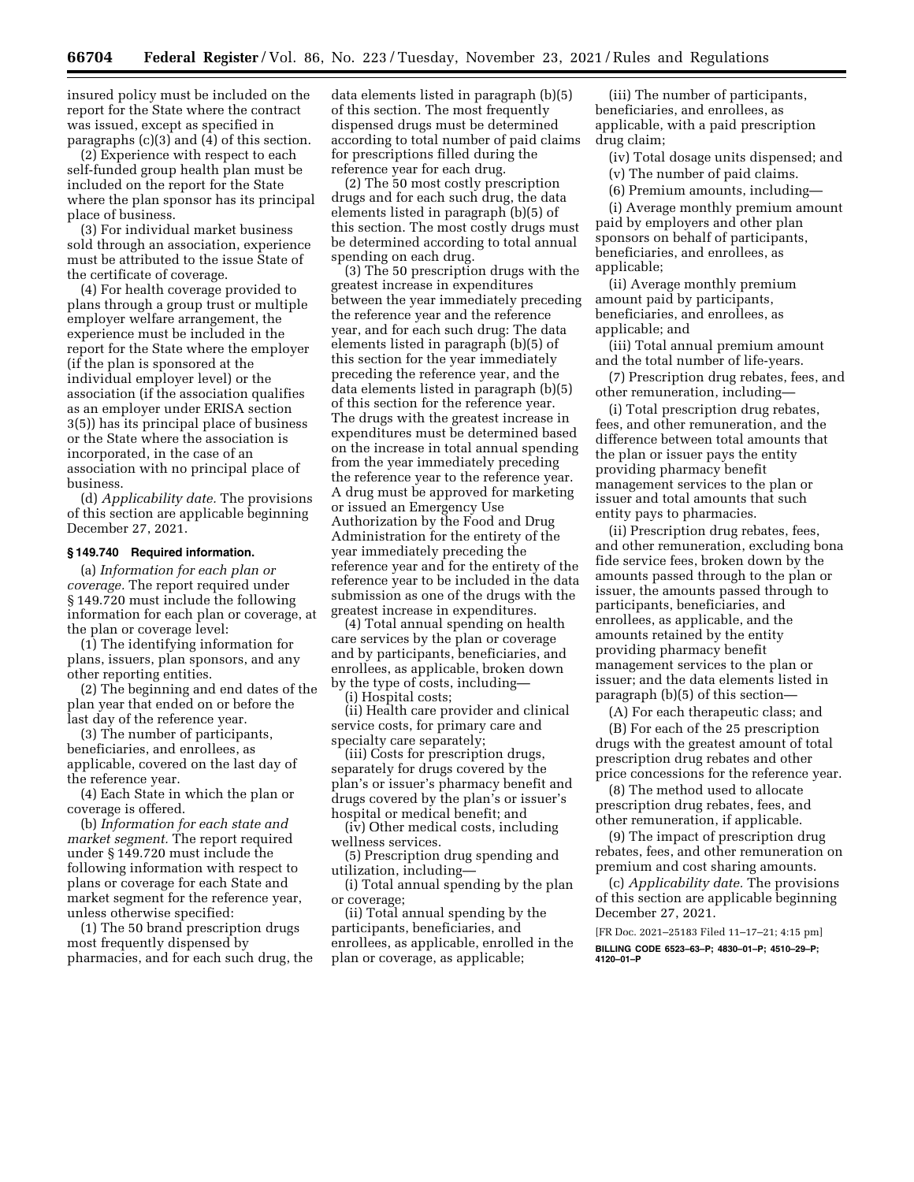insured policy must be included on the report for the State where the contract was issued, except as specified in paragraphs (c)(3) and (4) of this section.

(2) Experience with respect to each self-funded group health plan must be included on the report for the State where the plan sponsor has its principal place of business.

(3) For individual market business sold through an association, experience must be attributed to the issue State of the certificate of coverage.

(4) For health coverage provided to plans through a group trust or multiple employer welfare arrangement, the experience must be included in the report for the State where the employer (if the plan is sponsored at the individual employer level) or the association (if the association qualifies as an employer under ERISA section 3(5)) has its principal place of business or the State where the association is incorporated, in the case of an association with no principal place of business.

(d) *Applicability date.* The provisions of this section are applicable beginning December 27, 2021.

### § 149.740 Required information.

(a) *Information for each plan or coverage.* The report required under § 149.720 must include the following information for each plan or coverage, at the plan or coverage level:

(1) The identifying information for plans, issuers, plan sponsors, and any other reporting entities.

(2) The beginning and end dates of the plan year that ended on or before the last day of the reference year.

(3) The number of participants, beneficiaries, and enrollees, as applicable, covered on the last day of the reference year.

(4) Each State in which the plan or coverage is offered.

(b) *Information for each state and market segment.* The report required under § 149.720 must include the following information with respect to plans or coverage for each State and market segment for the reference year, unless otherwise specified:

(1) The 50 brand prescription drugs most frequently dispensed by pharmacies, and for each such drug, the data elements listed in paragraph (b)(5) of this section. The most frequently dispensed drugs must be determined according to total number of paid claims for prescriptions filled during the reference year for each drug.

(2) The 50 most costly prescription drugs and for each such drug, the data elements listed in paragraph (b)(5) of this section. The most costly drugs must be determined according to total annual spending on each drug.

(3) The 50 prescription drugs with the greatest increase in expenditures between the year immediately preceding the reference year and the reference year, and for each such drug: The data elements listed in paragraph (b)(5) of this section for the year immediately preceding the reference year, and the data elements listed in paragraph (b)(5) of this section for the reference year. The drugs with the greatest increase in expenditures must be determined based on the increase in total annual spending from the year immediately preceding the reference year to the reference year. A drug must be approved for marketing or issued an Emergency Use Authorization by the Food and Drug Administration for the entirety of the year immediately preceding the reference year and for the entirety of the reference year to be included in the data submission as one of the drugs with the greatest increase in expenditures.

(4) Total annual spending on health care services by the plan or coverage and by participants, beneficiaries, and enrollees, as applicable, broken down by the type of costs, including—

(i) Hospital costs;

(ii) Health care provider and clinical service costs, for primary care and specialty care separately;

(iii) Costs for prescription drugs, separately for drugs covered by the plan's or issuer's pharmacy benefit and drugs covered by the plan's or issuer's hospital or medical benefit; and

(iv) Other medical costs, including wellness services.

(5) Prescription drug spending and utilization, including—

(i) Total annual spending by the plan or coverage;

(ii) Total annual spending by the participants, beneficiaries, and enrollees, as applicable, enrolled in the plan or coverage, as applicable;

(iii) The number of participants, beneficiaries, and enrollees, as applicable, with a paid prescription drug claim;

(iv) Total dosage units dispensed; and

(v) The number of paid claims.

(6) Premium amounts, including—

(i) Average monthly premium amount paid by employers and other plan sponsors on behalf of participants, beneficiaries, and enrollees, as applicable;

(ii) Average monthly premium amount paid by participants, beneficiaries, and enrollees, as applicable; and

(iii) Total annual premium amount and the total number of life-years.

(7) Prescription drug rebates, fees, and other remuneration, including—

(i) Total prescription drug rebates, fees, and other remuneration, and the difference between total amounts that the plan or issuer pays the entity providing pharmacy benefit management services to the plan or issuer and total amounts that such entity pays to pharmacies.

(ii) Prescription drug rebates, fees, and other remuneration, excluding bona fide service fees, broken down by the amounts passed through to the plan or issuer, the amounts passed through to participants, beneficiaries, and enrollees, as applicable, and the amounts retained by the entity providing pharmacy benefit management services to the plan or issuer; and the data elements listed in paragraph (b)(5) of this section—

(A) For each therapeutic class; and

(B) For each of the 25 prescription drugs with the greatest amount of total prescription drug rebates and other price concessions for the reference year.

(8) The method used to allocate prescription drug rebates, fees, and other remuneration, if applicable.

(9) The impact of prescription drug rebates, fees, and other remuneration on premium and cost sharing amounts.

(c) *Applicability date.* The provisions of this section are applicable beginning December 27, 2021.

[FR Doc. 2021–25183 Filed 11–17–21; 4:15 pm]

**BILLING CODE 6523–63–P; 4830–01–P; 4510–29–P; 4120–01–P**